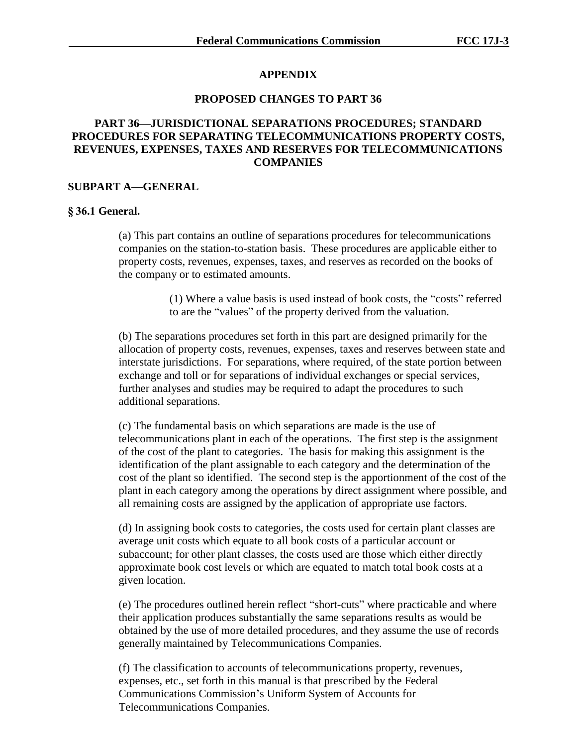## APPENDIX

## PROPOSED CHANGES TO PART 36

## PART 36—JURISDICTIONAL SEPARATIONS PROCEDURES; STANDARD PROCEDURES FOR SEPARATING TELECOMMUNICATIONS PROPERTY COSTS, REVENUES, EXPENSES, TAXES AND RESERVES FOR TELECOMMUNICATIONS COMPANIES

### SUBPART A—GENERAL

#### § 36.1 General.

(a) This part contains an outline of separations procedures for telecommunications companies on the station-to-station basis. These procedures are applicable either to property costs, revenues, expenses, taxes, and reserves as recorded on the books of the company or to estimated amounts.

(1) Where a value basis is used instead of book costs, the "costs" referred to are the "values" of the property derived from the valuation.

(b) The separations procedures set forth in this part are designed primarily for the allocation of property costs, revenues, expenses, taxes and reserves between state and interstate jurisdictions. For separations, where required, of the state portion between exchange and toll or for separations of individual exchanges or special services, further analyses and studies may be required to adapt the procedures to such additional separations.

(c) The fundamental basis on which separations are made is the use of telecommunications plant in each of the operations. The first step is the assignment of the cost of the plant to categories. The basis for making this assignment is the identification of the plant assignable to each category and the determination of the cost of the plant so identified. The second step is the apportionment of the cost of the plant in each category among the operations by direct assignment where possible, and all remaining costs are assigned by the application of appropriate use factors.

(d) In assigning book costs to categories, the costs used for certain plant classes are average unit costs which equate to all book costs of a particular account or subaccount; for other plant classes, the costs used are those which either directly approximate book cost levels or which are equated to match total book costs at a given location.

(e) The procedures outlined herein reflect "short-cuts" where practicable and where their application produces substantially the same separations results as would be obtained by the use of more detailed procedures, and they assume the use of records generally maintained by Telecommunications Companies.

(f) The classification to accounts of telecommunications property, revenues, expenses, etc., set forth in this manual is that prescribed by the Federal Communications Commission's Uniform System of Accounts for Telecommunications Companies.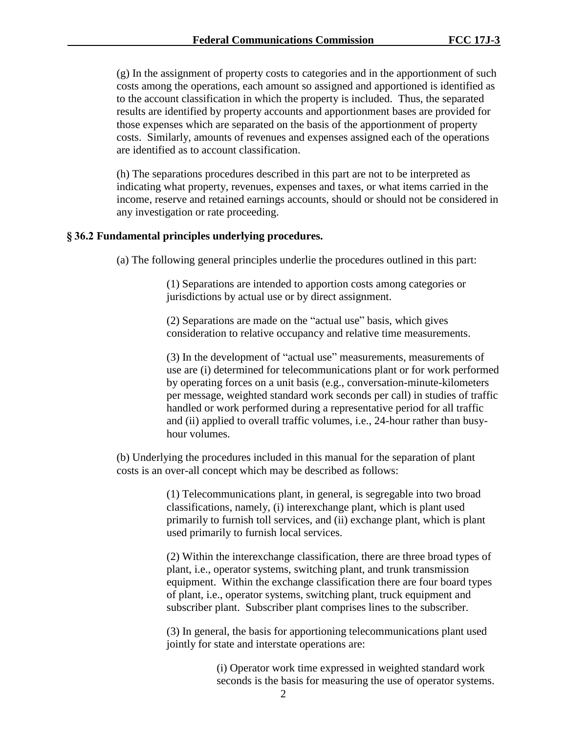(g) In the assignment of property costs to categories and in the apportionment of such costs among the operations, each amount so assigned and apportioned is identified as to the account classification in which the property is included. Thus, the separated results are identified by property accounts and apportionment bases are provided for those expenses which are separated on the basis of the apportionment of property costs. Similarly, amounts of revenues and expenses assigned each of the operations are identified as to account classification.

(h) The separations procedures described in this part are not to be interpreted as indicating what property, revenues, expenses and taxes, or what items carried in the income, reserve and retained earnings accounts, should or should not be considered in any investigation or rate proceeding.

**§ 36.2 Fundamental principles underlying procedures.**

(a) The following general principles underlie the procedures outlined in this part:

(1) Separations are intended to apportion costs among categories or jurisdictions by actual use or by direct assignment.

(2) Separations are made on the "actual use" basis, which gives consideration to relative occupancy and relative time measurements.

(3) In the development of "actual use" measurements, measurements of use are (i) determined for telecommunications plant or for work performed by operating forces on a unit basis (e.g., conversation-minute-kilometers per message, weighted standard work seconds per call) in studies of traffic handled or work performed during a representative period for all traffic and (ii) applied to overall traffic volumes, i.e., 24-hour rather than busy-hour volumes.

(b) Underlying the procedures included in this manual for the separation of plant costs is an over-all concept which may be described as follows:

(1) Telecommunications plant, in general, is segregable into two broad classifications, namely, (i) interexchange plant, which is plant used primarily to furnish toll services, and (ii) exchange plant, which is plant used primarily to furnish local services.

(2) Within the interexchange classification, there are three broad types of plant, i.e., operator systems, switching plant, and trunk transmission equipment. Within the exchange classification there are four board types of plant, i.e., operator systems, switching plant, truck equipment and subscriber plant. Subscriber plant comprises lines to the subscriber.

(3) In general, the basis for apportioning telecommunications plant used jointly for state and interstate operations are:

(i) Operator work time expressed in weighted standard work seconds is the basis for measuring the use of operator systems.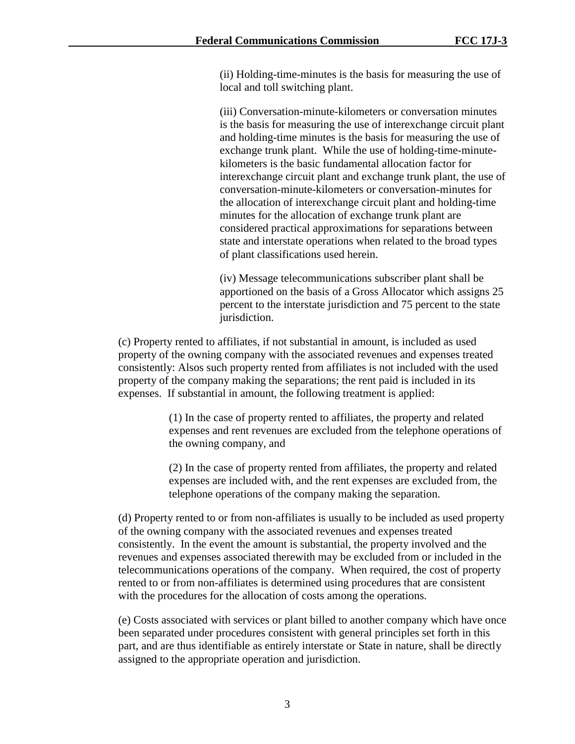(ii) Holding-time-minutes is the basis for measuring the use of local and toll switching plant.

(iii) Conversation-minute-kilometers or conversation minutes is the basis for measuring the use of interexchange circuit plant and holding-time minutes is the basis for measuring the use of exchange trunk plant. While the use of holding-time-minute-kilometers is the basic fundamental allocation factor for interexchange circuit plant and exchange trunk plant, the use of conversation-minute-kilometers or conversation-minutes for the allocation of interexchange circuit plant and holding-time minutes for the allocation of exchange trunk plant are considered practical approximations for separations between state and interstate operations when related to the broad types of plant classifications used herein.

(iv) Message telecommunications subscriber plant shall be apportioned on the basis of a Gross Allocator which assigns 25 percent to the interstate jurisdiction and 75 percent to the state jurisdiction.

(c) Property rented to affiliates, if not substantial in amount, is included as used property of the owning company with the associated revenues and expenses treated consistently: Alsos such property rented from affiliates is not included with the used property of the company making the separations; the rent paid is included in its expenses. If substantial in amount, the following treatment is applied:

> (1) In the case of property rented to affiliates, the property and related expenses and rent revenues are excluded from the telephone operations of the owning company, and
>
> (2) In the case of property rented from affiliates, the property and related expenses are included with, and the rent expenses are excluded from, the telephone operations of the company making the separation.

(d) Property rented to or from non-affiliates is usually to be included as used property of the owning company with the associated revenues and expenses treated consistently. In the event the amount is substantial, the property involved and the revenues and expenses associated therewith may be excluded from or included in the telecommunications operations of the company. When required, the cost of property rented to or from non-affiliates is determined using procedures that are consistent with the procedures for the allocation of costs among the operations.

(e) Costs associated with services or plant billed to another company which have once been separated under procedures consistent with general principles set forth in this part, and are thus identifiable as entirely interstate or State in nature, shall be directly assigned to the appropriate operation and jurisdiction.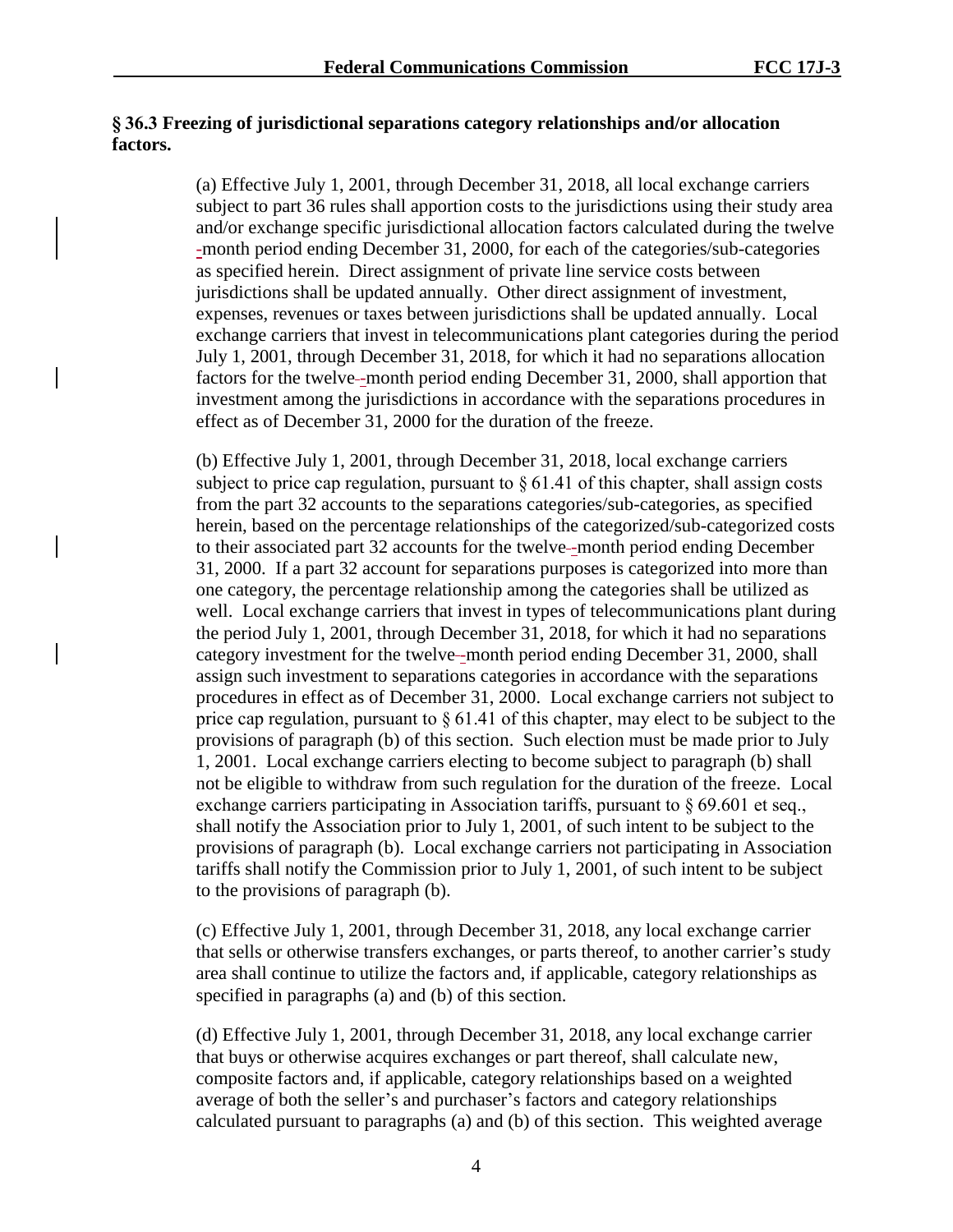### § 36.3 Freezing of jurisdictional separations category relationships and/or allocation factors.

(a) Effective July 1, 2001, through December 31, 2018, all local exchange carriers subject to part 36 rules shall apportion costs to the jurisdictions using their study area and/or exchange specific jurisdictional allocation factors calculated during the twelve-month period ending December 31, 2000, for each of the categories/sub-categories as specified herein. Direct assignment of private line service costs between jurisdictions shall be updated annually. Other direct assignment of investment, expenses, revenues or taxes between jurisdictions shall be updated annually. Local exchange carriers that invest in telecommunications plant categories during the period July 1, 2001, through December 31, 2018, for which it had no separations allocation factors for the twelve-month period ending December 31, 2000, shall apportion that investment among the jurisdictions in accordance with the separations procedures in effect as of December 31, 2000 for the duration of the freeze.

(b) Effective July 1, 2001, through December 31, 2018, local exchange carriers subject to price cap regulation, pursuant to § 61.41 of this chapter, shall assign costs from the part 32 accounts to the separations categories/sub-categories, as specified herein, based on the percentage relationships of the categorized/sub-categorized costs to their associated part 32 accounts for the twelve-month period ending December 31, 2000. If a part 32 account for separations purposes is categorized into more than one category, the percentage relationship among the categories shall be utilized as well. Local exchange carriers that invest in types of telecommunications plant during the period July 1, 2001, through December 31, 2018, for which it had no separations category investment for the twelve-month period ending December 31, 2000, shall assign such investment to separations categories in accordance with the separations procedures in effect as of December 31, 2000. Local exchange carriers not subject to price cap regulation, pursuant to § 61.41 of this chapter, may elect to be subject to the provisions of paragraph (b) of this section. Such election must be made prior to July 1, 2001. Local exchange carriers electing to become subject to paragraph (b) shall not be eligible to withdraw from such regulation for the duration of the freeze. Local exchange carriers participating in Association tariffs, pursuant to § 69.601 et seq., shall notify the Association prior to July 1, 2001, of such intent to be subject to the provisions of paragraph (b). Local exchange carriers not participating in Association tariffs shall notify the Commission prior to July 1, 2001, of such intent to be subject to the provisions of paragraph (b).

(c) Effective July 1, 2001, through December 31, 2018, any local exchange carrier that sells or otherwise transfers exchanges, or parts thereof, to another carrier's study area shall continue to utilize the factors and, if applicable, category relationships as specified in paragraphs (a) and (b) of this section.

(d) Effective July 1, 2001, through December 31, 2018, any local exchange carrier that buys or otherwise acquires exchanges or part thereof, shall calculate new, composite factors and, if applicable, category relationships based on a weighted average of both the seller's and purchaser's factors and category relationships calculated pursuant to paragraphs (a) and (b) of this section. This weighted average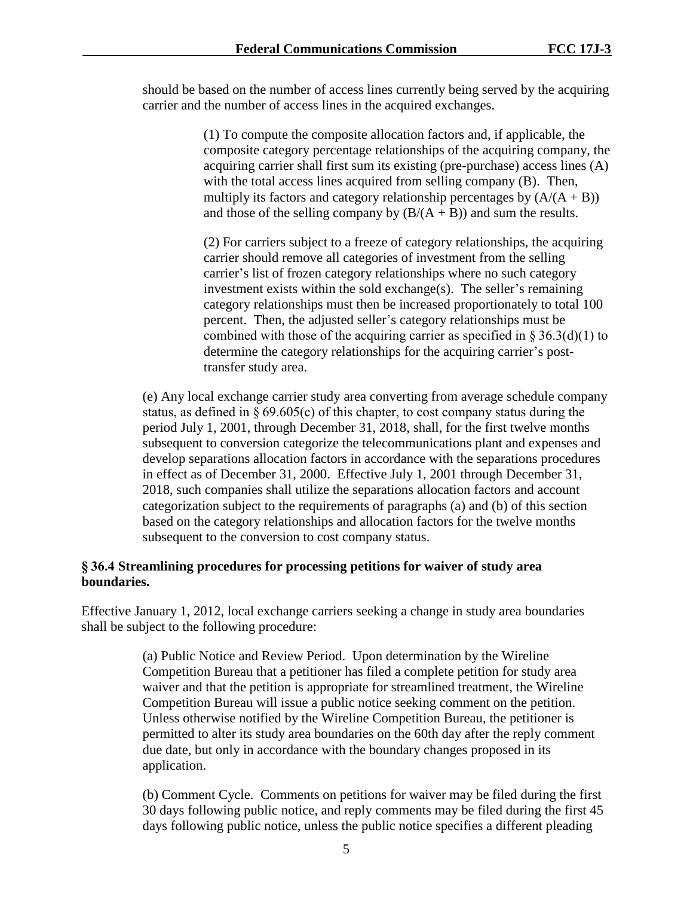should be based on the number of access lines currently being served by the acquiring carrier and the number of access lines in the acquired exchanges.

> (1) To compute the composite allocation factors and, if applicable, the composite category percentage relationships of the acquiring company, the acquiring carrier shall first sum its existing (pre-purchase) access lines (A) with the total access lines acquired from selling company (B). Then, multiply its factors and category relationship percentages by $(A/(A + B))$ and those of the selling company by $(B/(A + B))$ and sum the results.
>
> (2) For carriers subject to a freeze of category relationships, the acquiring carrier should remove all categories of investment from the selling carrier's list of frozen category relationships where no such category investment exists within the sold exchange(s). The seller's remaining category relationships must then be increased proportionately to total 100 percent. Then, the adjusted seller's category relationships must be combined with those of the acquiring carrier as specified in § 36.3(d)(1) to determine the category relationships for the acquiring carrier's post-transfer study area.

(e) Any local exchange carrier study area converting from average schedule company status, as defined in § 69.605(c) of this chapter, to cost company status during the period July 1, 2001, through December 31, 2018, shall, for the first twelve months subsequent to conversion categorize the telecommunications plant and expenses and develop separations allocation factors in accordance with the separations procedures in effect as of December 31, 2000. Effective July 1, 2001 through December 31, 2018, such companies shall utilize the separations allocation factors and account categorization subject to the requirements of paragraphs (a) and (b) of this section based on the category relationships and allocation factors for the twelve months subsequent to the conversion to cost company status.

**§ 36.4 Streamlining procedures for processing petitions for waiver of study area boundaries.**

Effective January 1, 2012, local exchange carriers seeking a change in study area boundaries shall be subject to the following procedure:

> (a) Public Notice and Review Period. Upon determination by the Wireline Competition Bureau that a petitioner has filed a complete petition for study area waiver and that the petition is appropriate for streamlined treatment, the Wireline Competition Bureau will issue a public notice seeking comment on the petition. Unless otherwise notified by the Wireline Competition Bureau, the petitioner is permitted to alter its study area boundaries on the 60th day after the reply comment due date, but only in accordance with the boundary changes proposed in its application.
>
> (b) Comment Cycle. Comments on petitions for waiver may be filed during the first 30 days following public notice, and reply comments may be filed during the first 45 days following public notice, unless the public notice specifies a different pleading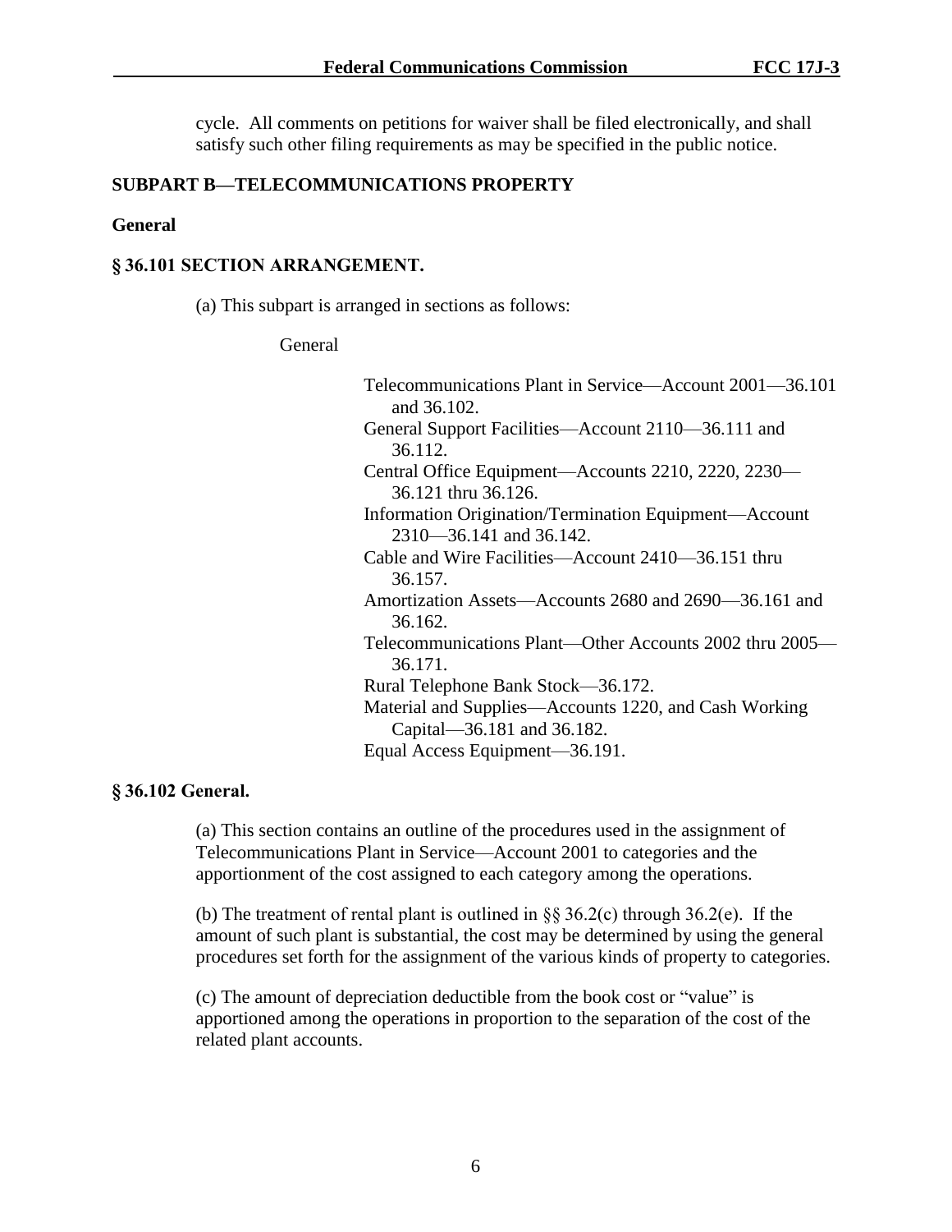cycle. All comments on petitions for waiver shall be filed electronically, and shall satisfy such other filing requirements as may be specified in the public notice.

## SUBPART B—TELECOMMUNICATIONS PROPERTY

### General

### § 36.101 SECTION ARRANGEMENT.

(a) This subpart is arranged in sections as follows:

General

Telecommunications Plant in Service—Account 2001—36.101 and 36.102.
General Support Facilities—Account 2110—36.111 and 36.112.
Central Office Equipment—Accounts 2210, 2220, 2230—36.121 thru 36.126.
Information Origination/Termination Equipment—Account 2310—36.141 and 36.142.
Cable and Wire Facilities—Account 2410—36.151 thru 36.157.
Amortization Assets—Accounts 2680 and 2690—36.161 and 36.162.
Telecommunications Plant—Other Accounts 2002 thru 2005—36.171.
Rural Telephone Bank Stock—36.172.
Material and Supplies—Accounts 1220, and Cash Working Capital—36.181 and 36.182.
Equal Access Equipment—36.191.

### § 36.102 General.

(a) This section contains an outline of the procedures used in the assignment of Telecommunications Plant in Service—Account 2001 to categories and the apportionment of the cost assigned to each category among the operations.

(b) The treatment of rental plant is outlined in §§ 36.2(c) through 36.2(e). If the amount of such plant is substantial, the cost may be determined by using the general procedures set forth for the assignment of the various kinds of property to categories.

(c) The amount of depreciation deductible from the book cost or "value" is apportioned among the operations in proportion to the separation of the cost of the related plant accounts.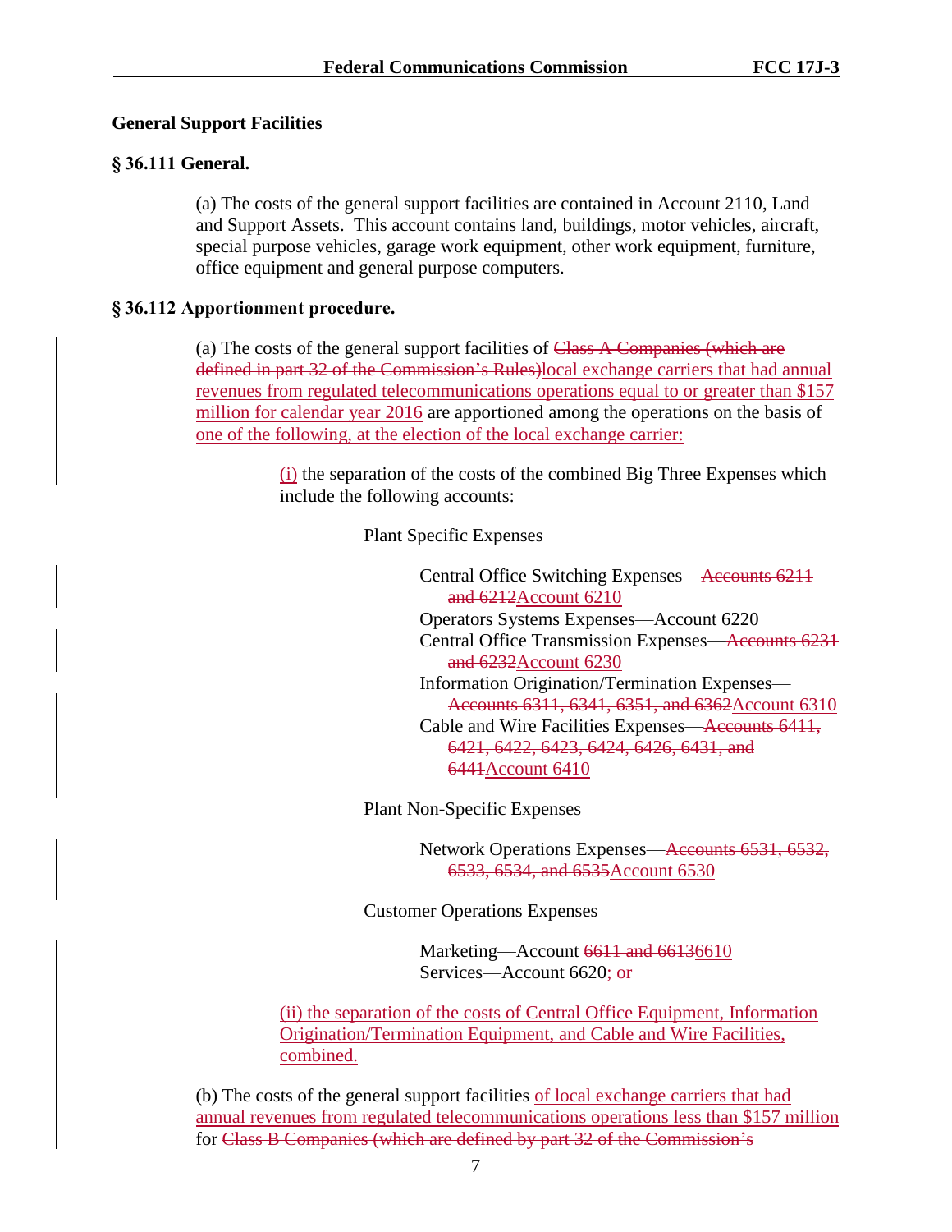**General Support Facilities**

**§ 36.111 General.**

(a) The costs of the general support facilities are contained in Account 2110, Land and Support Assets. This account contains land, buildings, motor vehicles, aircraft, special purpose vehicles, garage work equipment, other work equipment, furniture, office equipment and general purpose computers.

**§ 36.112 Apportionment procedure.**

(a) The costs of the general support facilities of ~~Class A Companies (which are defined in part 32 of the Commission's Rules)~~local exchange carriers that had annual revenues from regulated telecommunications operations equal to or greater than $157 million for calendar year 2016 are apportioned among the operations on the basis of one of the following, at the election of the local exchange carrier:

(i) the separation of the costs of the combined Big Three Expenses which include the following accounts:

Plant Specific Expenses

Central Office Switching Expenses~~—Accounts 6211 and 6212~~Account 6210
Operators Systems Expenses—Account 6220
Central Office Transmission Expenses~~—Accounts 6231 and 6232~~Account 6230
Information Origination/Termination Expenses—~~Accounts 6311, 6341, 6351, and 6362~~Account 6310
Cable and Wire Facilities Expenses~~—Accounts 6411, 6421, 6422, 6423, 6424, 6426, 6431, and 6441~~Account 6410

Plant Non-Specific Expenses

Network Operations Expenses~~—Accounts 6531, 6532, 6533, 6534, and 6535~~Account 6530

Customer Operations Expenses

Marketing—Account ~~6611 and 6613~~6610
Services—Account 6620; or

(ii) the separation of the costs of Central Office Equipment, Information Origination/Termination Equipment, and Cable and Wire Facilities, combined.

(b) The costs of the general support facilities of local exchange carriers that had annual revenues from regulated telecommunications operations less than $157 million for ~~Class B Companies (which are defined by part 32 of the Commission's~~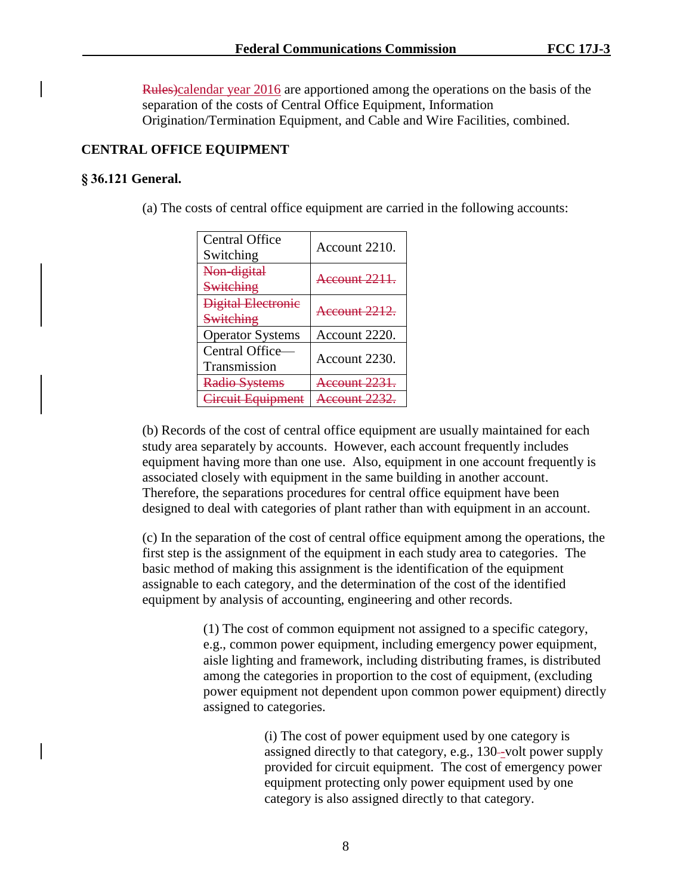~~Rules)~~calendar year 2016 are apportioned among the operations on the basis of the separation of the costs of Central Office Equipment, Information Origination/Termination Equipment, and Cable and Wire Facilities, combined.

**CENTRAL OFFICE EQUIPMENT**

**§ 36.121 General.**

(a) The costs of central office equipment are carried in the following accounts:

| | |
|---|---|
| Central Office Switching | Account 2210. |
| ~~Non-digital Switching~~ | ~~Account 2211.~~ |
| ~~Digital Electronic Switching~~ | ~~Account 2212.~~ |
| Operator Systems | Account 2220. |
| Central Office—Transmission | Account 2230. |
| ~~Radio Systems~~ | ~~Account 2231.~~ |
| ~~Circuit Equipment~~ | ~~Account 2232.~~ |

(b) Records of the cost of central office equipment are usually maintained for each study area separately by accounts. However, each account frequently includes equipment having more than one use. Also, equipment in one account frequently is associated closely with equipment in the same building in another account. Therefore, the separations procedures for central office equipment have been designed to deal with categories of plant rather than with equipment in an account.

(c) In the separation of the cost of central office equipment among the operations, the first step is the assignment of the equipment in each study area to categories. The basic method of making this assignment is the identification of the equipment assignable to each category, and the determination of the cost of the identified equipment by analysis of accounting, engineering and other records.

(1) The cost of common equipment not assigned to a specific category, e.g., common power equipment, including emergency power equipment, aisle lighting and framework, including distributing frames, is distributed among the categories in proportion to the cost of equipment, (excluding power equipment not dependent upon common power equipment) directly assigned to categories.

(i) The cost of power equipment used by one category is assigned directly to that category, e.g., 130-volt power supply provided for circuit equipment. The cost of emergency power equipment protecting only power equipment used by one category is also assigned directly to that category.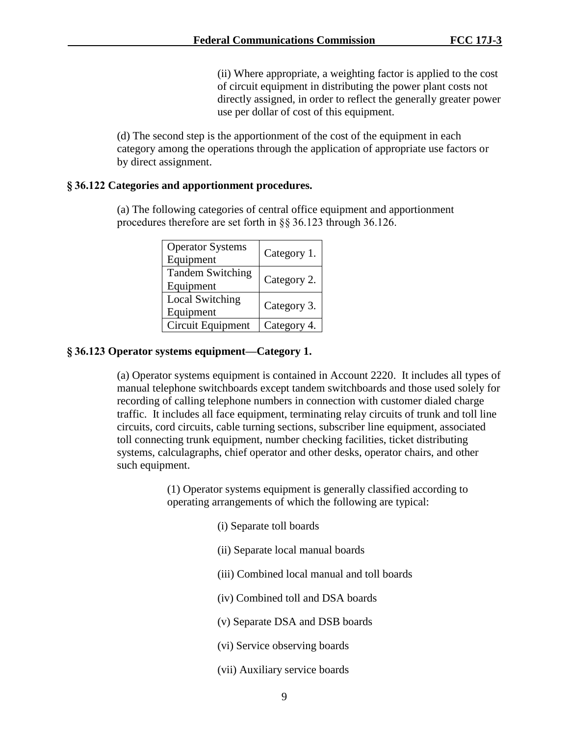(ii) Where appropriate, a weighting factor is applied to the cost of circuit equipment in distributing the power plant costs not directly assigned, in order to reflect the generally greater power use per dollar of cost of this equipment.

(d) The second step is the apportionment of the cost of the equipment in each category among the operations through the application of appropriate use factors or by direct assignment.

**§ 36.122 Categories and apportionment procedures.**

(a) The following categories of central office equipment and apportionment procedures therefore are set forth in §§ 36.123 through 36.126.

| | |
|---|---|
| Operator Systems Equipment | Category 1. |
| Tandem Switching Equipment | Category 2. |
| Local Switching Equipment | Category 3. |
| Circuit Equipment | Category 4. |

**§ 36.123 Operator systems equipment—Category 1.**

(a) Operator systems equipment is contained in Account 2220. It includes all types of manual telephone switchboards except tandem switchboards and those used solely for recording of calling telephone numbers in connection with customer dialed charge traffic. It includes all face equipment, terminating relay circuits of trunk and toll line circuits, cord circuits, cable turning sections, subscriber line equipment, associated toll connecting trunk equipment, number checking facilities, ticket distributing systems, calculagraphs, chief operator and other desks, operator chairs, and other such equipment.

(1) Operator systems equipment is generally classified according to operating arrangements of which the following are typical:

(i) Separate toll boards

(ii) Separate local manual boards

(iii) Combined local manual and toll boards

(iv) Combined toll and DSA boards

(v) Separate DSA and DSB boards

(vi) Service observing boards

(vii) Auxiliary service boards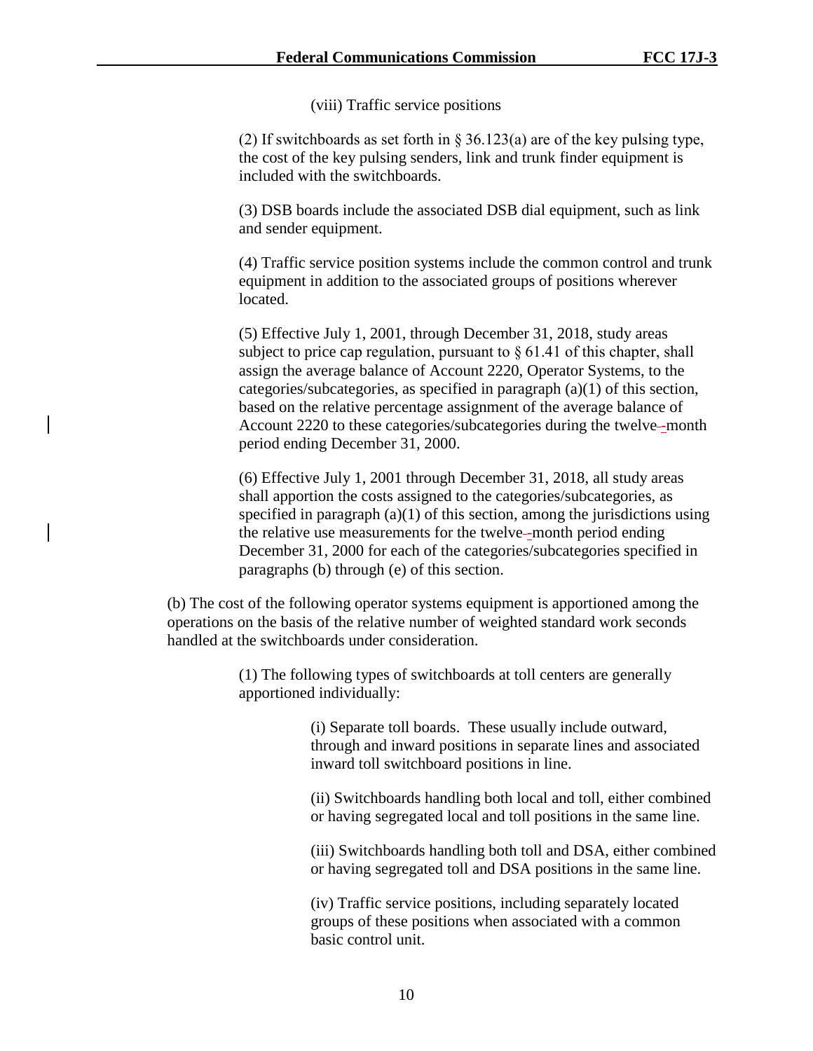(viii) Traffic service positions

(2) If switchboards as set forth in § 36.123(a) are of the key pulsing type, the cost of the key pulsing senders, link and trunk finder equipment is included with the switchboards.

(3) DSB boards include the associated DSB dial equipment, such as link and sender equipment.

(4) Traffic service position systems include the common control and trunk equipment in addition to the associated groups of positions wherever located.

(5) Effective July 1, 2001, through December 31, 2018, study areas subject to price cap regulation, pursuant to § 61.41 of this chapter, shall assign the average balance of Account 2220, Operator Systems, to the categories/subcategories, as specified in paragraph (a)(1) of this section, based on the relative percentage assignment of the average balance of Account 2220 to these categories/subcategories during the twelve-month period ending December 31, 2000.

(6) Effective July 1, 2001 through December 31, 2018, all study areas shall apportion the costs assigned to the categories/subcategories, as specified in paragraph (a)(1) of this section, among the jurisdictions using the relative use measurements for the twelve-month period ending December 31, 2000 for each of the categories/subcategories specified in paragraphs (b) through (e) of this section.

(b) The cost of the following operator systems equipment is apportioned among the operations on the basis of the relative number of weighted standard work seconds handled at the switchboards under consideration.

(1) The following types of switchboards at toll centers are generally apportioned individually:

(i) Separate toll boards. These usually include outward, through and inward positions in separate lines and associated inward toll switchboard positions in line.

(ii) Switchboards handling both local and toll, either combined or having segregated local and toll positions in the same line.

(iii) Switchboards handling both toll and DSA, either combined or having segregated toll and DSA positions in the same line.

(iv) Traffic service positions, including separately located groups of these positions when associated with a common basic control unit.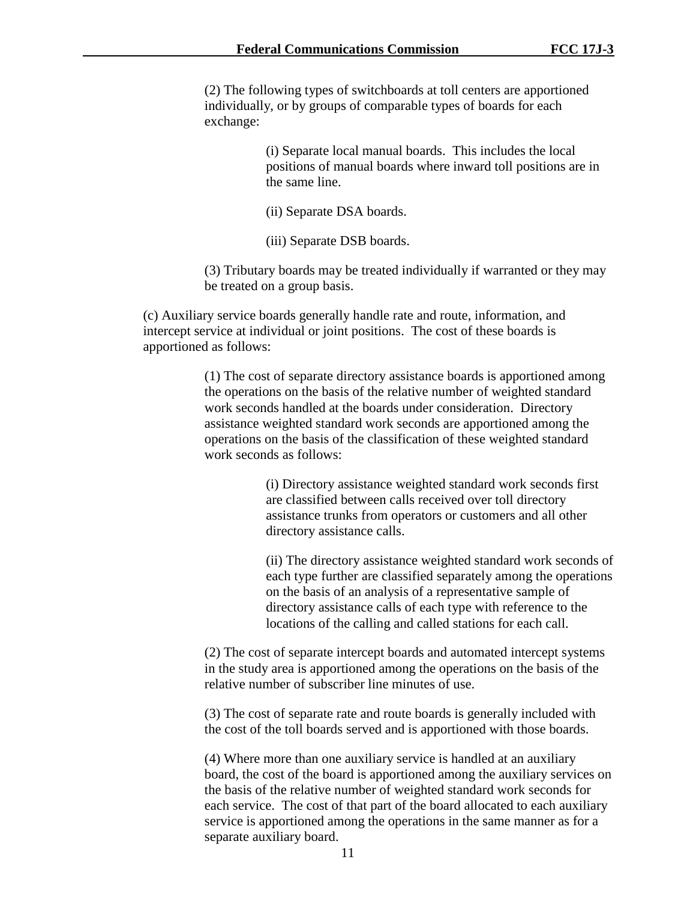(2) The following types of switchboards at toll centers are apportioned individually, or by groups of comparable types of boards for each exchange:

(i) Separate local manual boards. This includes the local positions of manual boards where inward toll positions are in the same line.

(ii) Separate DSA boards.

(iii) Separate DSB boards.

(3) Tributary boards may be treated individually if warranted or they may be treated on a group basis.

(c) Auxiliary service boards generally handle rate and route, information, and intercept service at individual or joint positions. The cost of these boards is apportioned as follows:

(1) The cost of separate directory assistance boards is apportioned among the operations on the basis of the relative number of weighted standard work seconds handled at the boards under consideration. Directory assistance weighted standard work seconds are apportioned among the operations on the basis of the classification of these weighted standard work seconds as follows:

(i) Directory assistance weighted standard work seconds first are classified between calls received over toll directory assistance trunks from operators or customers and all other directory assistance calls.

(ii) The directory assistance weighted standard work seconds of each type further are classified separately among the operations on the basis of an analysis of a representative sample of directory assistance calls of each type with reference to the locations of the calling and called stations for each call.

(2) The cost of separate intercept boards and automated intercept systems in the study area is apportioned among the operations on the basis of the relative number of subscriber line minutes of use.

(3) The cost of separate rate and route boards is generally included with the cost of the toll boards served and is apportioned with those boards.

(4) Where more than one auxiliary service is handled at an auxiliary board, the cost of the board is apportioned among the auxiliary services on the basis of the relative number of weighted standard work seconds for each service. The cost of that part of the board allocated to each auxiliary service is apportioned among the operations in the same manner as for a separate auxiliary board.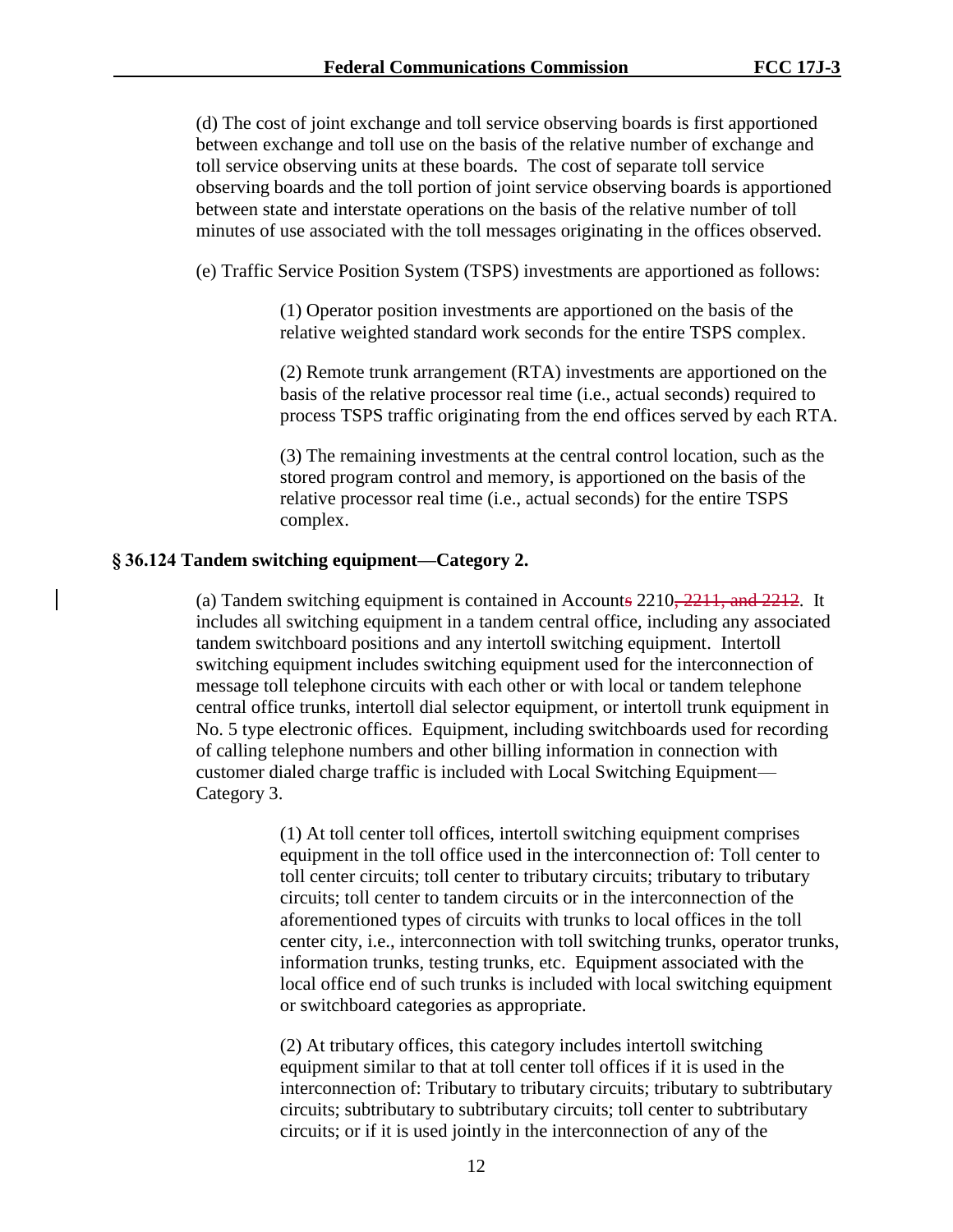(d) The cost of joint exchange and toll service observing boards is first apportioned between exchange and toll use on the basis of the relative number of exchange and toll service observing units at these boards. The cost of separate toll service observing boards and the toll portion of joint service observing boards is apportioned between state and interstate operations on the basis of the relative number of toll minutes of use associated with the toll messages originating in the offices observed.

(e) Traffic Service Position System (TSPS) investments are apportioned as follows:

> (1) Operator position investments are apportioned on the basis of the relative weighted standard work seconds for the entire TSPS complex.
>
> (2) Remote trunk arrangement (RTA) investments are apportioned on the basis of the relative processor real time (i.e., actual seconds) required to process TSPS traffic originating from the end offices served by each RTA.
>
> (3) The remaining investments at the central control location, such as the stored program control and memory, is apportioned on the basis of the relative processor real time (i.e., actual seconds) for the entire TSPS complex.

**§ 36.124 Tandem switching equipment—Category 2.**

(a) Tandem switching equipment is contained in Account~~s~~ 2210~~, 2211, and 2212~~. It includes all switching equipment in a tandem central office, including any associated tandem switchboard positions and any intertoll switching equipment. Intertoll switching equipment includes switching equipment used for the interconnection of message toll telephone circuits with each other or with local or tandem telephone central office trunks, intertoll dial selector equipment, or intertoll trunk equipment in No. 5 type electronic offices. Equipment, including switchboards used for recording of calling telephone numbers and other billing information in connection with customer dialed charge traffic is included with Local Switching Equipment—Category 3.

> (1) At toll center toll offices, intertoll switching equipment comprises equipment in the toll office used in the interconnection of: Toll center to toll center circuits; toll center to tributary circuits; tributary to tributary circuits; toll center to tandem circuits or in the interconnection of the aforementioned types of circuits with trunks to local offices in the toll center city, i.e., interconnection with toll switching trunks, operator trunks, information trunks, testing trunks, etc. Equipment associated with the local office end of such trunks is included with local switching equipment or switchboard categories as appropriate.
>
> (2) At tributary offices, this category includes intertoll switching equipment similar to that at toll center toll offices if it is used in the interconnection of: Tributary to tributary circuits; tributary to subtributary circuits; subtributary to subtributary circuits; toll center to subtributary circuits; or if it is used jointly in the interconnection of any of the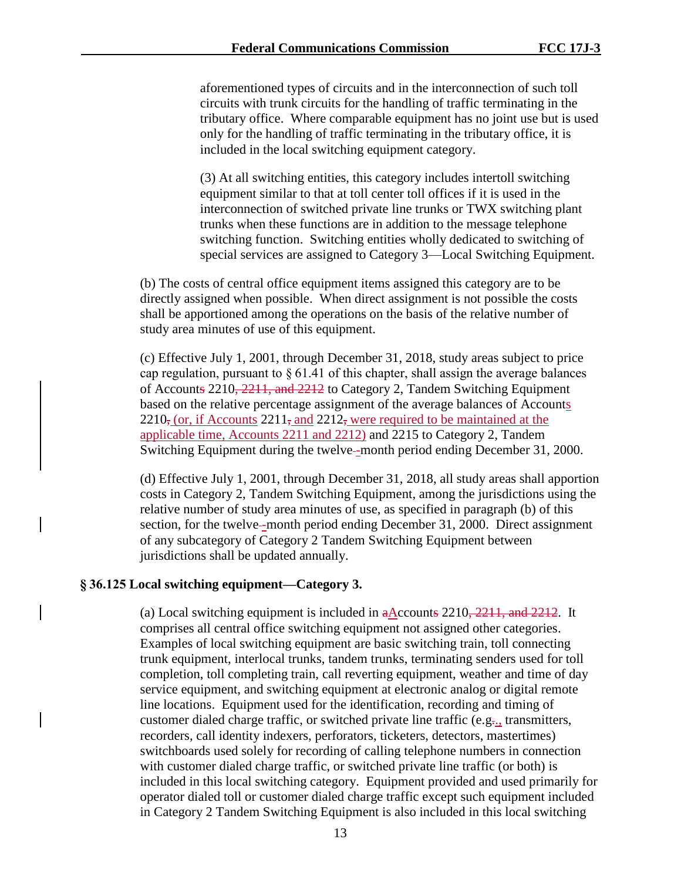aforementioned types of circuits and in the interconnection of such toll circuits with trunk circuits for the handling of traffic terminating in the tributary office. Where comparable equipment has no joint use but is used only for the handling of traffic terminating in the tributary office, it is included in the local switching equipment category.

(3) At all switching entities, this category includes intertoll switching equipment similar to that at toll center toll offices if it is used in the interconnection of switched private line trunks or TWX switching plant trunks when these functions are in addition to the message telephone switching function. Switching entities wholly dedicated to switching of special services are assigned to Category 3—Local Switching Equipment.

(b) The costs of central office equipment items assigned this category are to be directly assigned when possible. When direct assignment is not possible the costs shall be apportioned among the operations on the basis of the relative number of study area minutes of use of this equipment.

(c) Effective July 1, 2001, through December 31, 2018, study areas subject to price cap regulation, pursuant to § 61.41 of this chapter, shall assign the average balances of Accounts 2210, 2211, and 2212 to Category 2, Tandem Switching Equipment based on the relative percentage assignment of the average balances of Accounts 2210, (or, if Accounts 2211, and 2212, were required to be maintained at the applicable time, Accounts 2211 and 2212) and 2215 to Category 2, Tandem Switching Equipment during the twelve--month period ending December 31, 2000.

(d) Effective July 1, 2001, through December 31, 2018, all study areas shall apportion costs in Category 2, Tandem Switching Equipment, among the jurisdictions using the relative number of study area minutes of use, as specified in paragraph (b) of this section, for the twelve--month period ending December 31, 2000. Direct assignment of any subcategory of Category 2 Tandem Switching Equipment between jurisdictions shall be updated annually.

## § 36.125 Local switching equipment—Category 3.

(a) Local switching equipment is included in aAccounts 2210, 2211, and 2212. It comprises all central office switching equipment not assigned other categories. Examples of local switching equipment are basic switching train, toll connecting trunk equipment, interlocal trunks, tandem trunks, terminating senders used for toll completion, toll completing train, call reverting equipment, weather and time of day service equipment, and switching equipment at electronic analog or digital remote line locations. Equipment used for the identification, recording and timing of customer dialed charge traffic, or switched private line traffic (e.g.,., transmitters, recorders, call identity indexers, perforators, ticketers, detectors, mastertimes) switchboards used solely for recording of calling telephone numbers in connection with customer dialed charge traffic, or switched private line traffic (or both) is included in this local switching category. Equipment provided and used primarily for operator dialed toll or customer dialed charge traffic except such equipment included in Category 2 Tandem Switching Equipment is also included in this local switching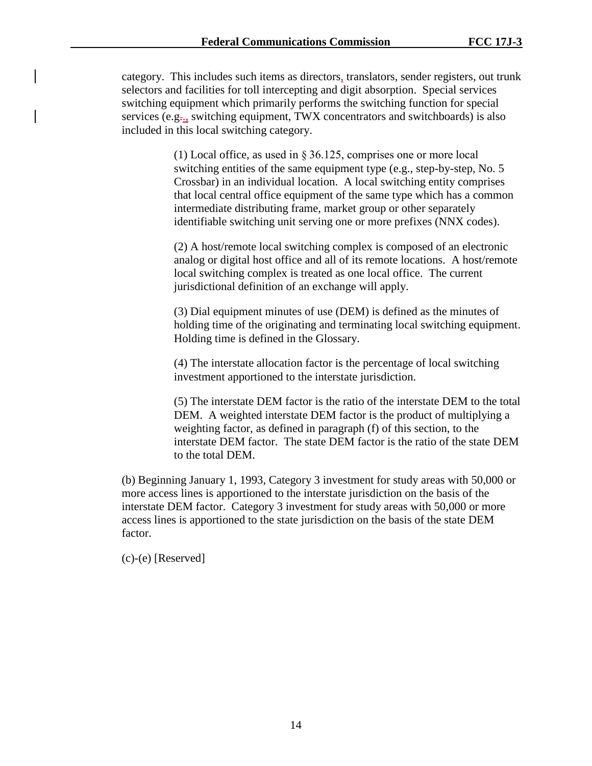category. This includes such items as directors, translators, sender registers, out trunk selectors and facilities for toll intercepting and digit absorption. Special services switching equipment which primarily performs the switching function for special services (e.g., switching equipment, TWX concentrators and switchboards) is also included in this local switching category.

(1) Local office, as used in § 36.125, comprises one or more local switching entities of the same equipment type (e.g., step-by-step, No. 5 Crossbar) in an individual location. A local switching entity comprises that local central office equipment of the same type which has a common intermediate distributing frame, market group or other separately identifiable switching unit serving one or more prefixes (NNX codes).

(2) A host/remote local switching complex is composed of an electronic analog or digital host office and all of its remote locations. A host/remote local switching complex is treated as one local office. The current jurisdictional definition of an exchange will apply.

(3) Dial equipment minutes of use (DEM) is defined as the minutes of holding time of the originating and terminating local switching equipment. Holding time is defined in the Glossary.

(4) The interstate allocation factor is the percentage of local switching investment apportioned to the interstate jurisdiction.

(5) The interstate DEM factor is the ratio of the interstate DEM to the total DEM. A weighted interstate DEM factor is the product of multiplying a weighting factor, as defined in paragraph (f) of this section, to the interstate DEM factor. The state DEM factor is the ratio of the state DEM to the total DEM.

(b) Beginning January 1, 1993, Category 3 investment for study areas with 50,000 or more access lines is apportioned to the interstate jurisdiction on the basis of the interstate DEM factor. Category 3 investment for study areas with 50,000 or more access lines is apportioned to the state jurisdiction on the basis of the state DEM factor.

(c)-(e) [Reserved]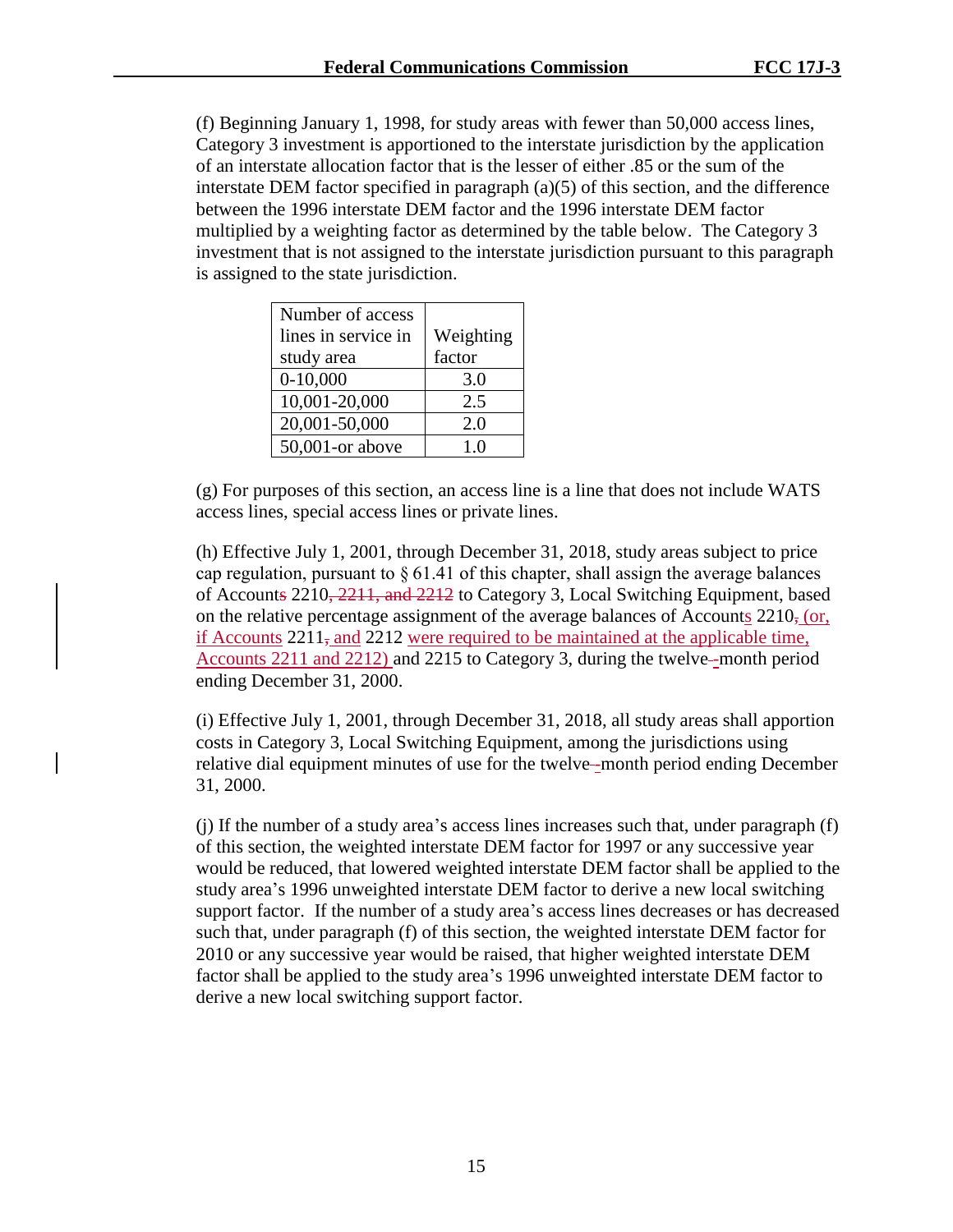(f) Beginning January 1, 1998, for study areas with fewer than 50,000 access lines, Category 3 investment is apportioned to the interstate jurisdiction by the application of an interstate allocation factor that is the lesser of either .85 or the sum of the interstate DEM factor specified in paragraph (a)(5) of this section, and the difference between the 1996 interstate DEM factor and the 1996 interstate DEM factor multiplied by a weighting factor as determined by the table below. The Category 3 investment that is not assigned to the interstate jurisdiction pursuant to this paragraph is assigned to the state jurisdiction.

| Number of access lines in service in study area | Weighting factor |
|---|---|
| 0-10,000 | 3.0 |
| 10,001-20,000 | 2.5 |
| 20,001-50,000 | 2.0 |
| 50,001-or above | 1.0 |

(g) For purposes of this section, an access line is a line that does not include WATS access lines, special access lines or private lines.

(h) Effective July 1, 2001, through December 31, 2018, study areas subject to price cap regulation, pursuant to § 61.41 of this chapter, shall assign the average balances of Account~~s~~ 2210~~, 2211, and 2212~~ to Category 3, Local Switching Equipment, based on the relative percentage assignment of the average balances of Account<u>s</u> 2210~~,~~<u> (or, if Accounts</u> 2211~~,~~<u> and</u> 2212 <u>were required to be maintained at the applicable time, Accounts 2211 and 2212)</u> and 2215 to Category 3, during the twelve~~-~~<u>-</u>month period ending December 31, 2000.

(i) Effective July 1, 2001, through December 31, 2018, all study areas shall apportion costs in Category 3, Local Switching Equipment, among the jurisdictions using relative dial equipment minutes of use for the twelve~~-~~<u>-</u>month period ending December 31, 2000.

(j) If the number of a study area's access lines increases such that, under paragraph (f) of this section, the weighted interstate DEM factor for 1997 or any successive year would be reduced, that lowered weighted interstate DEM factor shall be applied to the study area's 1996 unweighted interstate DEM factor to derive a new local switching support factor. If the number of a study area's access lines decreases or has decreased such that, under paragraph (f) of this section, the weighted interstate DEM factor for 2010 or any successive year would be raised, that higher weighted interstate DEM factor shall be applied to the study area's 1996 unweighted interstate DEM factor to derive a new local switching support factor.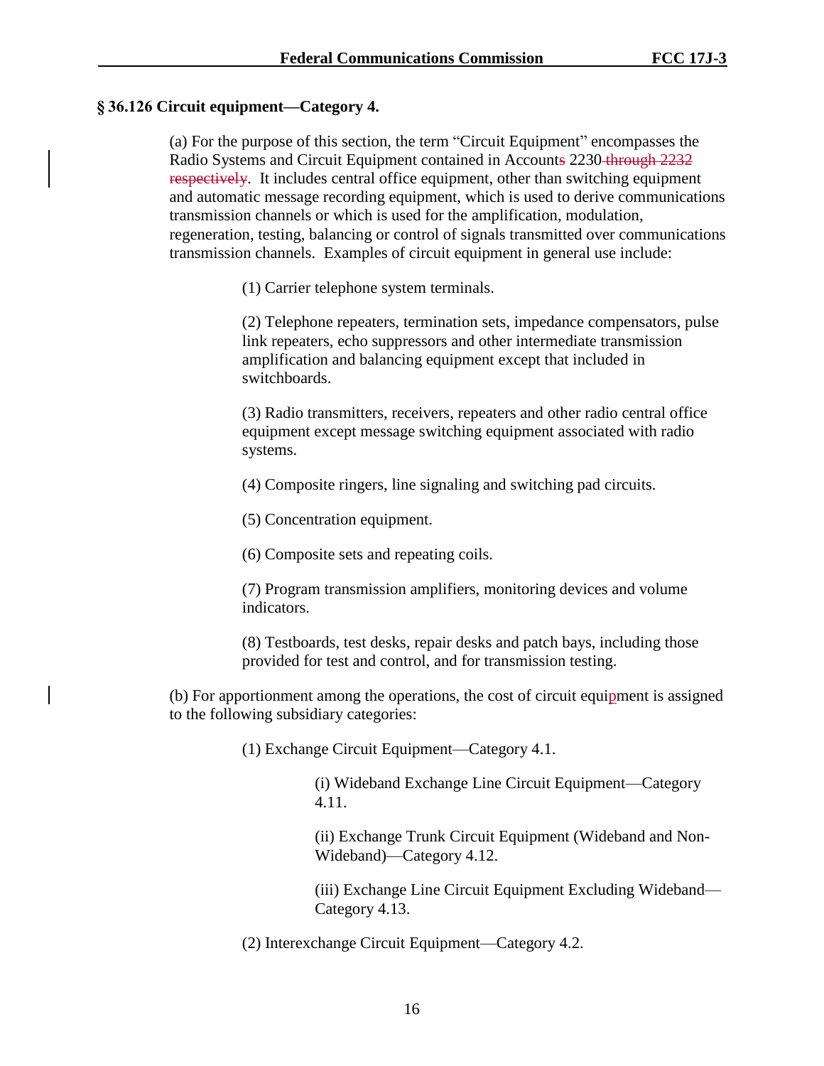### § 36.126 Circuit equipment—Category 4.

(a) For the purpose of this section, the term "Circuit Equipment" encompasses the Radio Systems and Circuit Equipment contained in Accounts 2230 through 2232 respectively. It includes central office equipment, other than switching equipment and automatic message recording equipment, which is used to derive communications transmission channels or which is used for the amplification, modulation, regeneration, testing, balancing or control of signals transmitted over communications transmission channels. Examples of circuit equipment in general use include:

(1) Carrier telephone system terminals.

(2) Telephone repeaters, termination sets, impedance compensators, pulse link repeaters, echo suppressors and other intermediate transmission amplification and balancing equipment except that included in switchboards.

(3) Radio transmitters, receivers, repeaters and other radio central office equipment except message switching equipment associated with radio systems.

(4) Composite ringers, line signaling and switching pad circuits.

(5) Concentration equipment.

(6) Composite sets and repeating coils.

(7) Program transmission amplifiers, monitoring devices and volume indicators.

(8) Testboards, test desks, repair desks and patch bays, including those provided for test and control, and for transmission testing.

(b) For apportionment among the operations, the cost of circuit equipment is assigned to the following subsidiary categories:

(1) Exchange Circuit Equipment—Category 4.1.

(i) Wideband Exchange Line Circuit Equipment—Category 4.11.

(ii) Exchange Trunk Circuit Equipment (Wideband and Non-Wideband)—Category 4.12.

(iii) Exchange Line Circuit Equipment Excluding Wideband—Category 4.13.

(2) Interexchange Circuit Equipment—Category 4.2.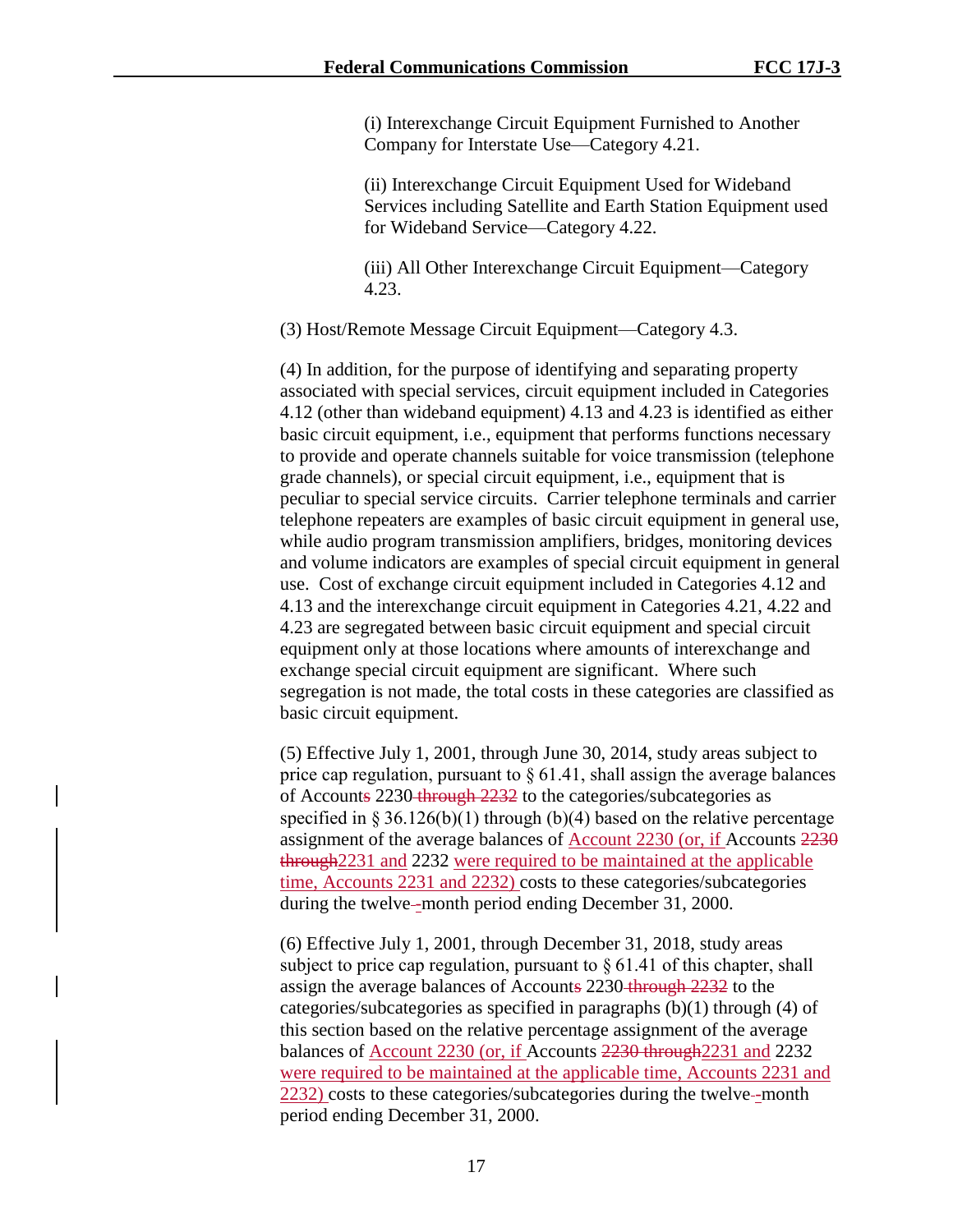(i) Interexchange Circuit Equipment Furnished to Another Company for Interstate Use—Category 4.21.

(ii) Interexchange Circuit Equipment Used for Wideband Services including Satellite and Earth Station Equipment used for Wideband Service—Category 4.22.

(iii) All Other Interexchange Circuit Equipment—Category 4.23.

(3) Host/Remote Message Circuit Equipment—Category 4.3.

(4) In addition, for the purpose of identifying and separating property associated with special services, circuit equipment included in Categories 4.12 (other than wideband equipment) 4.13 and 4.23 is identified as either basic circuit equipment, i.e., equipment that performs functions necessary to provide and operate channels suitable for voice transmission (telephone grade channels), or special circuit equipment, i.e., equipment that is peculiar to special service circuits. Carrier telephone terminals and carrier telephone repeaters are examples of basic circuit equipment in general use, while audio program transmission amplifiers, bridges, monitoring devices and volume indicators are examples of special circuit equipment in general use. Cost of exchange circuit equipment included in Categories 4.12 and 4.13 and the interexchange circuit equipment in Categories 4.21, 4.22 and 4.23 are segregated between basic circuit equipment and special circuit equipment only at those locations where amounts of interexchange and exchange special circuit equipment are significant. Where such segregation is not made, the total costs in these categories are classified as basic circuit equipment.

(5) Effective July 1, 2001, through June 30, 2014, study areas subject to price cap regulation, pursuant to § 61.41, shall assign the average balances of Account~~s~~ 2230~~ through 2232~~ to the categories/subcategories as specified in § 36.126(b)(1) through (b)(4) based on the relative percentage assignment of the average balances of <u>Account 2230 (or, if </u>Accounts ~~2230 through~~<u>2231 and</u> 2232 <u>were required to be maintained at the applicable time, Accounts 2231 and 2232) </u>costs to these categories/subcategories during the twelve~~-~~<u>-</u>month period ending December 31, 2000.

(6) Effective July 1, 2001, through December 31, 2018, study areas subject to price cap regulation, pursuant to § 61.41 of this chapter, shall assign the average balances of Account~~s~~ 2230~~ through 2232~~ to the categories/subcategories as specified in paragraphs (b)(1) through (4) of this section based on the relative percentage assignment of the average balances of <u>Account 2230 (or, if </u>Accounts ~~2230 through~~<u>2231 and</u> 2232 <u>were required to be maintained at the applicable time, Accounts 2231 and 2232) </u>costs to these categories/subcategories during the twelve~~-~~<u>-</u>month period ending December 31, 2000.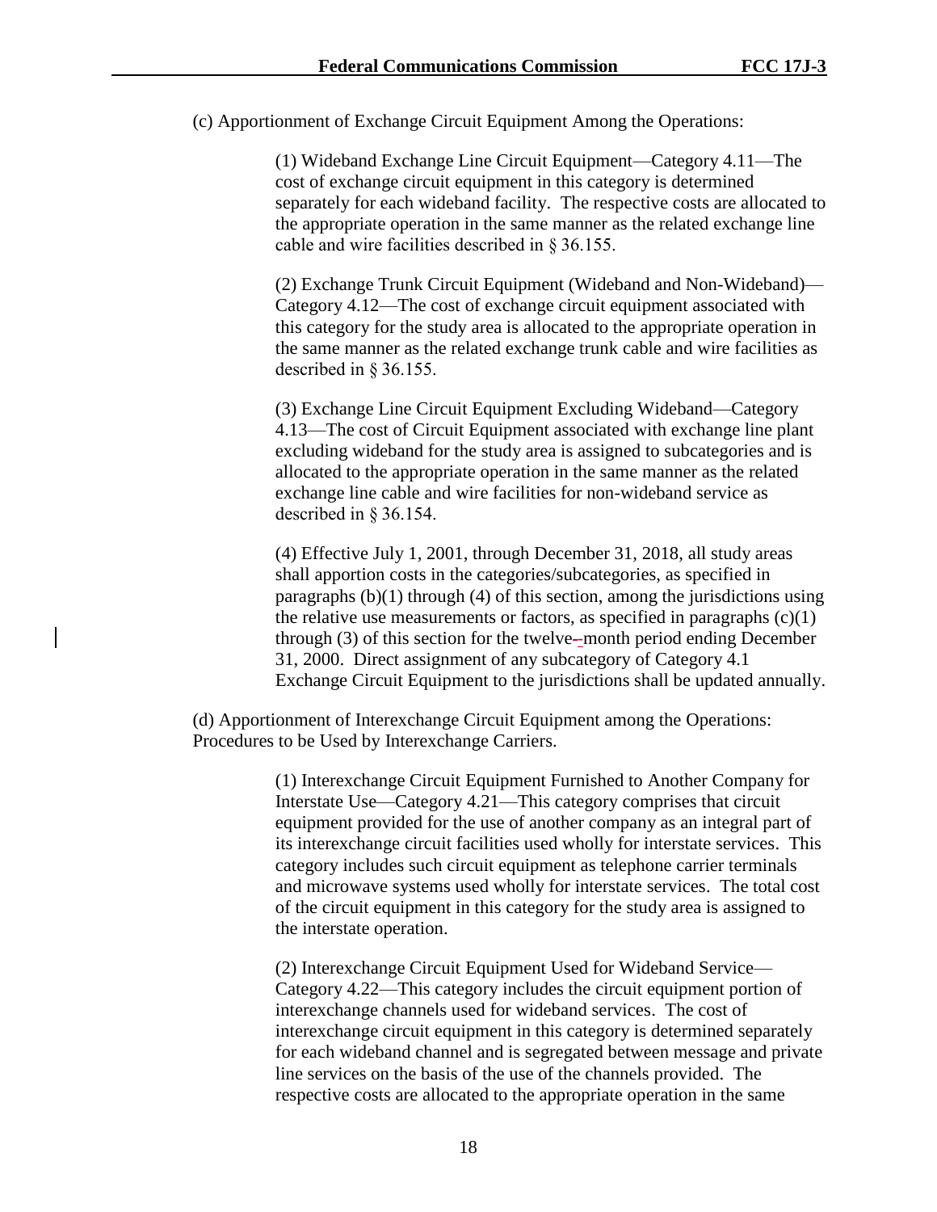(c) Apportionment of Exchange Circuit Equipment Among the Operations:

> (1) Wideband Exchange Line Circuit Equipment—Category 4.11—The cost of exchange circuit equipment in this category is determined separately for each wideband facility. The respective costs are allocated to the appropriate operation in the same manner as the related exchange line cable and wire facilities described in § 36.155.
>
> (2) Exchange Trunk Circuit Equipment (Wideband and Non-Wideband)—Category 4.12—The cost of exchange circuit equipment associated with this category for the study area is allocated to the appropriate operation in the same manner as the related exchange trunk cable and wire facilities as described in § 36.155.
>
> (3) Exchange Line Circuit Equipment Excluding Wideband—Category 4.13—The cost of Circuit Equipment associated with exchange line plant excluding wideband for the study area is assigned to subcategories and is allocated to the appropriate operation in the same manner as the related exchange line cable and wire facilities for non-wideband service as described in § 36.154.
>
> (4) Effective July 1, 2001, through December 31, 2018, all study areas shall apportion costs in the categories/subcategories, as specified in paragraphs (b)(1) through (4) of this section, among the jurisdictions using the relative use measurements or factors, as specified in paragraphs (c)(1) through (3) of this section for the twelve-month period ending December 31, 2000. Direct assignment of any subcategory of Category 4.1 Exchange Circuit Equipment to the jurisdictions shall be updated annually.

(d) Apportionment of Interexchange Circuit Equipment among the Operations: Procedures to be Used by Interexchange Carriers.

> (1) Interexchange Circuit Equipment Furnished to Another Company for Interstate Use—Category 4.21—This category comprises that circuit equipment provided for the use of another company as an integral part of its interexchange circuit facilities used wholly for interstate services. This category includes such circuit equipment as telephone carrier terminals and microwave systems used wholly for interstate services. The total cost of the circuit equipment in this category for the study area is assigned to the interstate operation.
>
> (2) Interexchange Circuit Equipment Used for Wideband Service—Category 4.22—This category includes the circuit equipment portion of interexchange channels used for wideband services. The cost of interexchange circuit equipment in this category is determined separately for each wideband channel and is segregated between message and private line services on the basis of the use of the channels provided. The respective costs are allocated to the appropriate operation in the same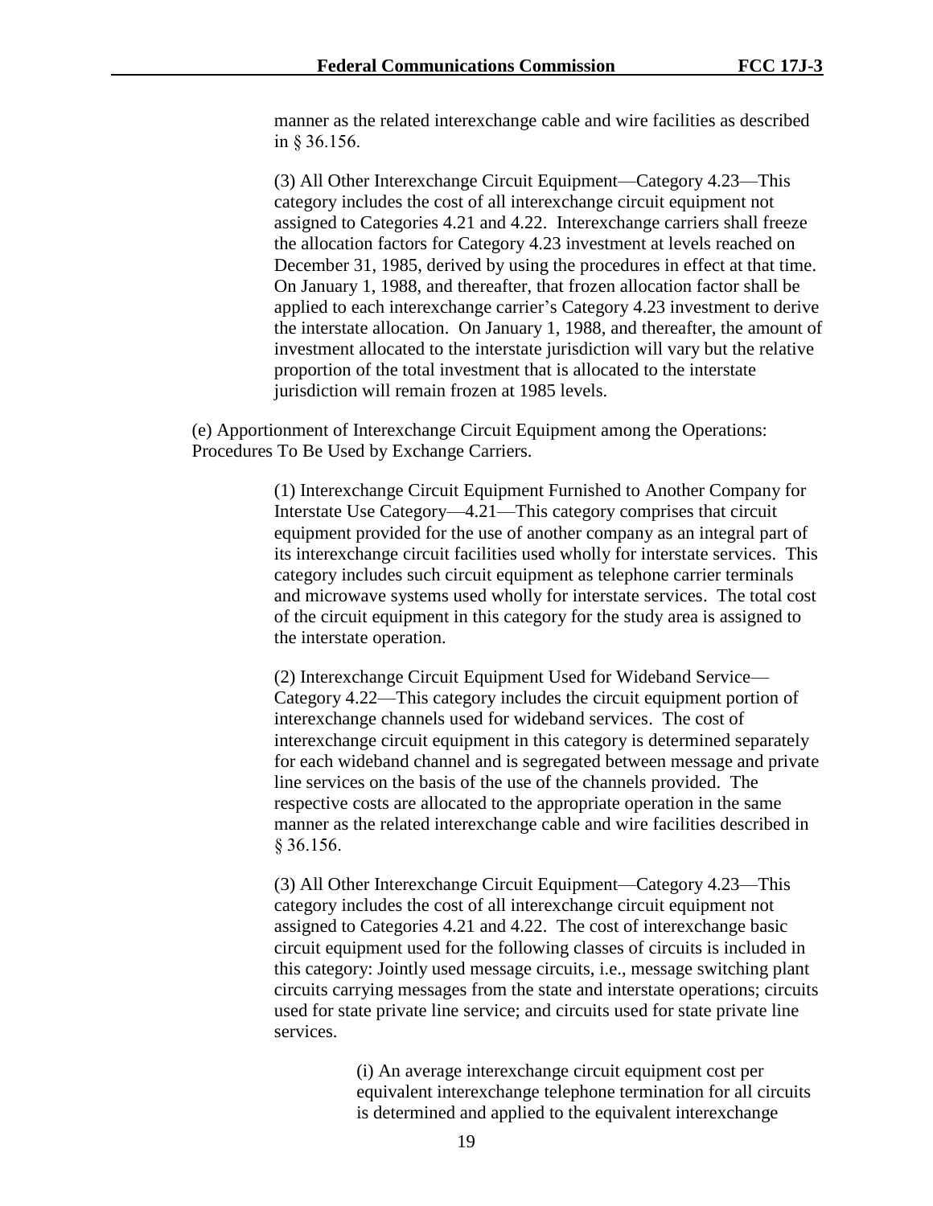manner as the related interexchange cable and wire facilities as described in § 36.156.

(3) All Other Interexchange Circuit Equipment—Category 4.23—This category includes the cost of all interexchange circuit equipment not assigned to Categories 4.21 and 4.22. Interexchange carriers shall freeze the allocation factors for Category 4.23 investment at levels reached on December 31, 1985, derived by using the procedures in effect at that time. On January 1, 1988, and thereafter, that frozen allocation factor shall be applied to each interexchange carrier's Category 4.23 investment to derive the interstate allocation. On January 1, 1988, and thereafter, the amount of investment allocated to the interstate jurisdiction will vary but the relative proportion of the total investment that is allocated to the interstate jurisdiction will remain frozen at 1985 levels.

(e) Apportionment of Interexchange Circuit Equipment among the Operations: Procedures To Be Used by Exchange Carriers.

(1) Interexchange Circuit Equipment Furnished to Another Company for Interstate Use Category—4.21—This category comprises that circuit equipment provided for the use of another company as an integral part of its interexchange circuit facilities used wholly for interstate services. This category includes such circuit equipment as telephone carrier terminals and microwave systems used wholly for interstate services. The total cost of the circuit equipment in this category for the study area is assigned to the interstate operation.

(2) Interexchange Circuit Equipment Used for Wideband Service—Category 4.22—This category includes the circuit equipment portion of interexchange channels used for wideband services. The cost of interexchange circuit equipment in this category is determined separately for each wideband channel and is segregated between message and private line services on the basis of the use of the channels provided. The respective costs are allocated to the appropriate operation in the same manner as the related interexchange cable and wire facilities described in § 36.156.

(3) All Other Interexchange Circuit Equipment—Category 4.23—This category includes the cost of all interexchange circuit equipment not assigned to Categories 4.21 and 4.22. The cost of interexchange basic circuit equipment used for the following classes of circuits is included in this category: Jointly used message circuits, i.e., message switching plant circuits carrying messages from the state and interstate operations; circuits used for state private line service; and circuits used for state private line services.

(i) An average interexchange circuit equipment cost per equivalent interexchange telephone termination for all circuits is determined and applied to the equivalent interexchange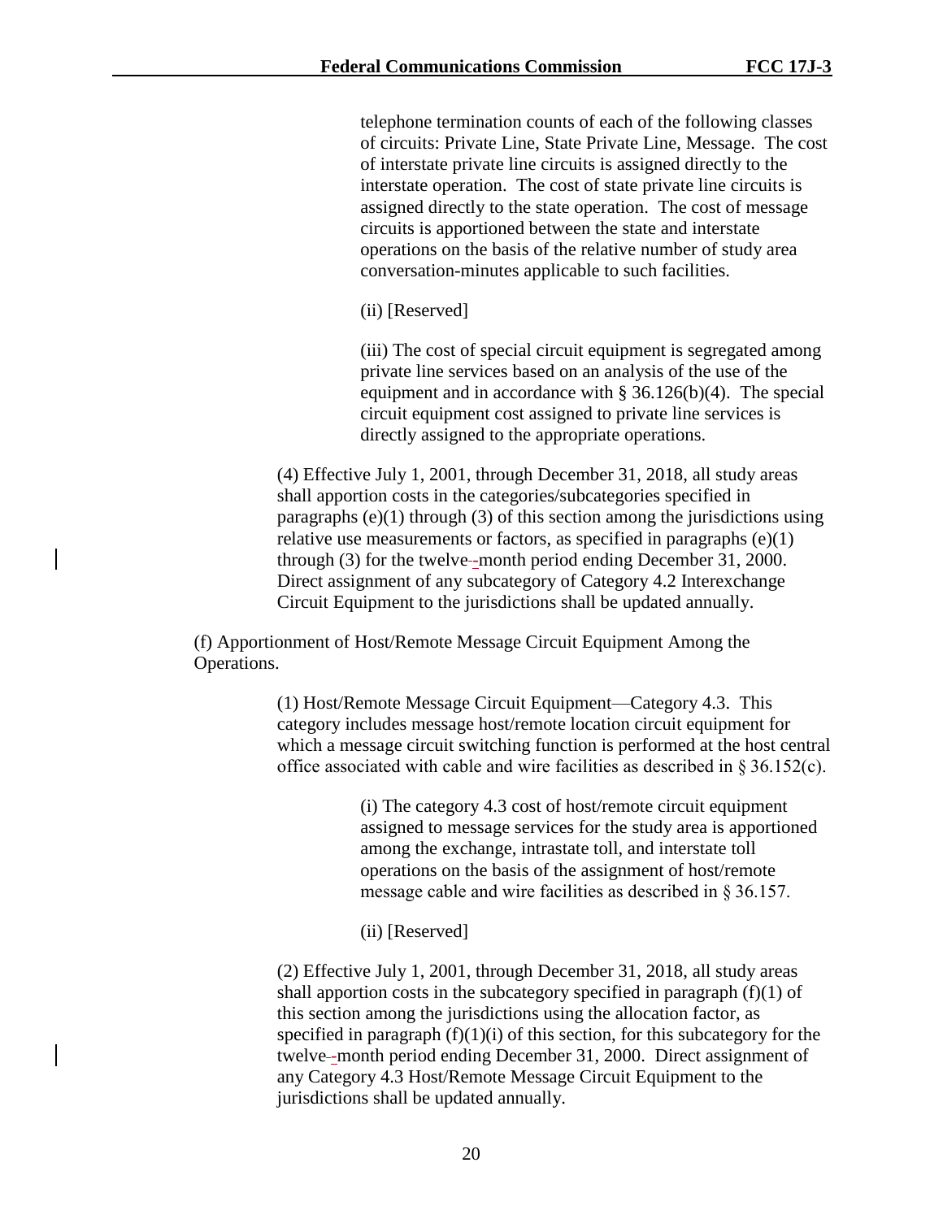telephone termination counts of each of the following classes of circuits: Private Line, State Private Line, Message. The cost of interstate private line circuits is assigned directly to the interstate operation. The cost of state private line circuits is assigned directly to the state operation. The cost of message circuits is apportioned between the state and interstate operations on the basis of the relative number of study area conversation-minutes applicable to such facilities.

(ii) [Reserved]

(iii) The cost of special circuit equipment is segregated among private line services based on an analysis of the use of the equipment and in accordance with § 36.126(b)(4). The special circuit equipment cost assigned to private line services is directly assigned to the appropriate operations.

(4) Effective July 1, 2001, through December 31, 2018, all study areas shall apportion costs in the categories/subcategories specified in paragraphs (e)(1) through (3) of this section among the jurisdictions using relative use measurements or factors, as specified in paragraphs (e)(1) through (3) for the twelve-month period ending December 31, 2000. Direct assignment of any subcategory of Category 4.2 Interexchange Circuit Equipment to the jurisdictions shall be updated annually.

(f) Apportionment of Host/Remote Message Circuit Equipment Among the Operations.

(1) Host/Remote Message Circuit Equipment—Category 4.3. This category includes message host/remote location circuit equipment for which a message circuit switching function is performed at the host central office associated with cable and wire facilities as described in § 36.152(c).

(i) The category 4.3 cost of host/remote circuit equipment assigned to message services for the study area is apportioned among the exchange, intrastate toll, and interstate toll operations on the basis of the assignment of host/remote message cable and wire facilities as described in § 36.157.

(ii) [Reserved]

(2) Effective July 1, 2001, through December 31, 2018, all study areas shall apportion costs in the subcategory specified in paragraph (f)(1) of this section among the jurisdictions using the allocation factor, as specified in paragraph (f)(1)(i) of this section, for this subcategory for the twelve-month period ending December 31, 2000. Direct assignment of any Category 4.3 Host/Remote Message Circuit Equipment to the jurisdictions shall be updated annually.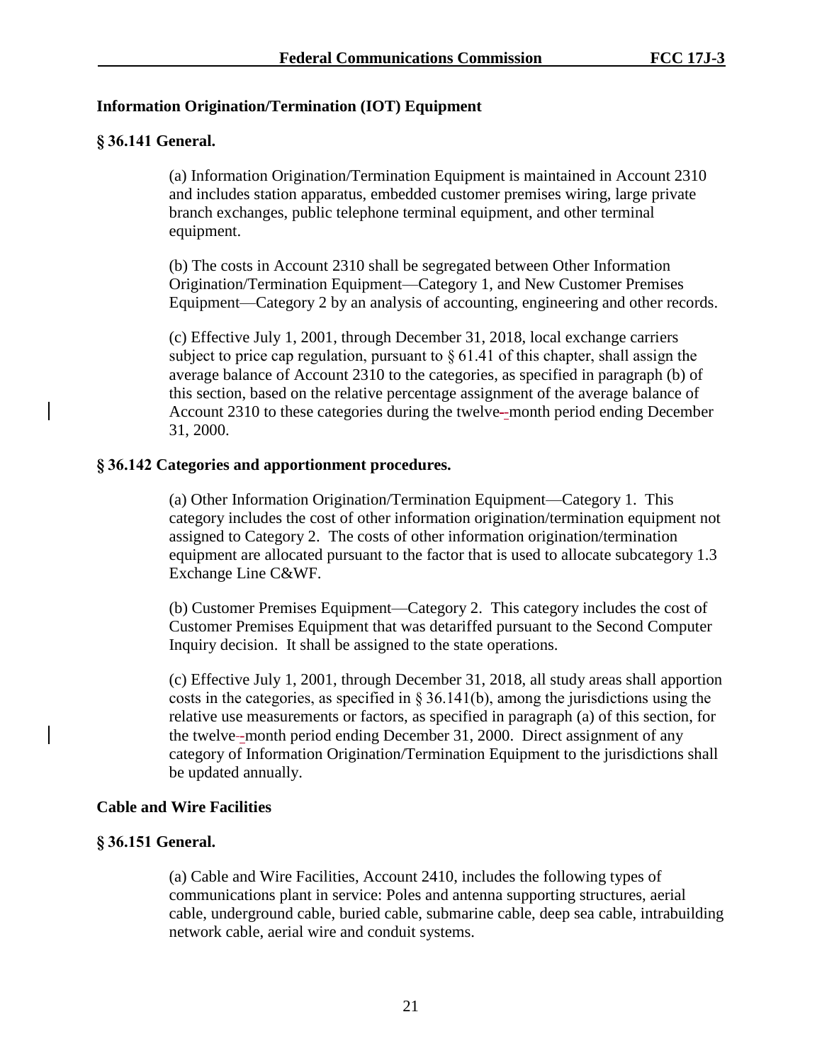**Information Origination/Termination (IOT) Equipment**

**§ 36.141 General.**

(a) Information Origination/Termination Equipment is maintained in Account 2310 and includes station apparatus, embedded customer premises wiring, large private branch exchanges, public telephone terminal equipment, and other terminal equipment.

(b) The costs in Account 2310 shall be segregated between Other Information Origination/Termination Equipment—Category 1, and New Customer Premises Equipment—Category 2 by an analysis of accounting, engineering and other records.

(c) Effective July 1, 2001, through December 31, 2018, local exchange carriers subject to price cap regulation, pursuant to § 61.41 of this chapter, shall assign the average balance of Account 2310 to the categories, as specified in paragraph (b) of this section, based on the relative percentage assignment of the average balance of Account 2310 to these categories during the twelve-month period ending December 31, 2000.

**§ 36.142 Categories and apportionment procedures.**

(a) Other Information Origination/Termination Equipment—Category 1. This category includes the cost of other information origination/termination equipment not assigned to Category 2. The costs of other information origination/termination equipment are allocated pursuant to the factor that is used to allocate subcategory 1.3 Exchange Line C&WF.

(b) Customer Premises Equipment—Category 2. This category includes the cost of Customer Premises Equipment that was detariffed pursuant to the Second Computer Inquiry decision. It shall be assigned to the state operations.

(c) Effective July 1, 2001, through December 31, 2018, all study areas shall apportion costs in the categories, as specified in § 36.141(b), among the jurisdictions using the relative use measurements or factors, as specified in paragraph (a) of this section, for the twelve-month period ending December 31, 2000. Direct assignment of any category of Information Origination/Termination Equipment to the jurisdictions shall be updated annually.

**Cable and Wire Facilities**

**§ 36.151 General.**

(a) Cable and Wire Facilities, Account 2410, includes the following types of communications plant in service: Poles and antenna supporting structures, aerial cable, underground cable, buried cable, submarine cable, deep sea cable, intrabuilding network cable, aerial wire and conduit systems.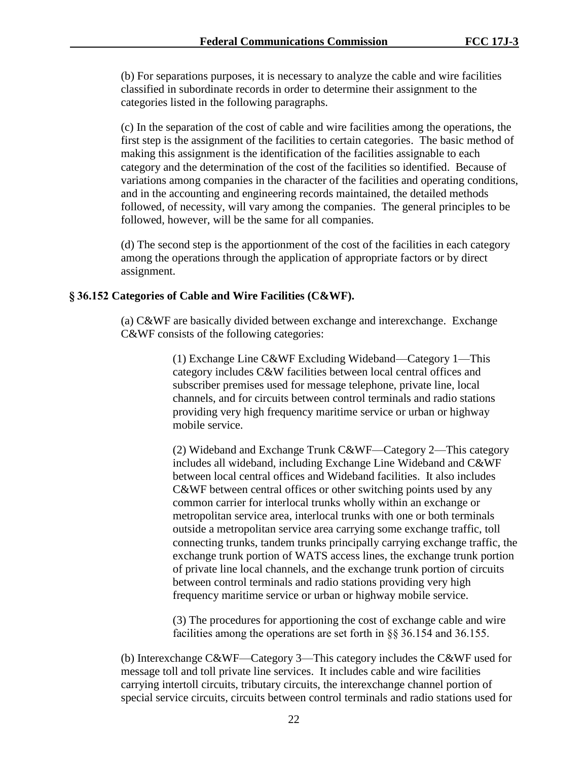(b) For separations purposes, it is necessary to analyze the cable and wire facilities classified in subordinate records in order to determine their assignment to the categories listed in the following paragraphs.

(c) In the separation of the cost of cable and wire facilities among the operations, the first step is the assignment of the facilities to certain categories. The basic method of making this assignment is the identification of the facilities assignable to each category and the determination of the cost of the facilities so identified. Because of variations among companies in the character of the facilities and operating conditions, and in the accounting and engineering records maintained, the detailed methods followed, of necessity, will vary among the companies. The general principles to be followed, however, will be the same for all companies.

(d) The second step is the apportionment of the cost of the facilities in each category among the operations through the application of appropriate factors or by direct assignment.

**§ 36.152 Categories of Cable and Wire Facilities (C&WF).**

(a) C&WF are basically divided between exchange and interexchange. Exchange C&WF consists of the following categories:

(1) Exchange Line C&WF Excluding Wideband—Category 1—This category includes C&W facilities between local central offices and subscriber premises used for message telephone, private line, local channels, and for circuits between control terminals and radio stations providing very high frequency maritime service or urban or highway mobile service.

(2) Wideband and Exchange Trunk C&WF—Category 2—This category includes all wideband, including Exchange Line Wideband and C&WF between local central offices and Wideband facilities. It also includes C&WF between central offices or other switching points used by any common carrier for interlocal trunks wholly within an exchange or metropolitan service area, interlocal trunks with one or both terminals outside a metropolitan service area carrying some exchange traffic, toll connecting trunks, tandem trunks principally carrying exchange traffic, the exchange trunk portion of WATS access lines, the exchange trunk portion of private line local channels, and the exchange trunk portion of circuits between control terminals and radio stations providing very high frequency maritime service or urban or highway mobile service.

(3) The procedures for apportioning the cost of exchange cable and wire facilities among the operations are set forth in §§ 36.154 and 36.155.

(b) Interexchange C&WF—Category 3—This category includes the C&WF used for message toll and toll private line services. It includes cable and wire facilities carrying intertoll circuits, tributary circuits, the interexchange channel portion of special service circuits, circuits between control terminals and radio stations used for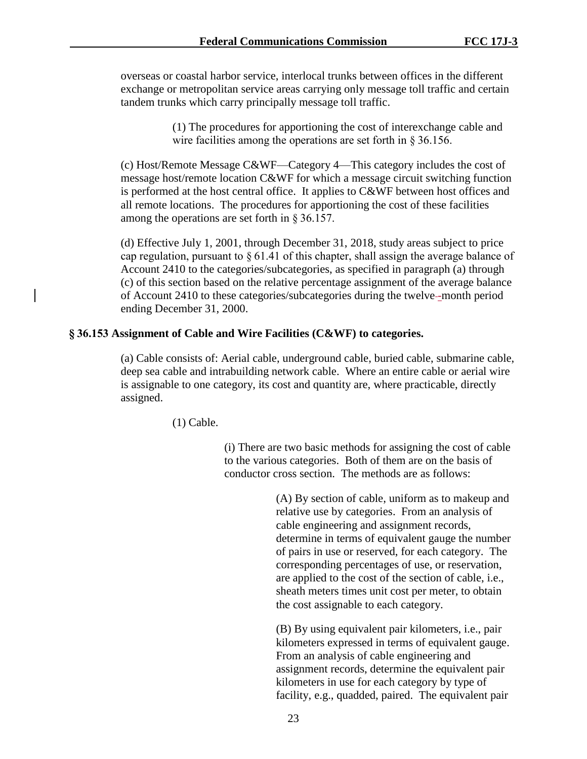overseas or coastal harbor service, interlocal trunks between offices in the different exchange or metropolitan service areas carrying only message toll traffic and certain tandem trunks which carry principally message toll traffic.

(1) The procedures for apportioning the cost of interexchange cable and wire facilities among the operations are set forth in § 36.156.

(c) Host/Remote Message C&WF—Category 4—This category includes the cost of message host/remote location C&WF for which a message circuit switching function is performed at the host central office. It applies to C&WF between host offices and all remote locations. The procedures for apportioning the cost of these facilities among the operations are set forth in § 36.157.

(d) Effective July 1, 2001, through December 31, 2018, study areas subject to price cap regulation, pursuant to § 61.41 of this chapter, shall assign the average balance of Account 2410 to the categories/subcategories, as specified in paragraph (a) through (c) of this section based on the relative percentage assignment of the average balance of Account 2410 to these categories/subcategories during the twelve-month period ending December 31, 2000.

### § 36.153 Assignment of Cable and Wire Facilities (C&WF) to categories.

(a) Cable consists of: Aerial cable, underground cable, buried cable, submarine cable, deep sea cable and intrabuilding network cable. Where an entire cable or aerial wire is assignable to one category, its cost and quantity are, where practicable, directly assigned.

(1) Cable.

(i) There are two basic methods for assigning the cost of cable to the various categories. Both of them are on the basis of conductor cross section. The methods are as follows:

(A) By section of cable, uniform as to makeup and relative use by categories. From an analysis of cable engineering and assignment records, determine in terms of equivalent gauge the number of pairs in use or reserved, for each category. The corresponding percentages of use, or reservation, are applied to the cost of the section of cable, i.e., sheath meters times unit cost per meter, to obtain the cost assignable to each category.

(B) By using equivalent pair kilometers, i.e., pair kilometers expressed in terms of equivalent gauge. From an analysis of cable engineering and assignment records, determine the equivalent pair kilometers in use for each category by type of facility, e.g., quadded, paired. The equivalent pair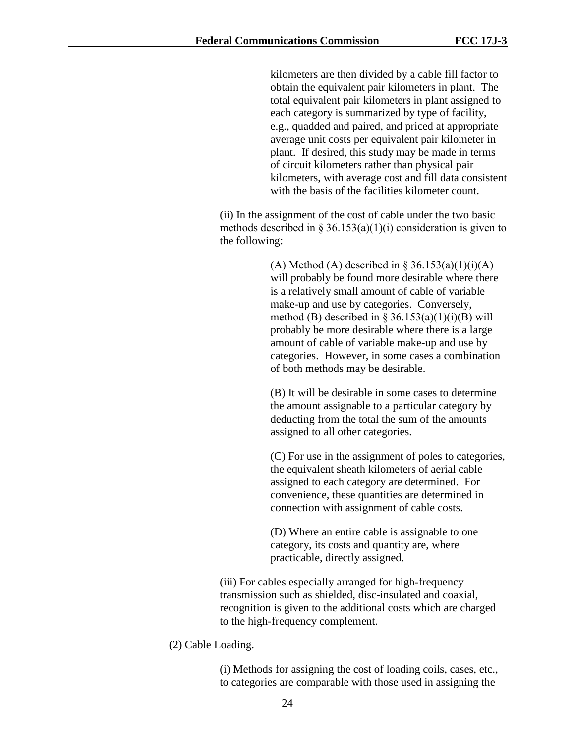kilometers are then divided by a cable fill factor to obtain the equivalent pair kilometers in plant. The total equivalent pair kilometers in plant assigned to each category is summarized by type of facility, e.g., quadded and paired, and priced at appropriate average unit costs per equivalent pair kilometer in plant. If desired, this study may be made in terms of circuit kilometers rather than physical pair kilometers, with average cost and fill data consistent with the basis of the facilities kilometer count.

(ii) In the assignment of the cost of cable under the two basic methods described in § 36.153(a)(1)(i) consideration is given to the following:

(A) Method (A) described in § 36.153(a)(1)(i)(A) will probably be found more desirable where there is a relatively small amount of cable of variable make-up and use by categories. Conversely, method (B) described in § 36.153(a)(1)(i)(B) will probably be more desirable where there is a large amount of cable of variable make-up and use by categories. However, in some cases a combination of both methods may be desirable.

(B) It will be desirable in some cases to determine the amount assignable to a particular category by deducting from the total the sum of the amounts assigned to all other categories.

(C) For use in the assignment of poles to categories, the equivalent sheath kilometers of aerial cable assigned to each category are determined. For convenience, these quantities are determined in connection with assignment of cable costs.

(D) Where an entire cable is assignable to one category, its costs and quantity are, where practicable, directly assigned.

(iii) For cables especially arranged for high-frequency transmission such as shielded, disc-insulated and coaxial, recognition is given to the additional costs which are charged to the high-frequency complement.

(2) Cable Loading.

(i) Methods for assigning the cost of loading coils, cases, etc., to categories are comparable with those used in assigning the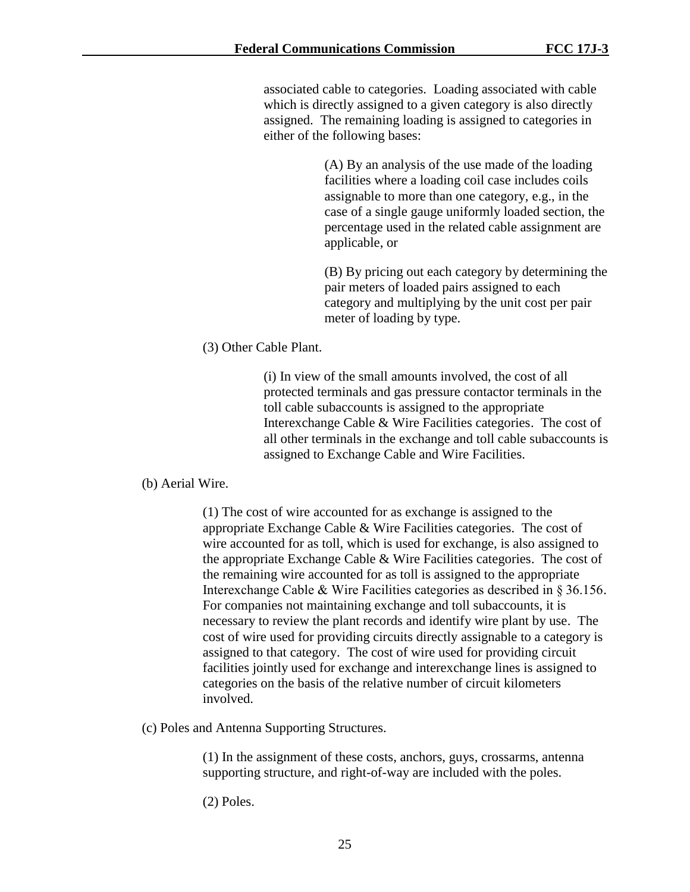associated cable to categories. Loading associated with cable which is directly assigned to a given category is also directly assigned. The remaining loading is assigned to categories in either of the following bases:

(A) By an analysis of the use made of the loading facilities where a loading coil case includes coils assignable to more than one category, e.g., in the case of a single gauge uniformly loaded section, the percentage used in the related cable assignment are applicable, or

(B) By pricing out each category by determining the pair meters of loaded pairs assigned to each category and multiplying by the unit cost per pair meter of loading by type.

(3) Other Cable Plant.

(i) In view of the small amounts involved, the cost of all protected terminals and gas pressure contactor terminals in the toll cable subaccounts is assigned to the appropriate Interexchange Cable & Wire Facilities categories. The cost of all other terminals in the exchange and toll cable subaccounts is assigned to Exchange Cable and Wire Facilities.

(b) Aerial Wire.

(1) The cost of wire accounted for as exchange is assigned to the appropriate Exchange Cable & Wire Facilities categories. The cost of wire accounted for as toll, which is used for exchange, is also assigned to the appropriate Exchange Cable & Wire Facilities categories. The cost of the remaining wire accounted for as toll is assigned to the appropriate Interexchange Cable & Wire Facilities categories as described in § 36.156. For companies not maintaining exchange and toll subaccounts, it is necessary to review the plant records and identify wire plant by use. The cost of wire used for providing circuits directly assignable to a category is assigned to that category. The cost of wire used for providing circuit facilities jointly used for exchange and interexchange lines is assigned to categories on the basis of the relative number of circuit kilometers involved.

(c) Poles and Antenna Supporting Structures.

(1) In the assignment of these costs, anchors, guys, crossarms, antenna supporting structure, and right-of-way are included with the poles.

(2) Poles.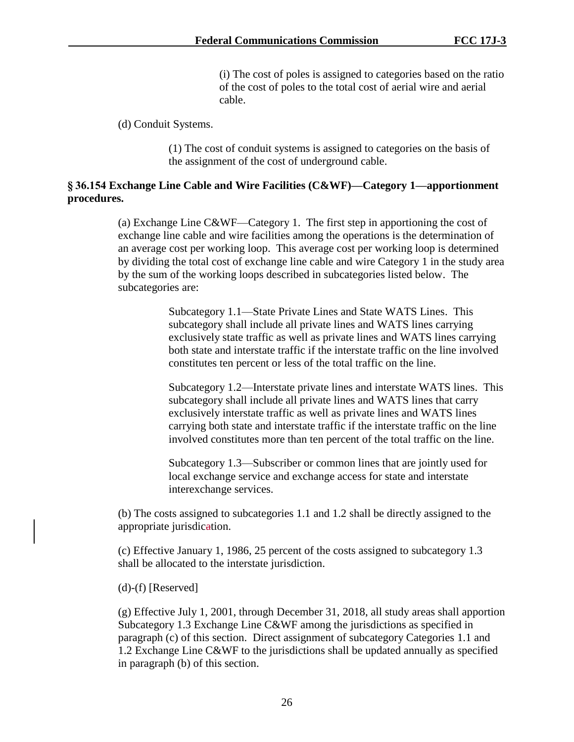(i) The cost of poles is assigned to categories based on the ratio of the cost of poles to the total cost of aerial wire and aerial cable.

(d) Conduit Systems.

(1) The cost of conduit systems is assigned to categories on the basis of the assignment of the cost of underground cable.

**§ 36.154 Exchange Line Cable and Wire Facilities (C&WF)—Category 1—apportionment procedures.**

(a) Exchange Line C&WF—Category 1. The first step in apportioning the cost of exchange line cable and wire facilities among the operations is the determination of an average cost per working loop. This average cost per working loop is determined by dividing the total cost of exchange line cable and wire Category 1 in the study area by the sum of the working loops described in subcategories listed below. The subcategories are:

Subcategory 1.1—State Private Lines and State WATS Lines. This subcategory shall include all private lines and WATS lines carrying exclusively state traffic as well as private lines and WATS lines carrying both state and interstate traffic if the interstate traffic on the line involved constitutes ten percent or less of the total traffic on the line.

Subcategory 1.2—Interstate private lines and interstate WATS lines. This subcategory shall include all private lines and WATS lines that carry exclusively interstate traffic as well as private lines and WATS lines carrying both state and interstate traffic if the interstate traffic on the line involved constitutes more than ten percent of the total traffic on the line.

Subcategory 1.3—Subscriber or common lines that are jointly used for local exchange service and exchange access for state and interstate interexchange services.

(b) The costs assigned to subcategories 1.1 and 1.2 shall be directly assigned to the appropriate jurisdiction.

(c) Effective January 1, 1986, 25 percent of the costs assigned to subcategory 1.3 shall be allocated to the interstate jurisdiction.

(d)-(f) [Reserved]

(g) Effective July 1, 2001, through December 31, 2018, all study areas shall apportion Subcategory 1.3 Exchange Line C&WF among the jurisdictions as specified in paragraph (c) of this section. Direct assignment of subcategory Categories 1.1 and 1.2 Exchange Line C&WF to the jurisdictions shall be updated annually as specified in paragraph (b) of this section.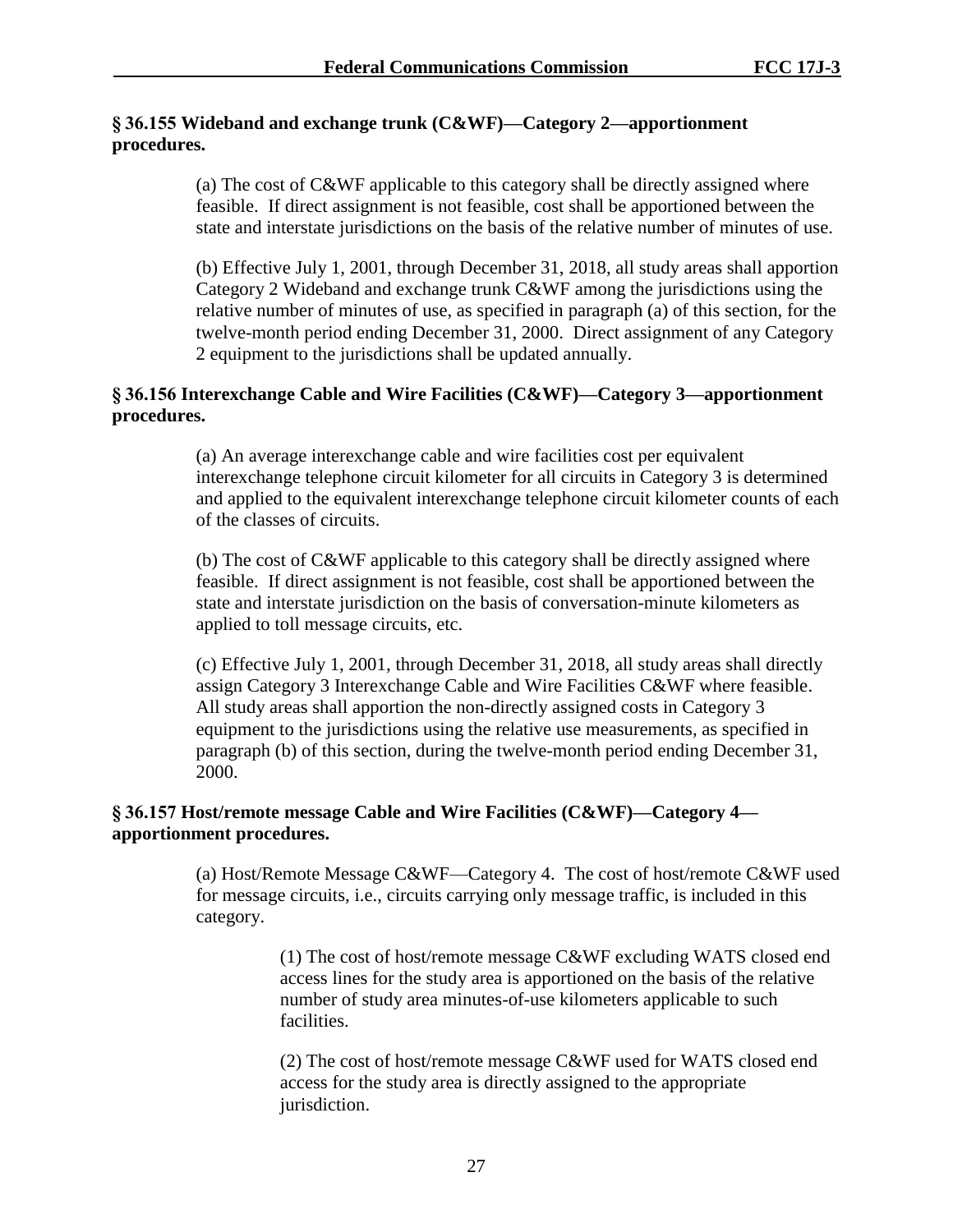**§ 36.155 Wideband and exchange trunk (C&WF)—Category 2—apportionment procedures.**

(a) The cost of C&WF applicable to this category shall be directly assigned where feasible. If direct assignment is not feasible, cost shall be apportioned between the state and interstate jurisdictions on the basis of the relative number of minutes of use.

(b) Effective July 1, 2001, through December 31, 2018, all study areas shall apportion Category 2 Wideband and exchange trunk C&WF among the jurisdictions using the relative number of minutes of use, as specified in paragraph (a) of this section, for the twelve-month period ending December 31, 2000. Direct assignment of any Category 2 equipment to the jurisdictions shall be updated annually.

**§ 36.156 Interexchange Cable and Wire Facilities (C&WF)—Category 3—apportionment procedures.**

(a) An average interexchange cable and wire facilities cost per equivalent interexchange telephone circuit kilometer for all circuits in Category 3 is determined and applied to the equivalent interexchange telephone circuit kilometer counts of each of the classes of circuits.

(b) The cost of C&WF applicable to this category shall be directly assigned where feasible. If direct assignment is not feasible, cost shall be apportioned between the state and interstate jurisdiction on the basis of conversation-minute kilometers as applied to toll message circuits, etc.

(c) Effective July 1, 2001, through December 31, 2018, all study areas shall directly assign Category 3 Interexchange Cable and Wire Facilities C&WF where feasible. All study areas shall apportion the non-directly assigned costs in Category 3 equipment to the jurisdictions using the relative use measurements, as specified in paragraph (b) of this section, during the twelve-month period ending December 31, 2000.

**§ 36.157 Host/remote message Cable and Wire Facilities (C&WF)—Category 4—apportionment procedures.**

(a) Host/Remote Message C&WF—Category 4. The cost of host/remote C&WF used for message circuits, i.e., circuits carrying only message traffic, is included in this category.

(1) The cost of host/remote message C&WF excluding WATS closed end access lines for the study area is apportioned on the basis of the relative number of study area minutes-of-use kilometers applicable to such facilities.

(2) The cost of host/remote message C&WF used for WATS closed end access for the study area is directly assigned to the appropriate jurisdiction.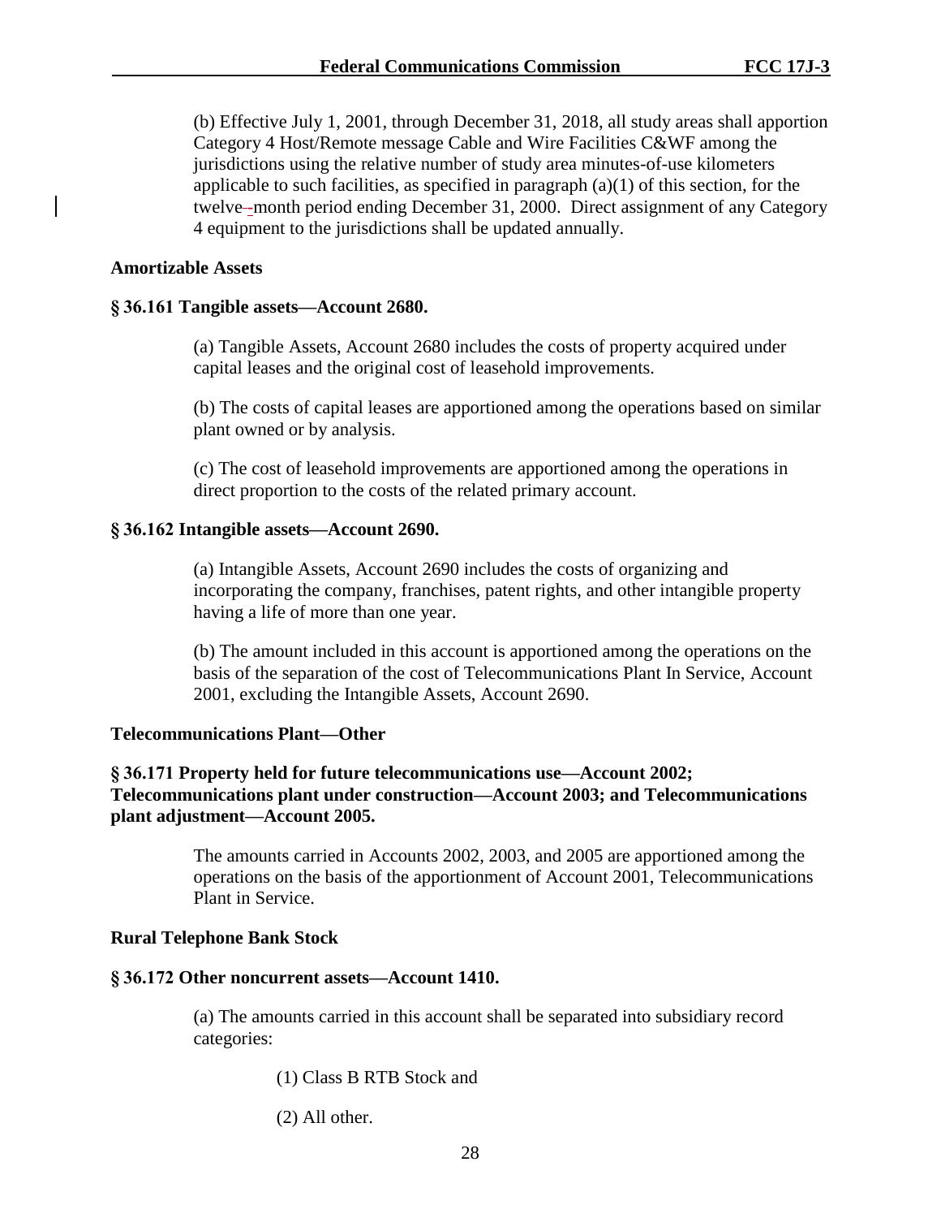(b) Effective July 1, 2001, through December 31, 2018, all study areas shall apportion Category 4 Host/Remote message Cable and Wire Facilities C&WF among the jurisdictions using the relative number of study area minutes-of-use kilometers applicable to such facilities, as specified in paragraph (a)(1) of this section, for the twelve-month period ending December 31, 2000. Direct assignment of any Category 4 equipment to the jurisdictions shall be updated annually.

**Amortizable Assets**

**§ 36.161 Tangible assets—Account 2680.**

(a) Tangible Assets, Account 2680 includes the costs of property acquired under capital leases and the original cost of leasehold improvements.

(b) The costs of capital leases are apportioned among the operations based on similar plant owned or by analysis.

(c) The cost of leasehold improvements are apportioned among the operations in direct proportion to the costs of the related primary account.

**§ 36.162 Intangible assets—Account 2690.**

(a) Intangible Assets, Account 2690 includes the costs of organizing and incorporating the company, franchises, patent rights, and other intangible property having a life of more than one year.

(b) The amount included in this account is apportioned among the operations on the basis of the separation of the cost of Telecommunications Plant In Service, Account 2001, excluding the Intangible Assets, Account 2690.

**Telecommunications Plant—Other**

**§ 36.171 Property held for future telecommunications use—Account 2002; Telecommunications plant under construction—Account 2003; and Telecommunications plant adjustment—Account 2005.**

The amounts carried in Accounts 2002, 2003, and 2005 are apportioned among the operations on the basis of the apportionment of Account 2001, Telecommunications Plant in Service.

**Rural Telephone Bank Stock**

**§ 36.172 Other noncurrent assets—Account 1410.**

(a) The amounts carried in this account shall be separated into subsidiary record categories:

(1) Class B RTB Stock and

(2) All other.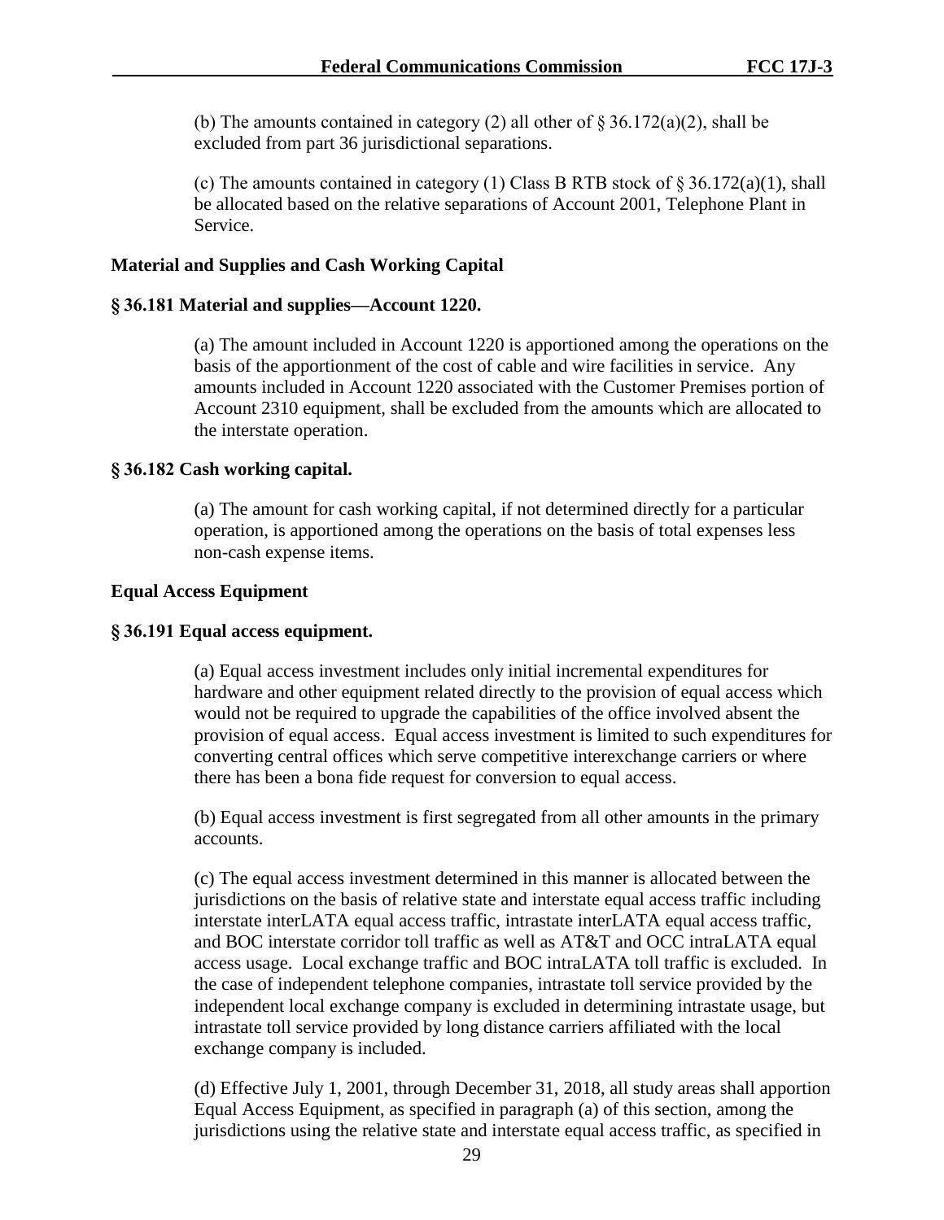(b) The amounts contained in category (2) all other of § 36.172(a)(2), shall be excluded from part 36 jurisdictional separations.

(c) The amounts contained in category (1) Class B RTB stock of § 36.172(a)(1), shall be allocated based on the relative separations of Account 2001, Telephone Plant in Service.

**Material and Supplies and Cash Working Capital**

**§ 36.181 Material and supplies—Account 1220.**

(a) The amount included in Account 1220 is apportioned among the operations on the basis of the apportionment of the cost of cable and wire facilities in service. Any amounts included in Account 1220 associated with the Customer Premises portion of Account 2310 equipment, shall be excluded from the amounts which are allocated to the interstate operation.

**§ 36.182 Cash working capital.**

(a) The amount for cash working capital, if not determined directly for a particular operation, is apportioned among the operations on the basis of total expenses less non-cash expense items.

**Equal Access Equipment**

**§ 36.191 Equal access equipment.**

(a) Equal access investment includes only initial incremental expenditures for hardware and other equipment related directly to the provision of equal access which would not be required to upgrade the capabilities of the office involved absent the provision of equal access. Equal access investment is limited to such expenditures for converting central offices which serve competitive interexchange carriers or where there has been a bona fide request for conversion to equal access.

(b) Equal access investment is first segregated from all other amounts in the primary accounts.

(c) The equal access investment determined in this manner is allocated between the jurisdictions on the basis of relative state and interstate equal access traffic including interstate interLATA equal access traffic, intrastate interLATA equal access traffic, and BOC interstate corridor toll traffic as well as AT&T and OCC intraLATA equal access usage. Local exchange traffic and BOC intraLATA toll traffic is excluded. In the case of independent telephone companies, intrastate toll service provided by the independent local exchange company is excluded in determining intrastate usage, but intrastate toll service provided by long distance carriers affiliated with the local exchange company is included.

(d) Effective July 1, 2001, through December 31, 2018, all study areas shall apportion Equal Access Equipment, as specified in paragraph (a) of this section, among the jurisdictions using the relative state and interstate equal access traffic, as specified in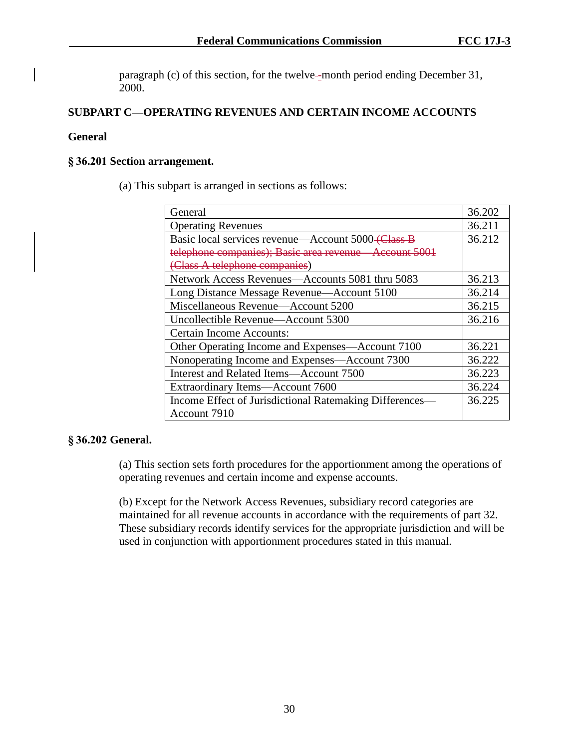paragraph (c) of this section, for the twelve-month period ending December 31, 2000.

## SUBPART C—OPERATING REVENUES AND CERTAIN INCOME ACCOUNTS

### General

### § 36.201 Section arrangement.

(a) This subpart is arranged in sections as follows:

| | |
|---|---|
| General | 36.202 |
| Operating Revenues | 36.211 |
| Basic local services revenue—Account 5000 ~~(Class B telephone companies); Basic area revenue—Account 5001 (Class A telephone companies~~) | 36.212 |
| Network Access Revenues—Accounts 5081 thru 5083 | 36.213 |
| Long Distance Message Revenue—Account 5100 | 36.214 |
| Miscellaneous Revenue—Account 5200 | 36.215 |
| Uncollectible Revenue—Account 5300 | 36.216 |
| Certain Income Accounts: | |
| Other Operating Income and Expenses—Account 7100 | 36.221 |
| Nonoperating Income and Expenses—Account 7300 | 36.222 |
| Interest and Related Items—Account 7500 | 36.223 |
| Extraordinary Items—Account 7600 | 36.224 |
| Income Effect of Jurisdictional Ratemaking Differences—Account 7910 | 36.225 |

### § 36.202 General.

(a) This section sets forth procedures for the apportionment among the operations of operating revenues and certain income and expense accounts.

(b) Except for the Network Access Revenues, subsidiary record categories are maintained for all revenue accounts in accordance with the requirements of part 32. These subsidiary records identify services for the appropriate jurisdiction and will be used in conjunction with apportionment procedures stated in this manual.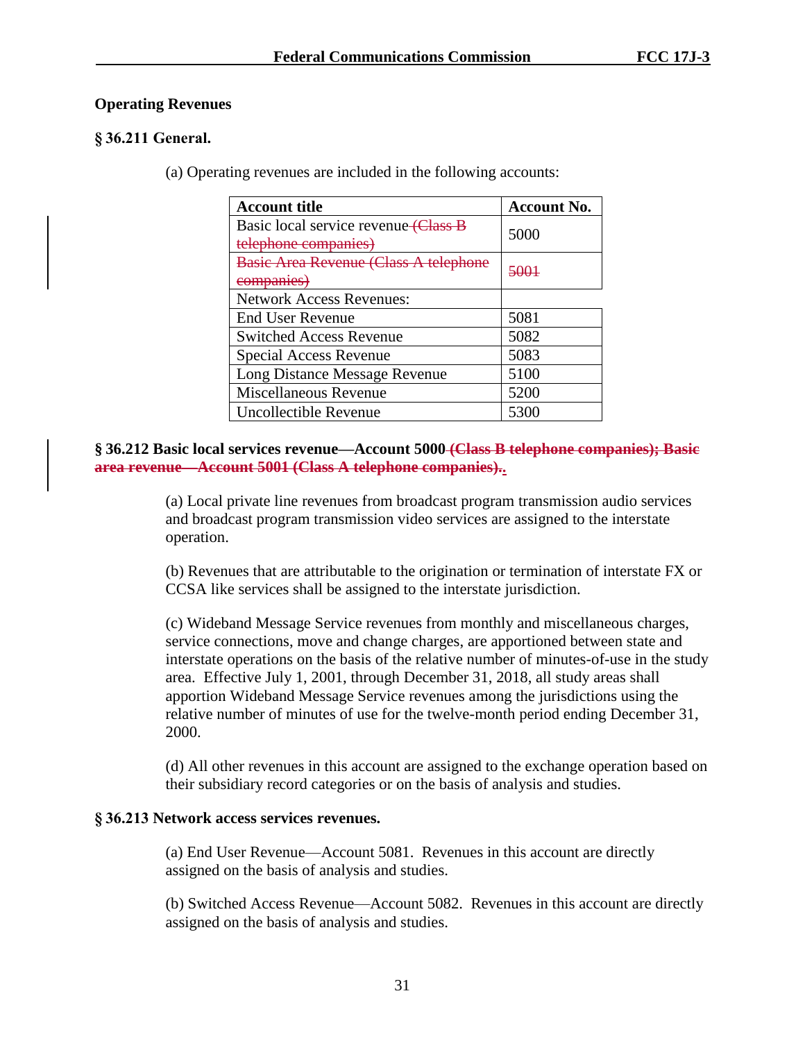**Operating Revenues**

**§ 36.211 General.**

(a) Operating revenues are included in the following accounts:

| Account title | Account No. |
|---|---|
| Basic local service revenue ~~(Class B telephone companies)~~ | 5000 |
| ~~Basic Area Revenue (Class A telephone companies)~~ | ~~5001~~ |
| Network Access Revenues: | |
| End User Revenue | 5081 |
| Switched Access Revenue | 5082 |
| Special Access Revenue | 5083 |
| Long Distance Message Revenue | 5100 |
| Miscellaneous Revenue | 5200 |
| Uncollectible Revenue | 5300 |

**§ 36.212 Basic local services revenue—Account 5000 ~~(Class B telephone companies); Basic area revenue—Account 5001 (Class A telephone companies).~~.**

(a) Local private line revenues from broadcast program transmission audio services and broadcast program transmission video services are assigned to the interstate operation.

(b) Revenues that are attributable to the origination or termination of interstate FX or CCSA like services shall be assigned to the interstate jurisdiction.

(c) Wideband Message Service revenues from monthly and miscellaneous charges, service connections, move and change charges, are apportioned between state and interstate operations on the basis of the relative number of minutes-of-use in the study area. Effective July 1, 2001, through December 31, 2018, all study areas shall apportion Wideband Message Service revenues among the jurisdictions using the relative number of minutes of use for the twelve-month period ending December 31, 2000.

(d) All other revenues in this account are assigned to the exchange operation based on their subsidiary record categories or on the basis of analysis and studies.

**§ 36.213 Network access services revenues.**

(a) End User Revenue—Account 5081. Revenues in this account are directly assigned on the basis of analysis and studies.

(b) Switched Access Revenue—Account 5082. Revenues in this account are directly assigned on the basis of analysis and studies.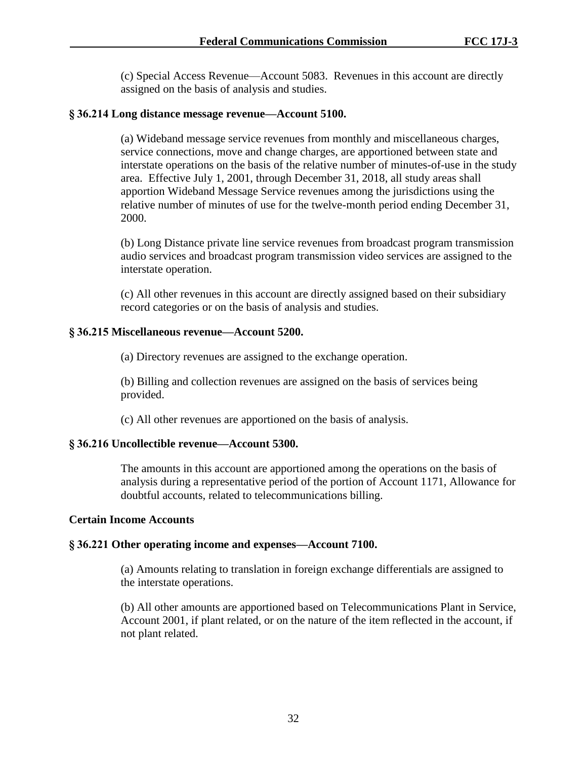(c) Special Access Revenue—Account 5083. Revenues in this account are directly assigned on the basis of analysis and studies.

**§ 36.214 Long distance message revenue—Account 5100.**

(a) Wideband message service revenues from monthly and miscellaneous charges, service connections, move and change charges, are apportioned between state and interstate operations on the basis of the relative number of minutes-of-use in the study area. Effective July 1, 2001, through December 31, 2018, all study areas shall apportion Wideband Message Service revenues among the jurisdictions using the relative number of minutes of use for the twelve-month period ending December 31, 2000.

(b) Long Distance private line service revenues from broadcast program transmission audio services and broadcast program transmission video services are assigned to the interstate operation.

(c) All other revenues in this account are directly assigned based on their subsidiary record categories or on the basis of analysis and studies.

**§ 36.215 Miscellaneous revenue—Account 5200.**

(a) Directory revenues are assigned to the exchange operation.

(b) Billing and collection revenues are assigned on the basis of services being provided.

(c) All other revenues are apportioned on the basis of analysis.

**§ 36.216 Uncollectible revenue—Account 5300.**

The amounts in this account are apportioned among the operations on the basis of analysis during a representative period of the portion of Account 1171, Allowance for doubtful accounts, related to telecommunications billing.

**Certain Income Accounts**

**§ 36.221 Other operating income and expenses—Account 7100.**

(a) Amounts relating to translation in foreign exchange differentials are assigned to the interstate operations.

(b) All other amounts are apportioned based on Telecommunications Plant in Service, Account 2001, if plant related, or on the nature of the item reflected in the account, if not plant related.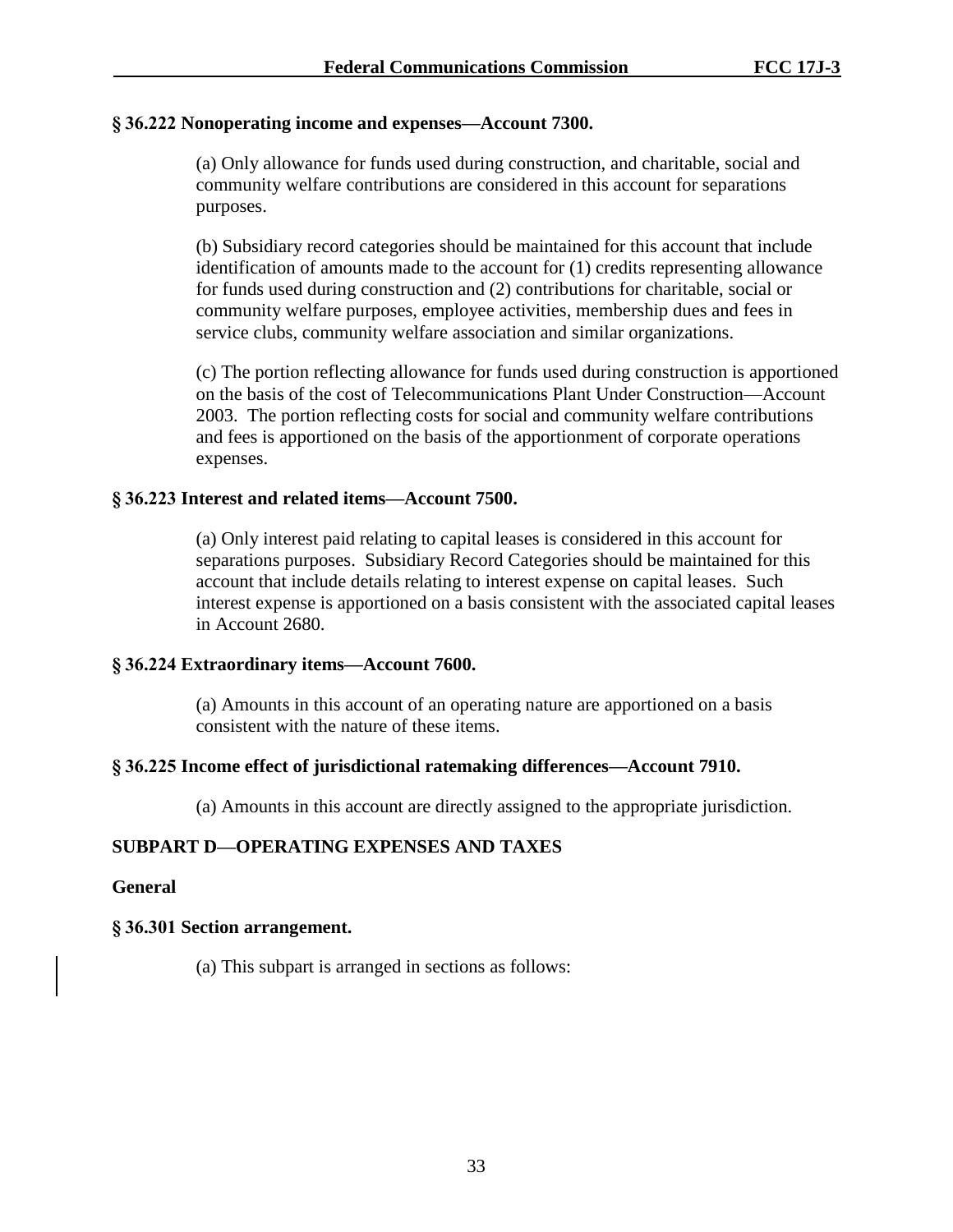**§ 36.222 Nonoperating income and expenses—Account 7300.**

(a) Only allowance for funds used during construction, and charitable, social and community welfare contributions are considered in this account for separations purposes.

(b) Subsidiary record categories should be maintained for this account that include identification of amounts made to the account for (1) credits representing allowance for funds used during construction and (2) contributions for charitable, social or community welfare purposes, employee activities, membership dues and fees in service clubs, community welfare association and similar organizations.

(c) The portion reflecting allowance for funds used during construction is apportioned on the basis of the cost of Telecommunications Plant Under Construction—Account 2003. The portion reflecting costs for social and community welfare contributions and fees is apportioned on the basis of the apportionment of corporate operations expenses.

**§ 36.223 Interest and related items—Account 7500.**

(a) Only interest paid relating to capital leases is considered in this account for separations purposes. Subsidiary Record Categories should be maintained for this account that include details relating to interest expense on capital leases. Such interest expense is apportioned on a basis consistent with the associated capital leases in Account 2680.

**§ 36.224 Extraordinary items—Account 7600.**

(a) Amounts in this account of an operating nature are apportioned on a basis consistent with the nature of these items.

**§ 36.225 Income effect of jurisdictional ratemaking differences—Account 7910.**

(a) Amounts in this account are directly assigned to the appropriate jurisdiction.

## SUBPART D—OPERATING EXPENSES AND TAXES

**General**

**§ 36.301 Section arrangement.**

(a) This subpart is arranged in sections as follows: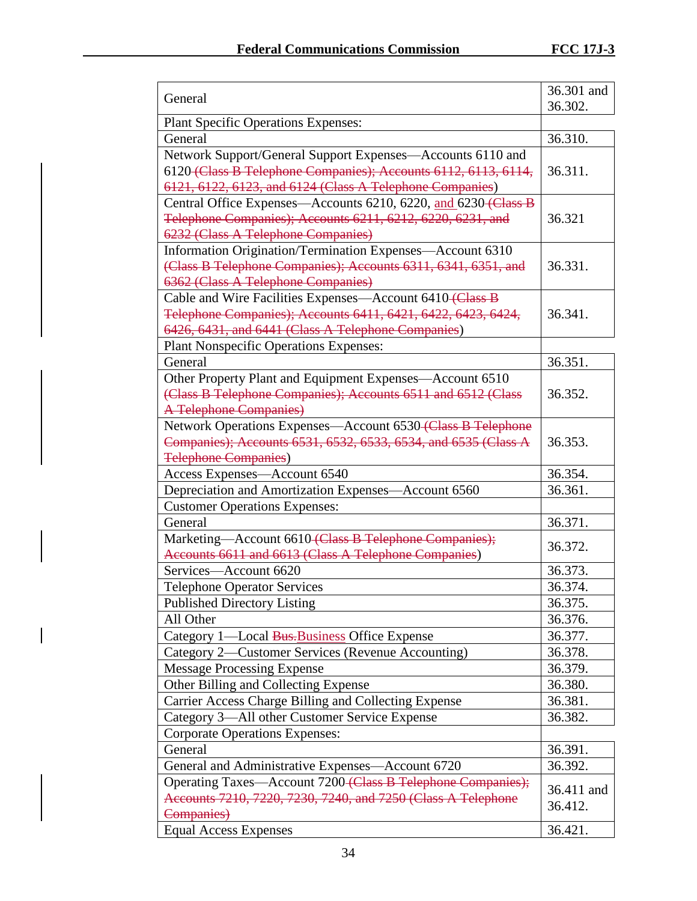| General | 36.301 and 36.302. |
|---|---|
| Plant Specific Operations Expenses: | |
| General | 36.310. |
| Network Support/General Support Expenses—Accounts 6110 and 6120 ~~(Class B Telephone Companies); Accounts 6112, 6113, 6114, 6121, 6122, 6123, and 6124 (Class A Telephone Companies~~) | 36.311. |
| Central Office Expenses—Accounts 6210, 6220, and 6230 ~~(Class B Telephone Companies); Accounts 6211, 6212, 6220, 6231, and 6232 (Class A Telephone Companies)~~ | 36.321 |
| Information Origination/Termination Expenses—Account 6310 ~~(Class B Telephone Companies); Accounts 6311, 6341, 6351, and 6362 (Class A Telephone Companies)~~ | 36.331. |
| Cable and Wire Facilities Expenses—Account 6410 ~~(Class B Telephone Companies); Accounts 6411, 6421, 6422, 6423, 6424, 6426, 6431, and 6441 (Class A Telephone Companies~~) | 36.341. |
| Plant Nonspecific Operations Expenses: | |
| General | 36.351. |
| Other Property Plant and Equipment Expenses—Account 6510 ~~(Class B Telephone Companies); Accounts 6511 and 6512 (Class A Telephone Companies)~~ | 36.352. |
| Network Operations Expenses—Account 6530 ~~(Class B Telephone Companies); Accounts 6531, 6532, 6533, 6534, and 6535 (Class A Telephone Companies~~) | 36.353. |
| Access Expenses—Account 6540 | 36.354. |
| Depreciation and Amortization Expenses—Account 6560 | 36.361. |
| Customer Operations Expenses: | |
| General | 36.371. |
| Marketing—Account 6610 ~~(Class B Telephone Companies); Accounts 6611 and 6613 (Class A Telephone Companies~~) | 36.372. |
| Services—Account 6620 | 36.373. |
| Telephone Operator Services | 36.374. |
| Published Directory Listing | 36.375. |
| All Other | 36.376. |
| Category 1—Local ~~Bus.~~Business Office Expense | 36.377. |
| Category 2—Customer Services (Revenue Accounting) | 36.378. |
| Message Processing Expense | 36.379. |
| Other Billing and Collecting Expense | 36.380. |
| Carrier Access Charge Billing and Collecting Expense | 36.381. |
| Category 3—All other Customer Service Expense | 36.382. |
| Corporate Operations Expenses: | |
| General | 36.391. |
| General and Administrative Expenses—Account 6720 | 36.392. |
| Operating Taxes—Account 7200 ~~(Class B Telephone Companies); Accounts 7210, 7220, 7230, 7240, and 7250 (Class A Telephone Companies)~~ | 36.411 and 36.412. |
| Equal Access Expenses | 36.421. |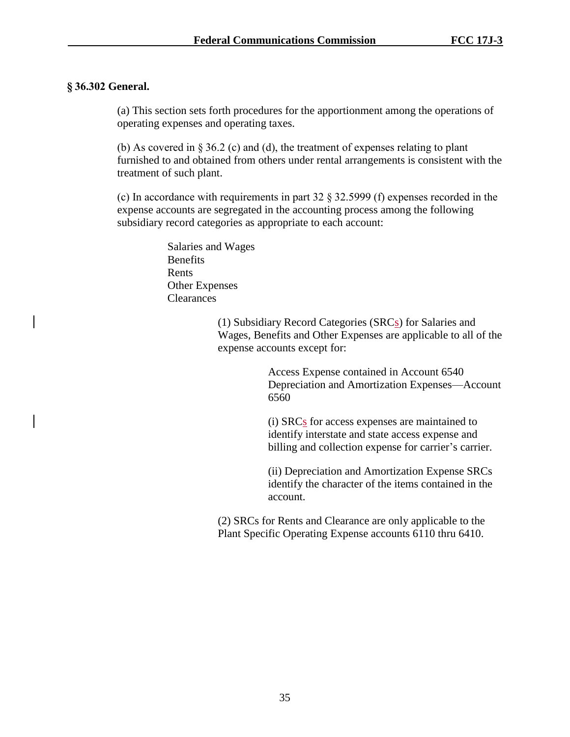**§ 36.302 General.**

(a) This section sets forth procedures for the apportionment among the operations of operating expenses and operating taxes.

(b) As covered in § 36.2 (c) and (d), the treatment of expenses relating to plant furnished to and obtained from others under rental arrangements is consistent with the treatment of such plant.

(c) In accordance with requirements in part 32 § 32.5999 (f) expenses recorded in the expense accounts are segregated in the accounting process among the following subsidiary record categories as appropriate to each account:

Salaries and Wages
Benefits
Rents
Other Expenses
Clearances

(1) Subsidiary Record Categories (SRCs) for Salaries and Wages, Benefits and Other Expenses are applicable to all of the expense accounts except for:

Access Expense contained in Account 6540
Depreciation and Amortization Expenses—Account 6560

(i) SRCs for access expenses are maintained to identify interstate and state access expense and billing and collection expense for carrier's carrier.

(ii) Depreciation and Amortization Expense SRCs identify the character of the items contained in the account.

(2) SRCs for Rents and Clearance are only applicable to the Plant Specific Operating Expense accounts 6110 thru 6410.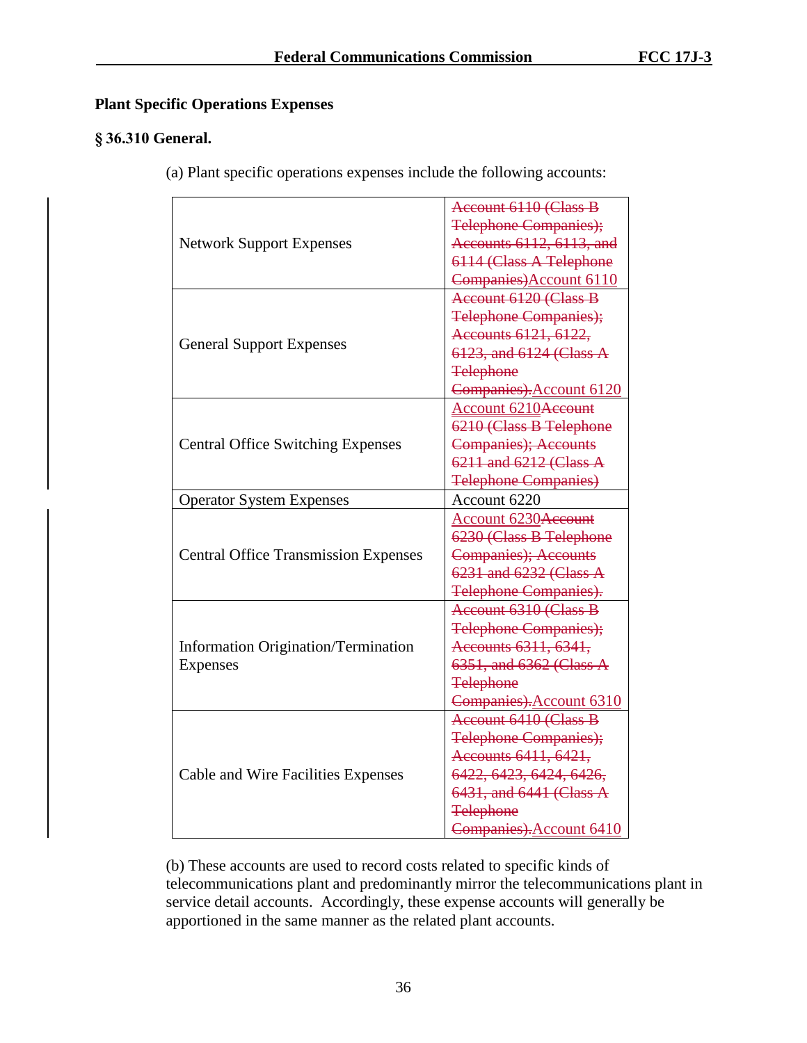**Plant Specific Operations Expenses**

**§ 36.310 General.**

(a) Plant specific operations expenses include the following accounts:

| | |
|---|---|
| Network Support Expenses | ~~Account 6110 (Class B Telephone Companies); Accounts 6112, 6113, and 6114 (Class A Telephone Companies)~~Account 6110 |
| General Support Expenses | ~~Account 6120 (Class B Telephone Companies); Accounts 6121, 6122, 6123, and 6124 (Class A Telephone Companies).~~Account 6120 |
| Central Office Switching Expenses | Account 6210~~Account 6210 (Class B Telephone Companies); Accounts 6211 and 6212 (Class A Telephone Companies)~~ |
| Operator System Expenses | Account 6220 |
| Central Office Transmission Expenses | Account 6230~~Account 6230 (Class B Telephone Companies); Accounts 6231 and 6232 (Class A Telephone Companies).~~ |
| Information Origination/Termination Expenses | ~~Account 6310 (Class B Telephone Companies); Accounts 6311, 6341, 6351, and 6362 (Class A Telephone Companies).~~Account 6310 |
| Cable and Wire Facilities Expenses | ~~Account 6410 (Class B Telephone Companies); Accounts 6411, 6421, 6422, 6423, 6424, 6426, 6431, and 6441 (Class A Telephone Companies).~~Account 6410 |

(b) These accounts are used to record costs related to specific kinds of telecommunications plant and predominantly mirror the telecommunications plant in service detail accounts. Accordingly, these expense accounts will generally be apportioned in the same manner as the related plant accounts.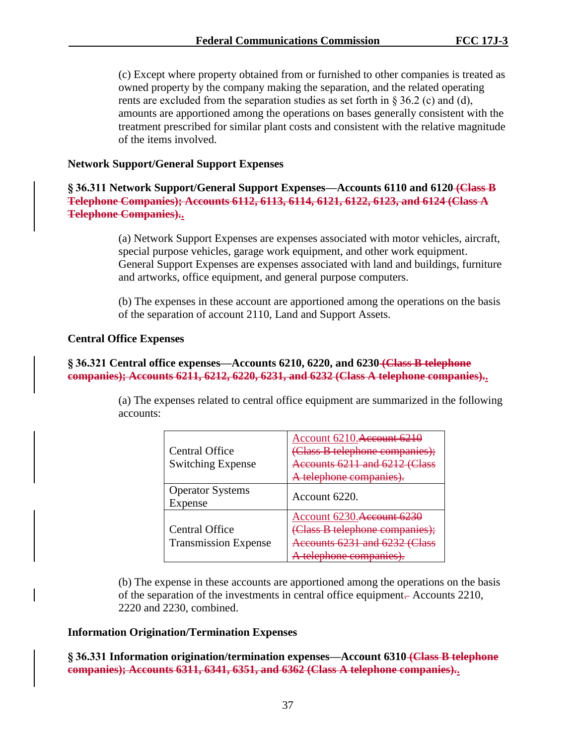(c) Except where property obtained from or furnished to other companies is treated as owned property by the company making the separation, and the related operating rents are excluded from the separation studies as set forth in § 36.2 (c) and (d), amounts are apportioned among the operations on bases generally consistent with the treatment prescribed for similar plant costs and consistent with the relative magnitude of the items involved.

**Network Support/General Support Expenses**

**§ 36.311 Network Support/General Support Expenses—Accounts 6110 and 6120 ~~(Class B Telephone Companies); Accounts 6112, 6113, 6114, 6121, 6122, 6123, and 6124 (Class A Telephone Companies).~~.**

(a) Network Support Expenses are expenses associated with motor vehicles, aircraft, special purpose vehicles, garage work equipment, and other work equipment. General Support Expenses are expenses associated with land and buildings, furniture and artworks, office equipment, and general purpose computers.

(b) The expenses in these account are apportioned among the operations on the basis of the separation of account 2110, Land and Support Assets.

**Central Office Expenses**

**§ 36.321 Central office expenses—Accounts 6210, 6220, and 6230 ~~(Class B telephone companies); Accounts 6211, 6212, 6220, 6231, and 6232 (Class A telephone companies).~~.**

(a) The expenses related to central office equipment are summarized in the following accounts:

| | |
|---|---|
| Central Office Switching Expense | Account 6210.~~Account 6210 (Class B telephone companies); Accounts 6211 and 6212 (Class A telephone companies).~~ |
| Operator Systems Expense | Account 6220. |
| Central Office Transmission Expense | Account 6230.~~Account 6230 (Class B telephone companies); Accounts 6231 and 6232 (Class A telephone companies).~~ |

(b) The expense in these accounts are apportioned among the operations on the basis of the separation of the investments in central office equipment~~.~~ Accounts 2210, 2220 and 2230, combined.

**Information Origination/Termination Expenses**

**§ 36.331 Information origination/termination expenses—Account 6310 ~~(Class B telephone companies); Accounts 6311, 6341, 6351, and 6362 (Class A telephone companies).~~.**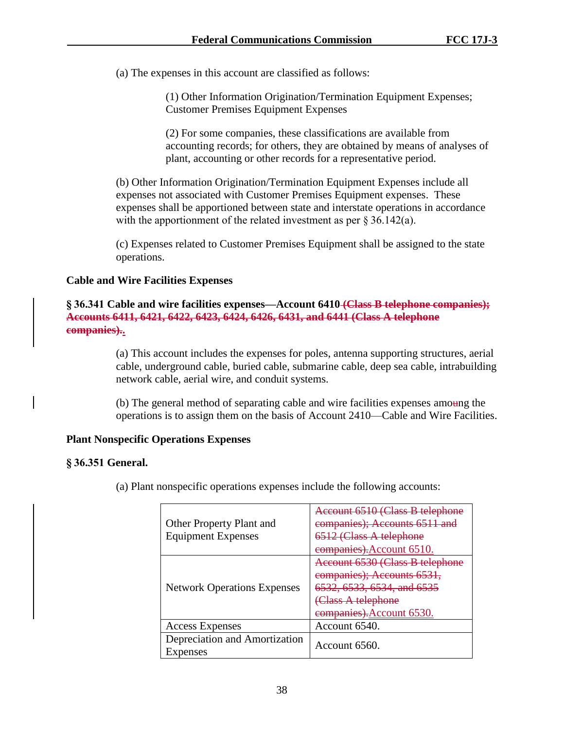(a) The expenses in this account are classified as follows:

> (1) Other Information Origination/Termination Equipment Expenses; Customer Premises Equipment Expenses
>
> (2) For some companies, these classifications are available from accounting records; for others, they are obtained by means of analyses of plant, accounting or other records for a representative period.

(b) Other Information Origination/Termination Equipment Expenses include all expenses not associated with Customer Premises Equipment expenses. These expenses shall be apportioned between state and interstate operations in accordance with the apportionment of the related investment as per § 36.142(a).

(c) Expenses related to Customer Premises Equipment shall be assigned to the state operations.

**Cable and Wire Facilities Expenses**

**§ 36.341 Cable and wire facilities expenses—Account 6410 ~~(Class B telephone companies); Accounts 6411, 6421, 6422, 6423, 6424, 6426, 6431, and 6441 (Class A telephone companies).~~.**

> (a) This account includes the expenses for poles, antenna supporting structures, aerial cable, underground cable, buried cable, submarine cable, deep sea cable, intrabuilding network cable, aerial wire, and conduit systems.
>
> (b) The general method of separating cable and wire facilities expenses amo~~u~~ng the operations is to assign them on the basis of Account 2410—Cable and Wire Facilities.

**Plant Nonspecific Operations Expenses**

**§ 36.351 General.**

(a) Plant nonspecific operations expenses include the following accounts:

| | |
|---|---|
| Other Property Plant and Equipment Expenses | ~~Account 6510 (Class B telephone companies); Accounts 6511 and 6512 (Class A telephone companies).~~Account 6510. |
| Network Operations Expenses | ~~Account 6530 (Class B telephone companies); Accounts 6531, 6532, 6533, 6534, and 6535 (Class A telephone companies).~~Account 6530. |
| Access Expenses | Account 6540. |
| Depreciation and Amortization Expenses | Account 6560. |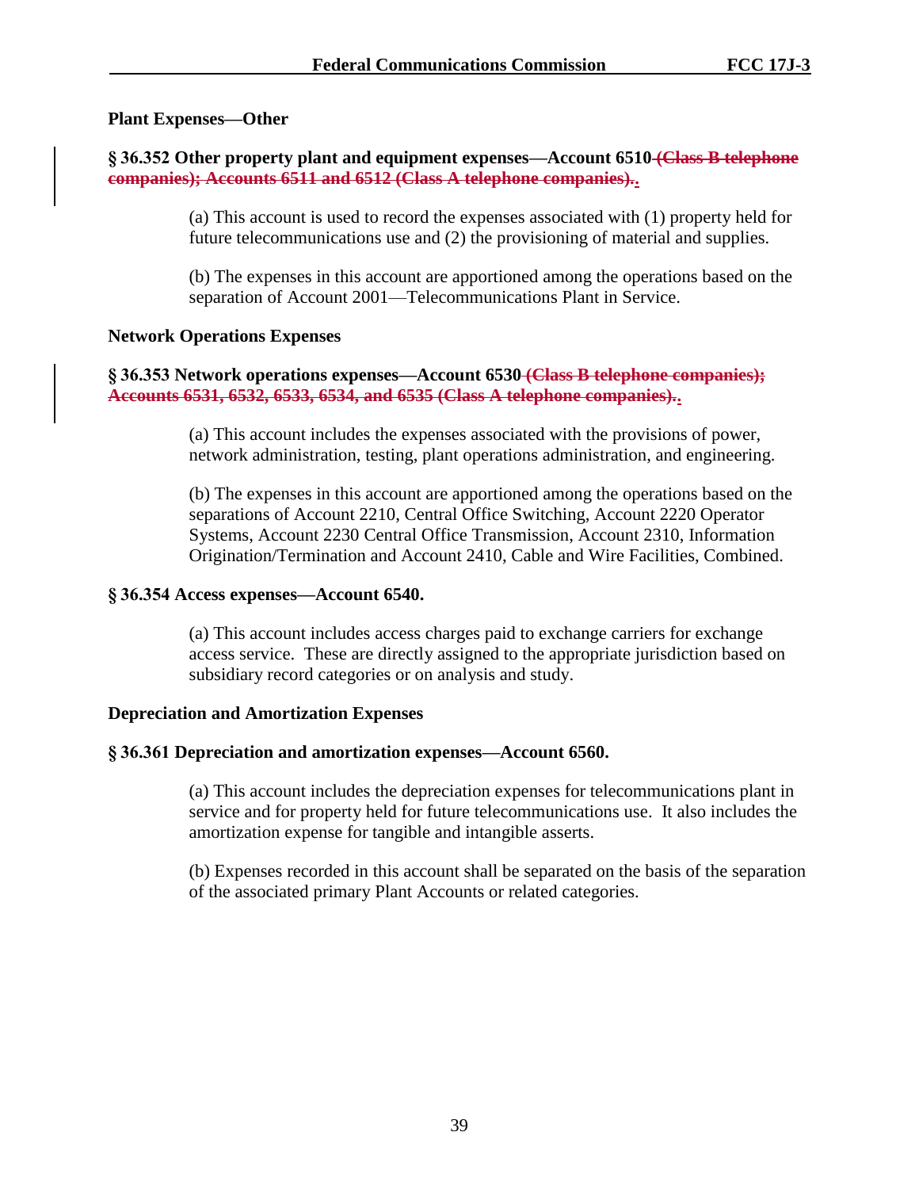**Plant Expenses—Other**

**§ 36.352 Other property plant and equipment expenses—Account 6510 ~~(Class B telephone companies); Accounts 6511 and 6512 (Class A telephone companies).~~.**

(a) This account is used to record the expenses associated with (1) property held for future telecommunications use and (2) the provisioning of material and supplies.

(b) The expenses in this account are apportioned among the operations based on the separation of Account 2001—Telecommunications Plant in Service.

**Network Operations Expenses**

**§ 36.353 Network operations expenses—Account 6530 ~~(Class B telephone companies); Accounts 6531, 6532, 6533, 6534, and 6535 (Class A telephone companies).~~.**

(a) This account includes the expenses associated with the provisions of power, network administration, testing, plant operations administration, and engineering.

(b) The expenses in this account are apportioned among the operations based on the separations of Account 2210, Central Office Switching, Account 2220 Operator Systems, Account 2230 Central Office Transmission, Account 2310, Information Origination/Termination and Account 2410, Cable and Wire Facilities, Combined.

**§ 36.354 Access expenses—Account 6540.**

(a) This account includes access charges paid to exchange carriers for exchange access service. These are directly assigned to the appropriate jurisdiction based on subsidiary record categories or on analysis and study.

**Depreciation and Amortization Expenses**

**§ 36.361 Depreciation and amortization expenses—Account 6560.**

(a) This account includes the depreciation expenses for telecommunications plant in service and for property held for future telecommunications use. It also includes the amortization expense for tangible and intangible asserts.

(b) Expenses recorded in this account shall be separated on the basis of the separation of the associated primary Plant Accounts or related categories.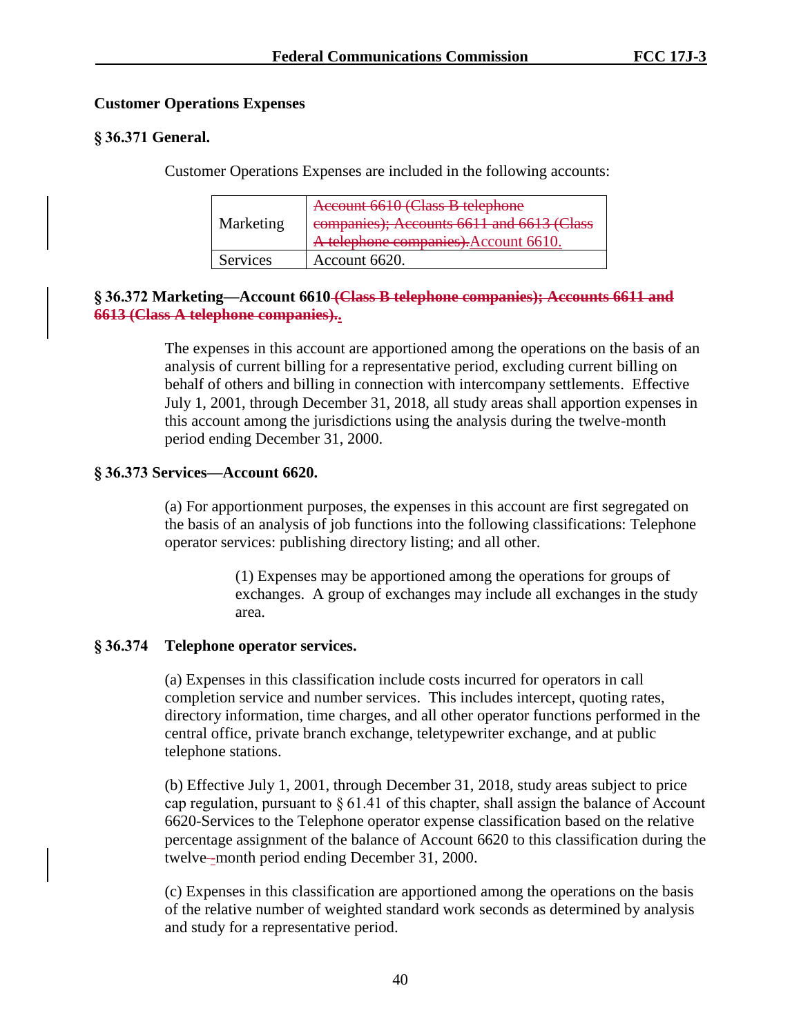**Customer Operations Expenses**

**§ 36.371 General.**

Customer Operations Expenses are included in the following accounts:

| | |
|---|---|
| Marketing | ~~Account 6610 (Class B telephone companies); Accounts 6611 and 6613 (Class A telephone companies).~~Account 6610. |
| Services | Account 6620. |

**§ 36.372 Marketing—Account 6610 ~~(Class B telephone companies); Accounts 6611 and 6613 (Class A telephone companies).~~.**

The expenses in this account are apportioned among the operations on the basis of an analysis of current billing for a representative period, excluding current billing on behalf of others and billing in connection with intercompany settlements. Effective July 1, 2001, through December 31, 2018, all study areas shall apportion expenses in this account among the jurisdictions using the analysis during the twelve-month period ending December 31, 2000.

**§ 36.373 Services—Account 6620.**

(a) For apportionment purposes, the expenses in this account are first segregated on the basis of an analysis of job functions into the following classifications: Telephone operator services: publishing directory listing; and all other.

(1) Expenses may be apportioned among the operations for groups of exchanges. A group of exchanges may include all exchanges in the study area.

**§ 36.374 Telephone operator services.**

(a) Expenses in this classification include costs incurred for operators in call completion service and number services. This includes intercept, quoting rates, directory information, time charges, and all other operator functions performed in the central office, private branch exchange, teletypewriter exchange, and at public telephone stations.

(b) Effective July 1, 2001, through December 31, 2018, study areas subject to price cap regulation, pursuant to § 61.41 of this chapter, shall assign the balance of Account 6620-Services to the Telephone operator expense classification based on the relative percentage assignment of the balance of Account 6620 to this classification during the twelve-month period ending December 31, 2000.

(c) Expenses in this classification are apportioned among the operations on the basis of the relative number of weighted standard work seconds as determined by analysis and study for a representative period.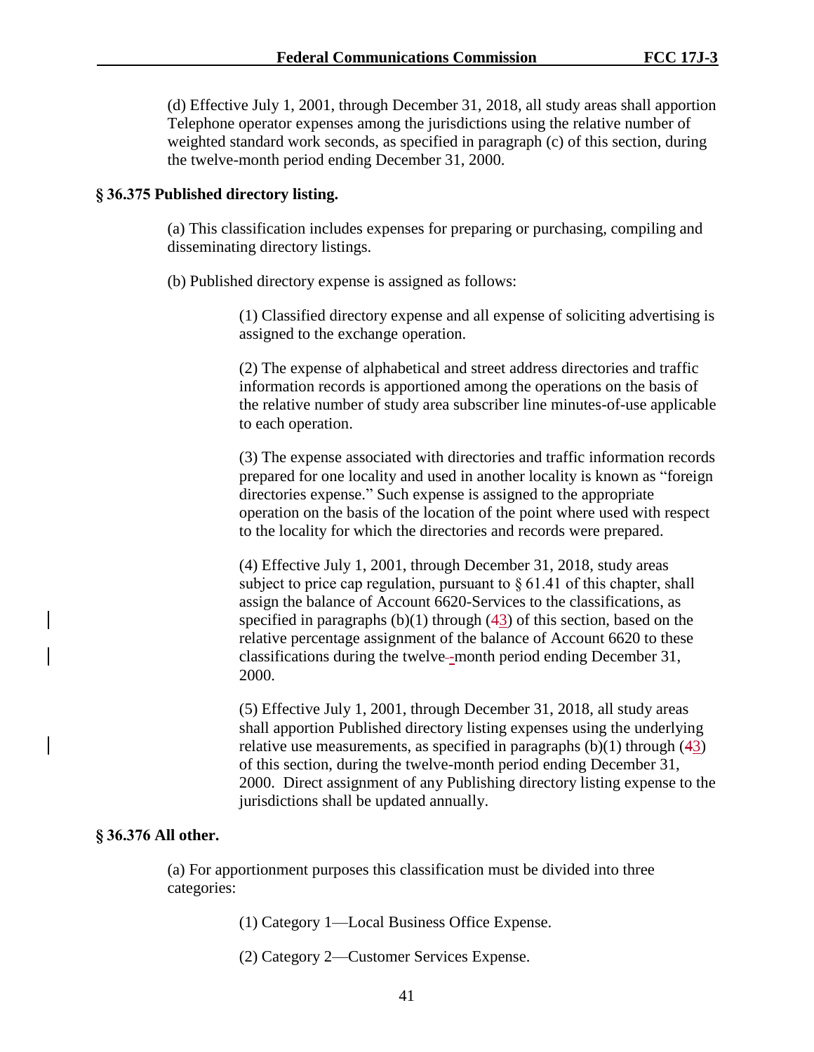(d) Effective July 1, 2001, through December 31, 2018, all study areas shall apportion Telephone operator expenses among the jurisdictions using the relative number of weighted standard work seconds, as specified in paragraph (c) of this section, during the twelve-month period ending December 31, 2000.

**§ 36.375 Published directory listing.**

(a) This classification includes expenses for preparing or purchasing, compiling and disseminating directory listings.

(b) Published directory expense is assigned as follows:

(1) Classified directory expense and all expense of soliciting advertising is assigned to the exchange operation.

(2) The expense of alphabetical and street address directories and traffic information records is apportioned among the operations on the basis of the relative number of study area subscriber line minutes-of-use applicable to each operation.

(3) The expense associated with directories and traffic information records prepared for one locality and used in another locality is known as "foreign directories expense." Such expense is assigned to the appropriate operation on the basis of the location of the point where used with respect to the locality for which the directories and records were prepared.

(4) Effective July 1, 2001, through December 31, 2018, study areas subject to price cap regulation, pursuant to § 61.41 of this chapter, shall assign the balance of Account 6620-Services to the classifications, as specified in paragraphs (b)(1) through (~~4~~3) of this section, based on the relative percentage assignment of the balance of Account 6620 to these classifications during the twelve-month period ending December 31, 2000.

(5) Effective July 1, 2001, through December 31, 2018, all study areas shall apportion Published directory listing expenses using the underlying relative use measurements, as specified in paragraphs (b)(1) through (~~4~~3) of this section, during the twelve-month period ending December 31, 2000. Direct assignment of any Publishing directory listing expense to the jurisdictions shall be updated annually.

**§ 36.376 All other.**

(a) For apportionment purposes this classification must be divided into three categories:

(1) Category 1—Local Business Office Expense.

(2) Category 2—Customer Services Expense.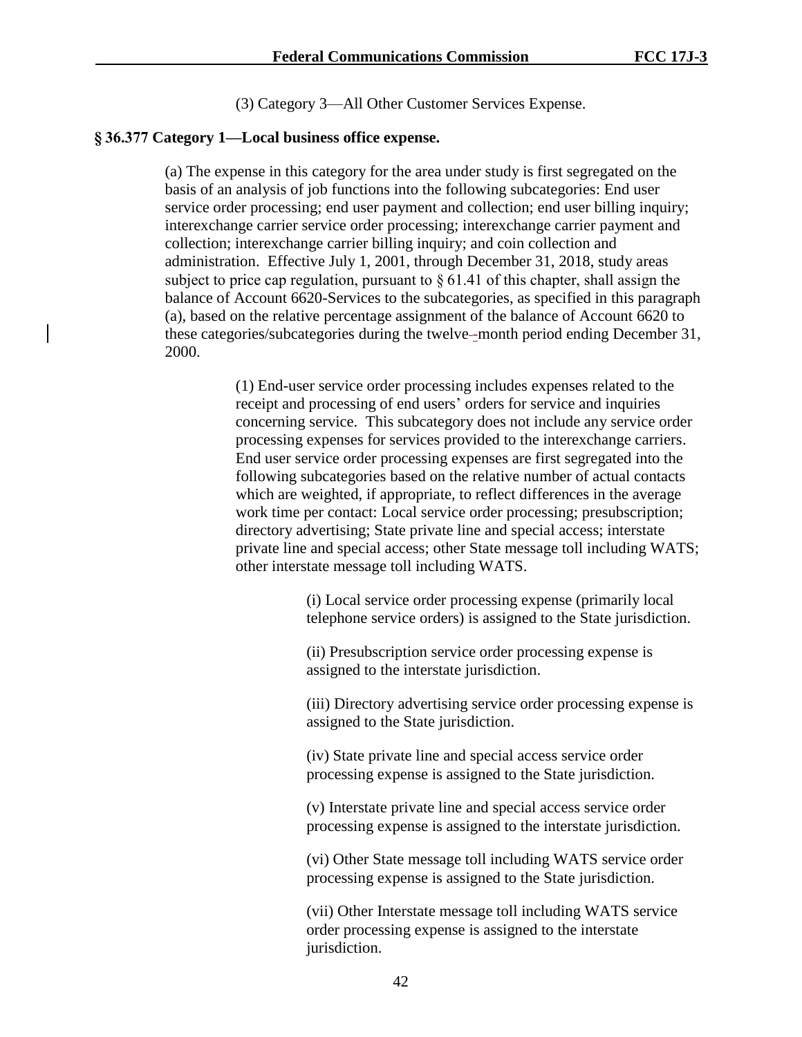(3) Category 3—All Other Customer Services Expense.

**§ 36.377 Category 1—Local business office expense.**

(a) The expense in this category for the area under study is first segregated on the basis of an analysis of job functions into the following subcategories: End user service order processing; end user payment and collection; end user billing inquiry; interexchange carrier service order processing; interexchange carrier payment and collection; interexchange carrier billing inquiry; and coin collection and administration. Effective July 1, 2001, through December 31, 2018, study areas subject to price cap regulation, pursuant to § 61.41 of this chapter, shall assign the balance of Account 6620-Services to the subcategories, as specified in this paragraph (a), based on the relative percentage assignment of the balance of Account 6620 to these categories/subcategories during the twelve-month period ending December 31, 2000.

(1) End-user service order processing includes expenses related to the receipt and processing of end users' orders for service and inquiries concerning service. This subcategory does not include any service order processing expenses for services provided to the interexchange carriers. End user service order processing expenses are first segregated into the following subcategories based on the relative number of actual contacts which are weighted, if appropriate, to reflect differences in the average work time per contact: Local service order processing; presubscription; directory advertising; State private line and special access; interstate private line and special access; other State message toll including WATS; other interstate message toll including WATS.

(i) Local service order processing expense (primarily local telephone service orders) is assigned to the State jurisdiction.

(ii) Presubscription service order processing expense is assigned to the interstate jurisdiction.

(iii) Directory advertising service order processing expense is assigned to the State jurisdiction.

(iv) State private line and special access service order processing expense is assigned to the State jurisdiction.

(v) Interstate private line and special access service order processing expense is assigned to the interstate jurisdiction.

(vi) Other State message toll including WATS service order processing expense is assigned to the State jurisdiction.

(vii) Other Interstate message toll including WATS service order processing expense is assigned to the interstate jurisdiction.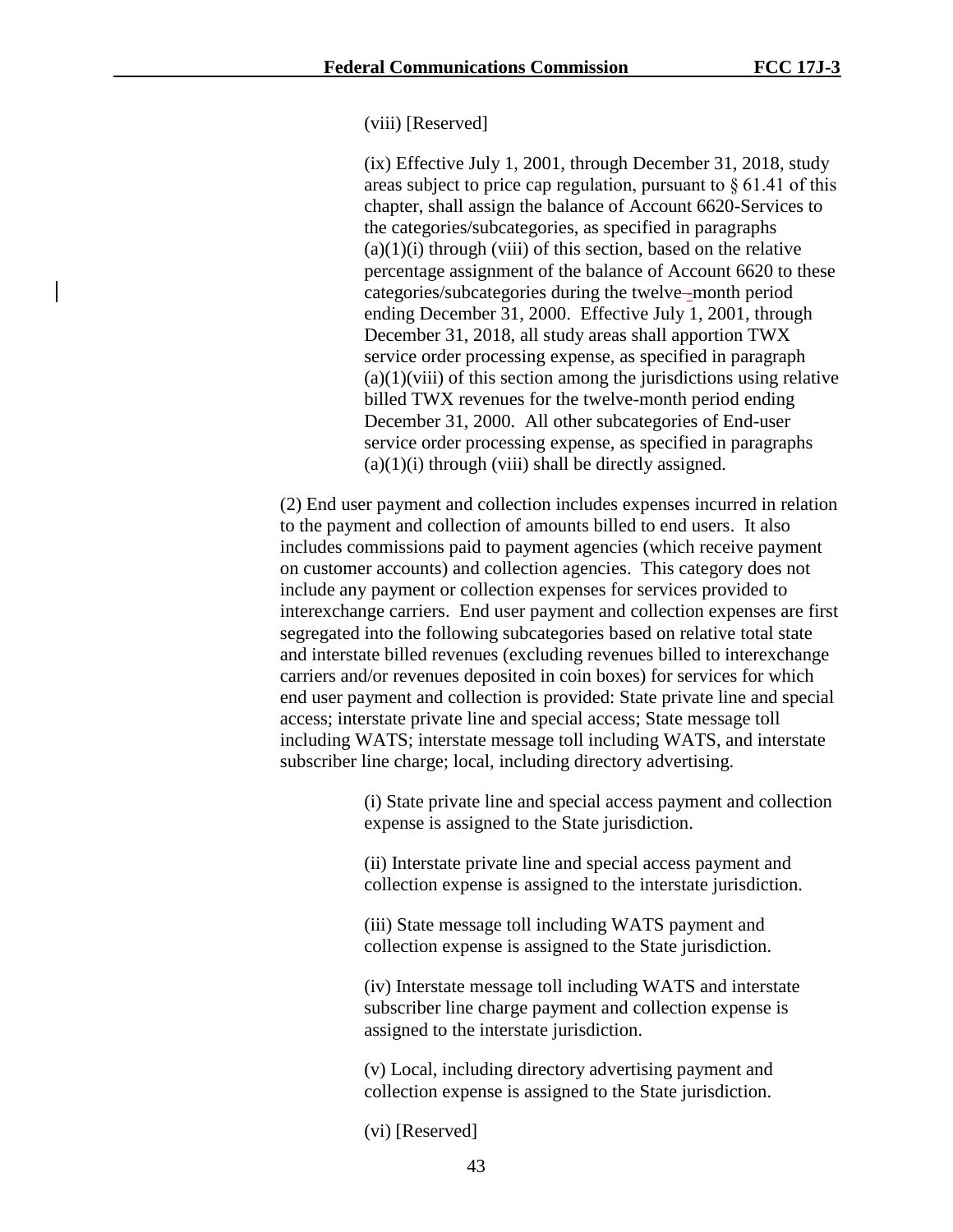(viii) [Reserved]

(ix) Effective July 1, 2001, through December 31, 2018, study areas subject to price cap regulation, pursuant to § 61.41 of this chapter, shall assign the balance of Account 6620-Services to the categories/subcategories, as specified in paragraphs (a)(1)(i) through (viii) of this section, based on the relative percentage assignment of the balance of Account 6620 to these categories/subcategories during the twelve-month period ending December 31, 2000. Effective July 1, 2001, through December 31, 2018, all study areas shall apportion TWX service order processing expense, as specified in paragraph (a)(1)(viii) of this section among the jurisdictions using relative billed TWX revenues for the twelve-month period ending December 31, 2000. All other subcategories of End-user service order processing expense, as specified in paragraphs (a)(1)(i) through (viii) shall be directly assigned.

(2) End user payment and collection includes expenses incurred in relation to the payment and collection of amounts billed to end users. It also includes commissions paid to payment agencies (which receive payment on customer accounts) and collection agencies. This category does not include any payment or collection expenses for services provided to interexchange carriers. End user payment and collection expenses are first segregated into the following subcategories based on relative total state and interstate billed revenues (excluding revenues billed to interexchange carriers and/or revenues deposited in coin boxes) for services for which end user payment and collection is provided: State private line and special access; interstate private line and special access; State message toll including WATS; interstate message toll including WATS, and interstate subscriber line charge; local, including directory advertising.

(i) State private line and special access payment and collection expense is assigned to the State jurisdiction.

(ii) Interstate private line and special access payment and collection expense is assigned to the interstate jurisdiction.

(iii) State message toll including WATS payment and collection expense is assigned to the State jurisdiction.

(iv) Interstate message toll including WATS and interstate subscriber line charge payment and collection expense is assigned to the interstate jurisdiction.

(v) Local, including directory advertising payment and collection expense is assigned to the State jurisdiction.

(vi) [Reserved]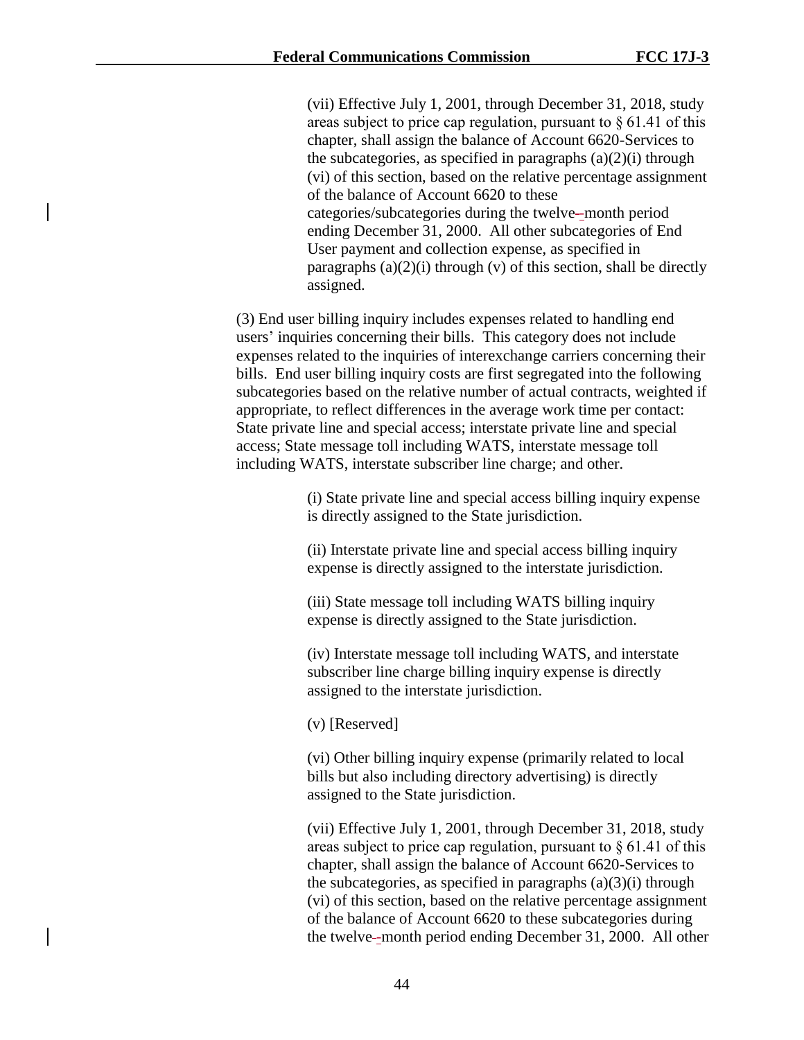(vii) Effective July 1, 2001, through December 31, 2018, study areas subject to price cap regulation, pursuant to § 61.41 of this chapter, shall assign the balance of Account 6620-Services to the subcategories, as specified in paragraphs (a)(2)(i) through (vi) of this section, based on the relative percentage assignment of the balance of Account 6620 to these categories/subcategories during the twelve-month period ending December 31, 2000. All other subcategories of End User payment and collection expense, as specified in paragraphs (a)(2)(i) through (v) of this section, shall be directly assigned.

(3) End user billing inquiry includes expenses related to handling end users' inquiries concerning their bills. This category does not include expenses related to the inquiries of interexchange carriers concerning their bills. End user billing inquiry costs are first segregated into the following subcategories based on the relative number of actual contracts, weighted if appropriate, to reflect differences in the average work time per contact: State private line and special access; interstate private line and special access; State message toll including WATS, interstate message toll including WATS, interstate subscriber line charge; and other.

(i) State private line and special access billing inquiry expense is directly assigned to the State jurisdiction.

(ii) Interstate private line and special access billing inquiry expense is directly assigned to the interstate jurisdiction.

(iii) State message toll including WATS billing inquiry expense is directly assigned to the State jurisdiction.

(iv) Interstate message toll including WATS, and interstate subscriber line charge billing inquiry expense is directly assigned to the interstate jurisdiction.

(v) [Reserved]

(vi) Other billing inquiry expense (primarily related to local bills but also including directory advertising) is directly assigned to the State jurisdiction.

(vii) Effective July 1, 2001, through December 31, 2018, study areas subject to price cap regulation, pursuant to § 61.41 of this chapter, shall assign the balance of Account 6620-Services to the subcategories, as specified in paragraphs (a)(3)(i) through (vi) of this section, based on the relative percentage assignment of the balance of Account 6620 to these subcategories during the twelve-month period ending December 31, 2000. All other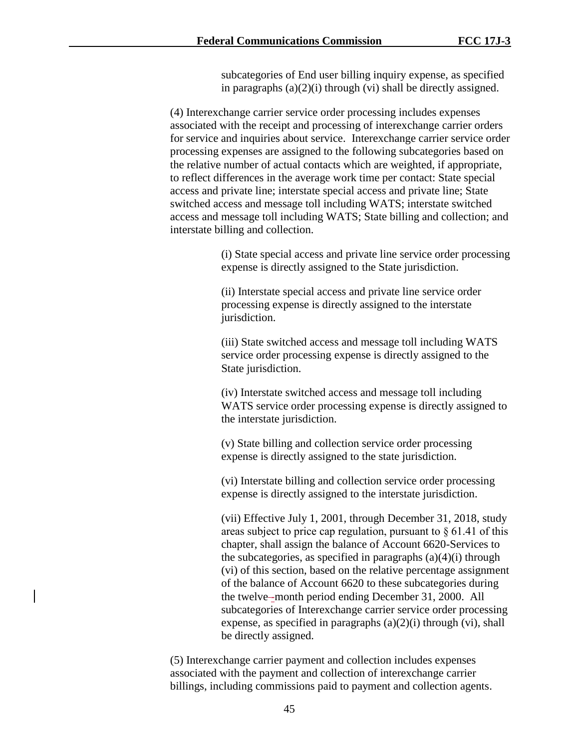subcategories of End user billing inquiry expense, as specified in paragraphs (a)(2)(i) through (vi) shall be directly assigned.

(4) Interexchange carrier service order processing includes expenses associated with the receipt and processing of interexchange carrier orders for service and inquiries about service. Interexchange carrier service order processing expenses are assigned to the following subcategories based on the relative number of actual contacts which are weighted, if appropriate, to reflect differences in the average work time per contact: State special access and private line; interstate special access and private line; State switched access and message toll including WATS; interstate switched access and message toll including WATS; State billing and collection; and interstate billing and collection.

(i) State special access and private line service order processing expense is directly assigned to the State jurisdiction.

(ii) Interstate special access and private line service order processing expense is directly assigned to the interstate jurisdiction.

(iii) State switched access and message toll including WATS service order processing expense is directly assigned to the State jurisdiction.

(iv) Interstate switched access and message toll including WATS service order processing expense is directly assigned to the interstate jurisdiction.

(v) State billing and collection service order processing expense is directly assigned to the state jurisdiction.

(vi) Interstate billing and collection service order processing expense is directly assigned to the interstate jurisdiction.

(vii) Effective July 1, 2001, through December 31, 2018, study areas subject to price cap regulation, pursuant to § 61.41 of this chapter, shall assign the balance of Account 6620-Services to the subcategories, as specified in paragraphs (a)(4)(i) through (vi) of this section, based on the relative percentage assignment of the balance of Account 6620 to these subcategories during the twelve-month period ending December 31, 2000. All subcategories of Interexchange carrier service order processing expense, as specified in paragraphs (a)(2)(i) through (vi), shall be directly assigned.

(5) Interexchange carrier payment and collection includes expenses associated with the payment and collection of interexchange carrier billings, including commissions paid to payment and collection agents.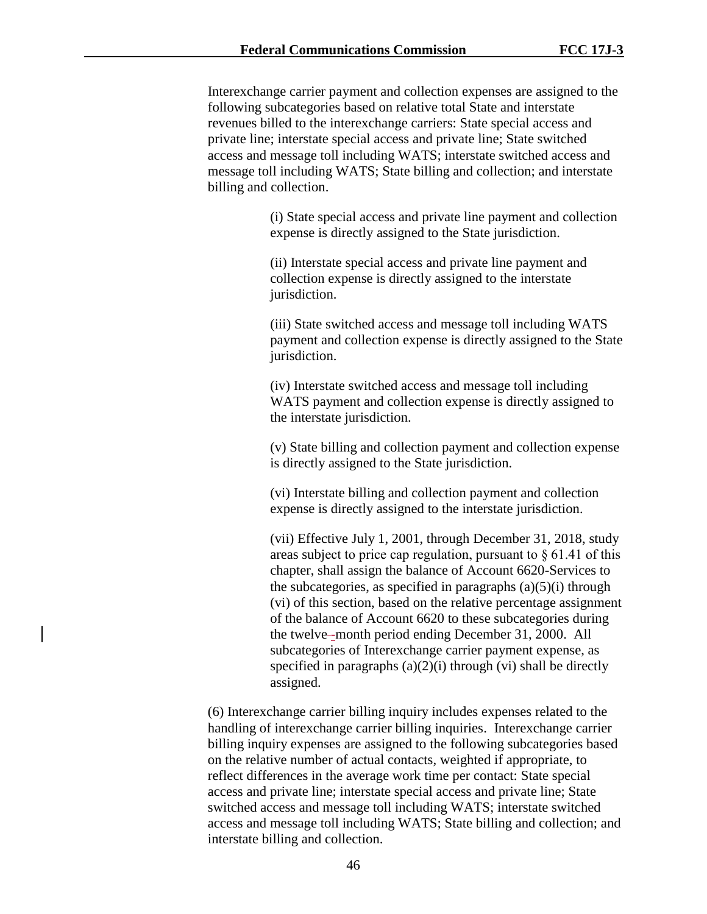Interexchange carrier payment and collection expenses are assigned to the following subcategories based on relative total State and interstate revenues billed to the interexchange carriers: State special access and private line; interstate special access and private line; State switched access and message toll including WATS; interstate switched access and message toll including WATS; State billing and collection; and interstate billing and collection.

(i) State special access and private line payment and collection expense is directly assigned to the State jurisdiction.

(ii) Interstate special access and private line payment and collection expense is directly assigned to the interstate jurisdiction.

(iii) State switched access and message toll including WATS payment and collection expense is directly assigned to the State jurisdiction.

(iv) Interstate switched access and message toll including WATS payment and collection expense is directly assigned to the interstate jurisdiction.

(v) State billing and collection payment and collection expense is directly assigned to the State jurisdiction.

(vi) Interstate billing and collection payment and collection expense is directly assigned to the interstate jurisdiction.

(vii) Effective July 1, 2001, through December 31, 2018, study areas subject to price cap regulation, pursuant to § 61.41 of this chapter, shall assign the balance of Account 6620-Services to the subcategories, as specified in paragraphs (a)(5)(i) through (vi) of this section, based on the relative percentage assignment of the balance of Account 6620 to these subcategories during the twelve-month period ending December 31, 2000. All subcategories of Interexchange carrier payment expense, as specified in paragraphs (a)(2)(i) through (vi) shall be directly assigned.

(6) Interexchange carrier billing inquiry includes expenses related to the handling of interexchange carrier billing inquiries. Interexchange carrier billing inquiry expenses are assigned to the following subcategories based on the relative number of actual contacts, weighted if appropriate, to reflect differences in the average work time per contact: State special access and private line; interstate special access and private line; State switched access and message toll including WATS; interstate switched access and message toll including WATS; State billing and collection; and interstate billing and collection.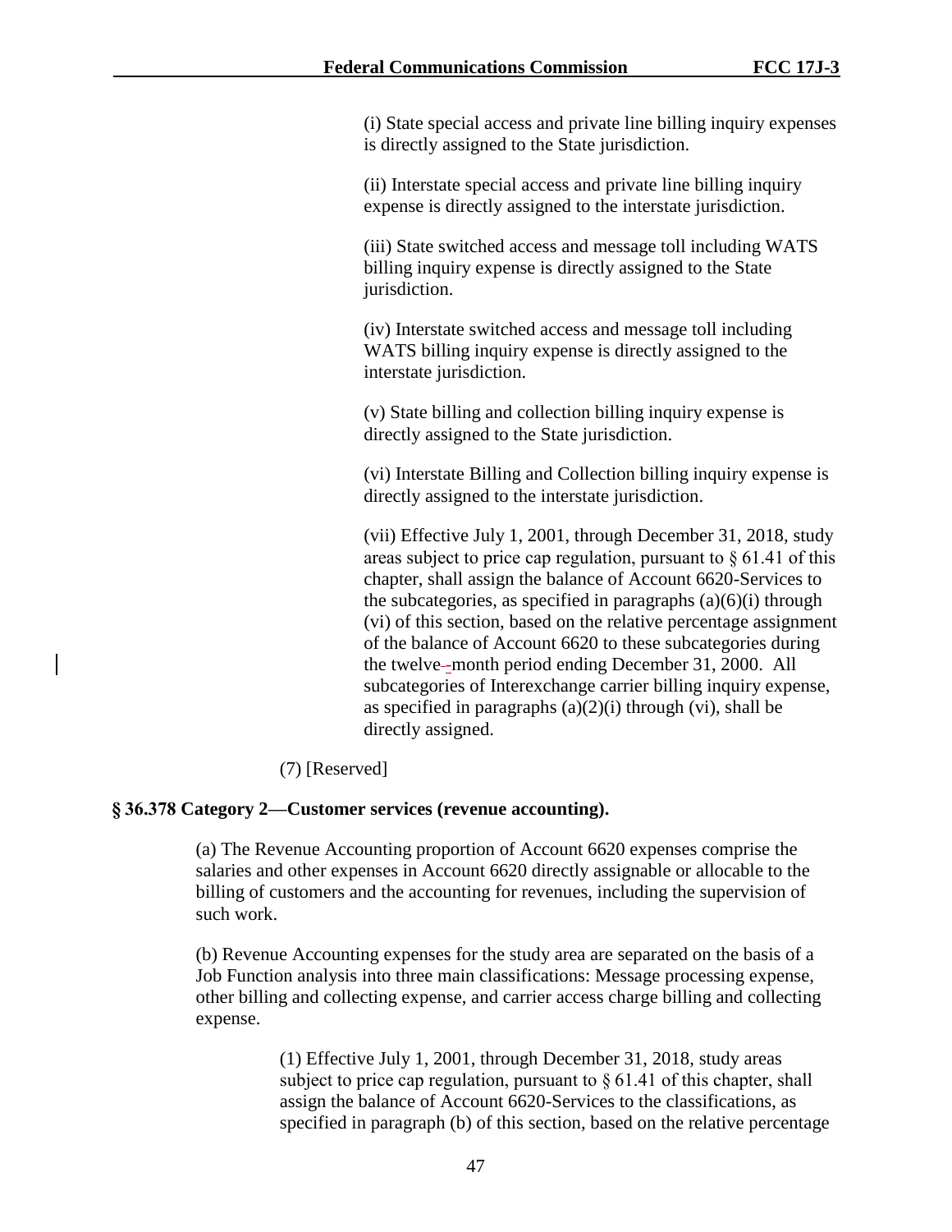(i) State special access and private line billing inquiry expenses is directly assigned to the State jurisdiction.

(ii) Interstate special access and private line billing inquiry expense is directly assigned to the interstate jurisdiction.

(iii) State switched access and message toll including WATS billing inquiry expense is directly assigned to the State jurisdiction.

(iv) Interstate switched access and message toll including WATS billing inquiry expense is directly assigned to the interstate jurisdiction.

(v) State billing and collection billing inquiry expense is directly assigned to the State jurisdiction.

(vi) Interstate Billing and Collection billing inquiry expense is directly assigned to the interstate jurisdiction.

(vii) Effective July 1, 2001, through December 31, 2018, study areas subject to price cap regulation, pursuant to § 61.41 of this chapter, shall assign the balance of Account 6620-Services to the subcategories, as specified in paragraphs (a)(6)(i) through (vi) of this section, based on the relative percentage assignment of the balance of Account 6620 to these subcategories during the twelve-month period ending December 31, 2000. All subcategories of Interexchange carrier billing inquiry expense, as specified in paragraphs (a)(2)(i) through (vi), shall be directly assigned.

(7) [Reserved]

**§ 36.378 Category 2—Customer services (revenue accounting).**

(a) The Revenue Accounting proportion of Account 6620 expenses comprise the salaries and other expenses in Account 6620 directly assignable or allocable to the billing of customers and the accounting for revenues, including the supervision of such work.

(b) Revenue Accounting expenses for the study area are separated on the basis of a Job Function analysis into three main classifications: Message processing expense, other billing and collecting expense, and carrier access charge billing and collecting expense.

(1) Effective July 1, 2001, through December 31, 2018, study areas subject to price cap regulation, pursuant to § 61.41 of this chapter, shall assign the balance of Account 6620-Services to the classifications, as specified in paragraph (b) of this section, based on the relative percentage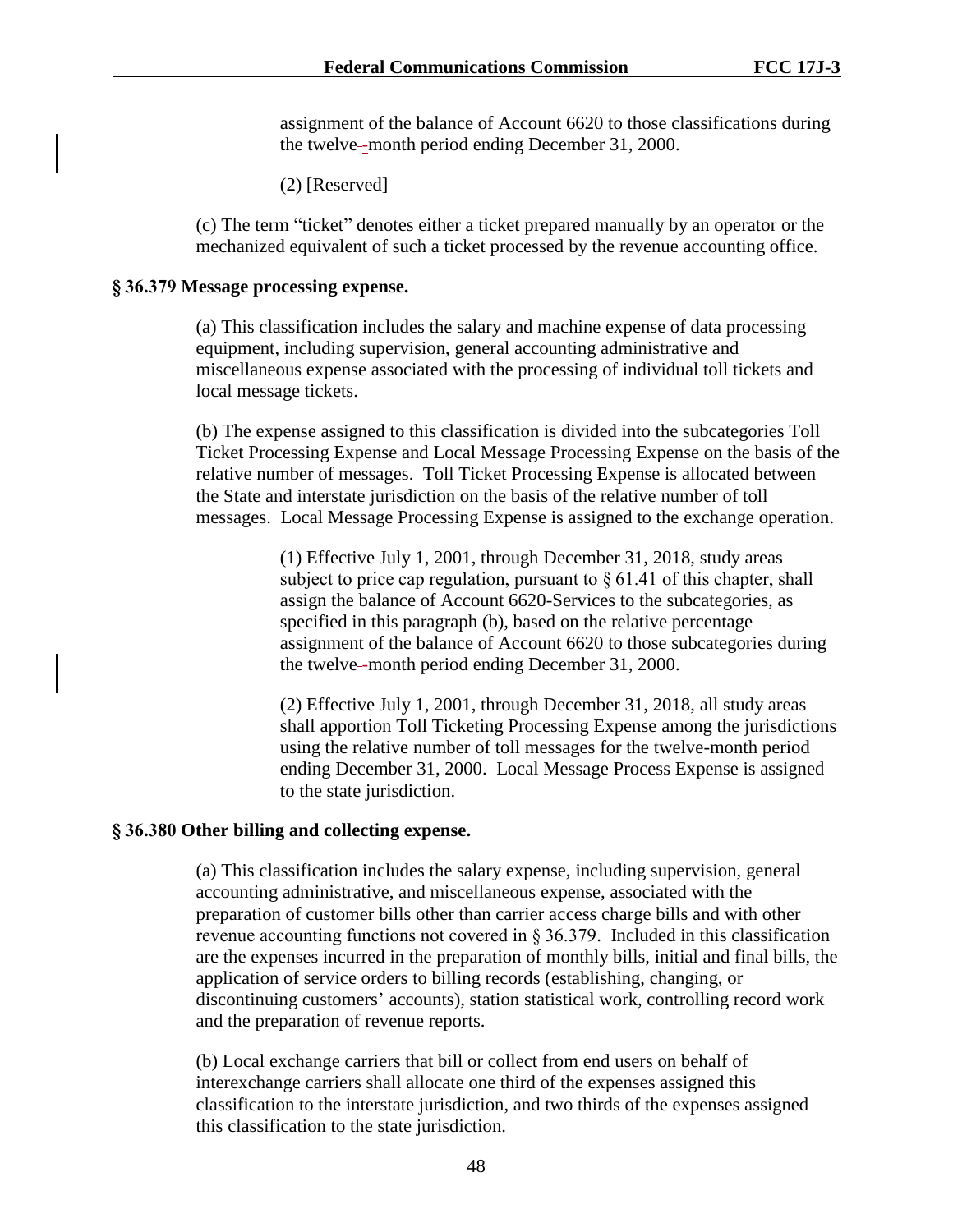assignment of the balance of Account 6620 to those classifications during the twelve-month period ending December 31, 2000.

(2) [Reserved]

(c) The term "ticket" denotes either a ticket prepared manually by an operator or the mechanized equivalent of such a ticket processed by the revenue accounting office.

**§ 36.379 Message processing expense.**

(a) This classification includes the salary and machine expense of data processing equipment, including supervision, general accounting administrative and miscellaneous expense associated with the processing of individual toll tickets and local message tickets.

(b) The expense assigned to this classification is divided into the subcategories Toll Ticket Processing Expense and Local Message Processing Expense on the basis of the relative number of messages. Toll Ticket Processing Expense is allocated between the State and interstate jurisdiction on the basis of the relative number of toll messages. Local Message Processing Expense is assigned to the exchange operation.

(1) Effective July 1, 2001, through December 31, 2018, study areas subject to price cap regulation, pursuant to § 61.41 of this chapter, shall assign the balance of Account 6620-Services to the subcategories, as specified in this paragraph (b), based on the relative percentage assignment of the balance of Account 6620 to those subcategories during the twelve-month period ending December 31, 2000.

(2) Effective July 1, 2001, through December 31, 2018, all study areas shall apportion Toll Ticketing Processing Expense among the jurisdictions using the relative number of toll messages for the twelve-month period ending December 31, 2000. Local Message Process Expense is assigned to the state jurisdiction.

**§ 36.380 Other billing and collecting expense.**

(a) This classification includes the salary expense, including supervision, general accounting administrative, and miscellaneous expense, associated with the preparation of customer bills other than carrier access charge bills and with other revenue accounting functions not covered in § 36.379. Included in this classification are the expenses incurred in the preparation of monthly bills, initial and final bills, the application of service orders to billing records (establishing, changing, or discontinuing customers' accounts), station statistical work, controlling record work and the preparation of revenue reports.

(b) Local exchange carriers that bill or collect from end users on behalf of interexchange carriers shall allocate one third of the expenses assigned this classification to the interstate jurisdiction, and two thirds of the expenses assigned this classification to the state jurisdiction.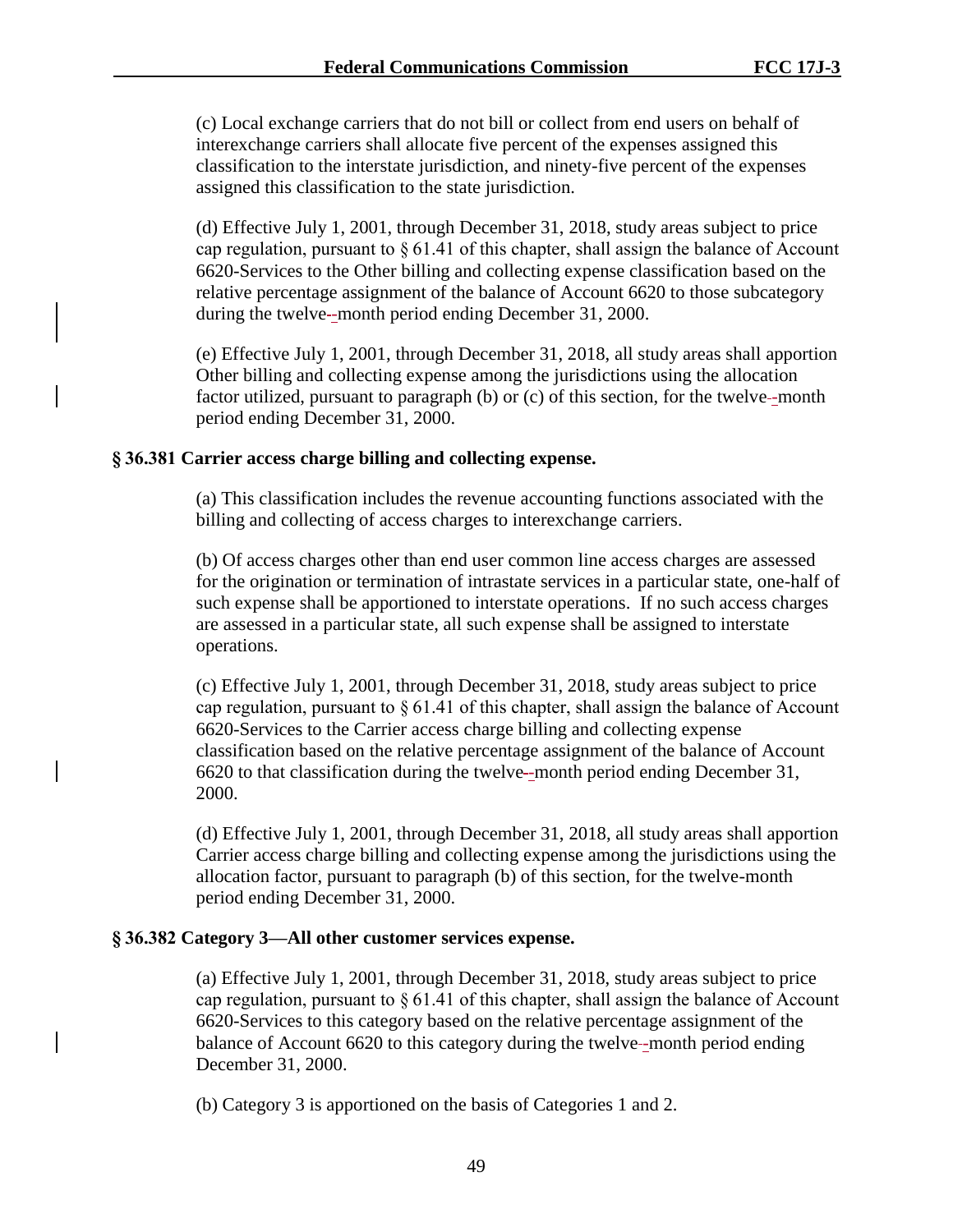(c) Local exchange carriers that do not bill or collect from end users on behalf of interexchange carriers shall allocate five percent of the expenses assigned this classification to the interstate jurisdiction, and ninety-five percent of the expenses assigned this classification to the state jurisdiction.

(d) Effective July 1, 2001, through December 31, 2018, study areas subject to price cap regulation, pursuant to § 61.41 of this chapter, shall assign the balance of Account 6620-Services to the Other billing and collecting expense classification based on the relative percentage assignment of the balance of Account 6620 to those subcategory during the twelve-month period ending December 31, 2000.

(e) Effective July 1, 2001, through December 31, 2018, all study areas shall apportion Other billing and collecting expense among the jurisdictions using the allocation factor utilized, pursuant to paragraph (b) or (c) of this section, for the twelve-month period ending December 31, 2000.

### § 36.381 Carrier access charge billing and collecting expense.

(a) This classification includes the revenue accounting functions associated with the billing and collecting of access charges to interexchange carriers.

(b) Of access charges other than end user common line access charges are assessed for the origination or termination of intrastate services in a particular state, one-half of such expense shall be apportioned to interstate operations. If no such access charges are assessed in a particular state, all such expense shall be assigned to interstate operations.

(c) Effective July 1, 2001, through December 31, 2018, study areas subject to price cap regulation, pursuant to § 61.41 of this chapter, shall assign the balance of Account 6620-Services to the Carrier access charge billing and collecting expense classification based on the relative percentage assignment of the balance of Account 6620 to that classification during the twelve-month period ending December 31, 2000.

(d) Effective July 1, 2001, through December 31, 2018, all study areas shall apportion Carrier access charge billing and collecting expense among the jurisdictions using the allocation factor, pursuant to paragraph (b) of this section, for the twelve-month period ending December 31, 2000.

### § 36.382 Category 3—All other customer services expense.

(a) Effective July 1, 2001, through December 31, 2018, study areas subject to price cap regulation, pursuant to § 61.41 of this chapter, shall assign the balance of Account 6620-Services to this category based on the relative percentage assignment of the balance of Account 6620 to this category during the twelve-month period ending December 31, 2000.

(b) Category 3 is apportioned on the basis of Categories 1 and 2.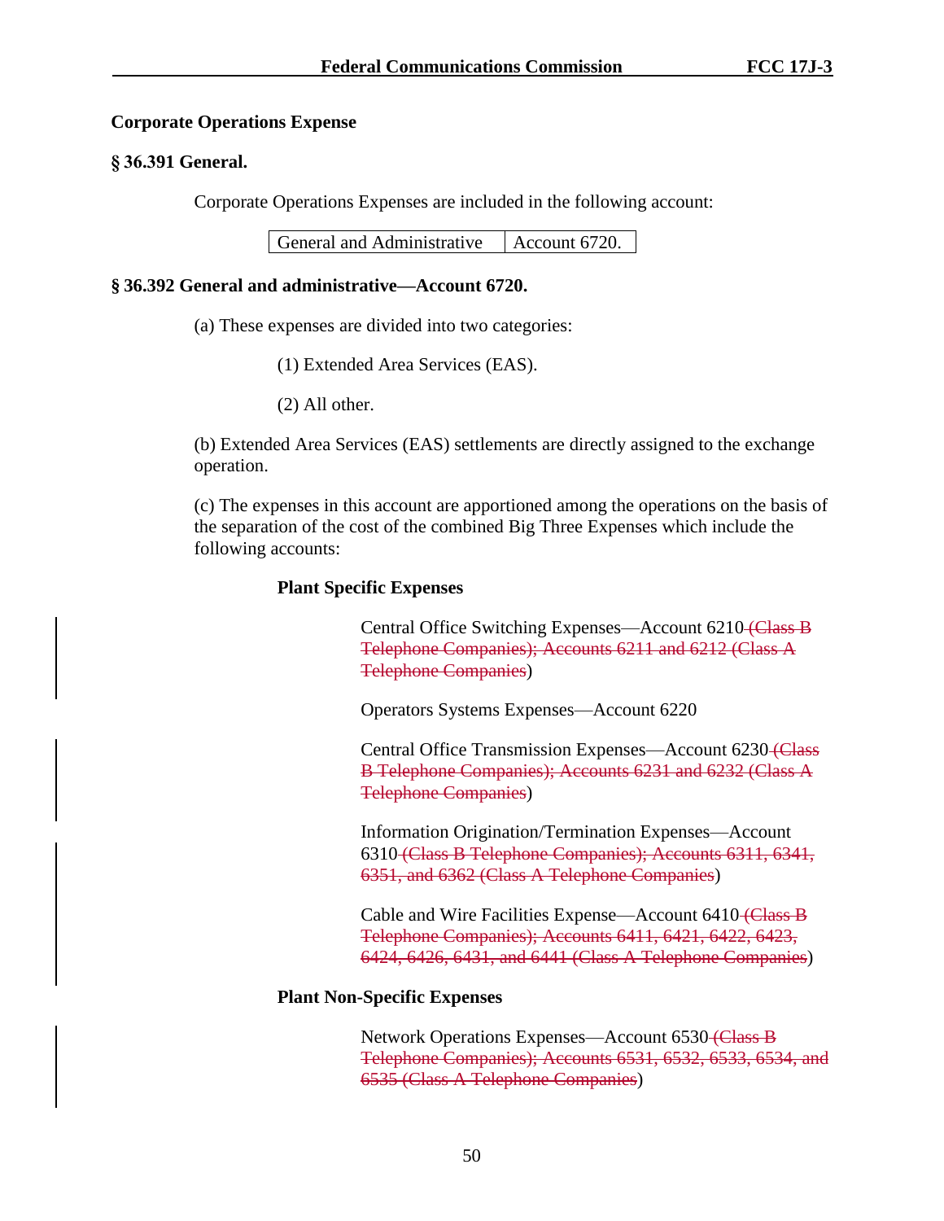**Corporate Operations Expense**

**§ 36.391 General.**

Corporate Operations Expenses are included in the following account:

| General and Administrative | Account 6720. |
|---|---|

**§ 36.392 General and administrative—Account 6720.**

(a) These expenses are divided into two categories:

(1) Extended Area Services (EAS).

(2) All other.

(b) Extended Area Services (EAS) settlements are directly assigned to the exchange operation.

(c) The expenses in this account are apportioned among the operations on the basis of the separation of the cost of the combined Big Three Expenses which include the following accounts:

**Plant Specific Expenses**

Central Office Switching Expenses—Account 6210 ~~(Class B Telephone Companies); Accounts 6211 and 6212 (Class A Telephone Companies~~)

Operators Systems Expenses—Account 6220

Central Office Transmission Expenses—Account 6230 ~~(Class B Telephone Companies); Accounts 6231 and 6232 (Class A Telephone Companies~~)

Information Origination/Termination Expenses—Account 6310 ~~(Class B Telephone Companies); Accounts 6311, 6341, 6351, and 6362 (Class A Telephone Companies~~)

Cable and Wire Facilities Expense—Account 6410 ~~(Class B Telephone Companies); Accounts 6411, 6421, 6422, 6423, 6424, 6426, 6431, and 6441 (Class A Telephone Companies~~)

**Plant Non-Specific Expenses**

Network Operations Expenses—Account 6530 ~~(Class B Telephone Companies); Accounts 6531, 6532, 6533, 6534, and 6535 (Class A Telephone Companies~~)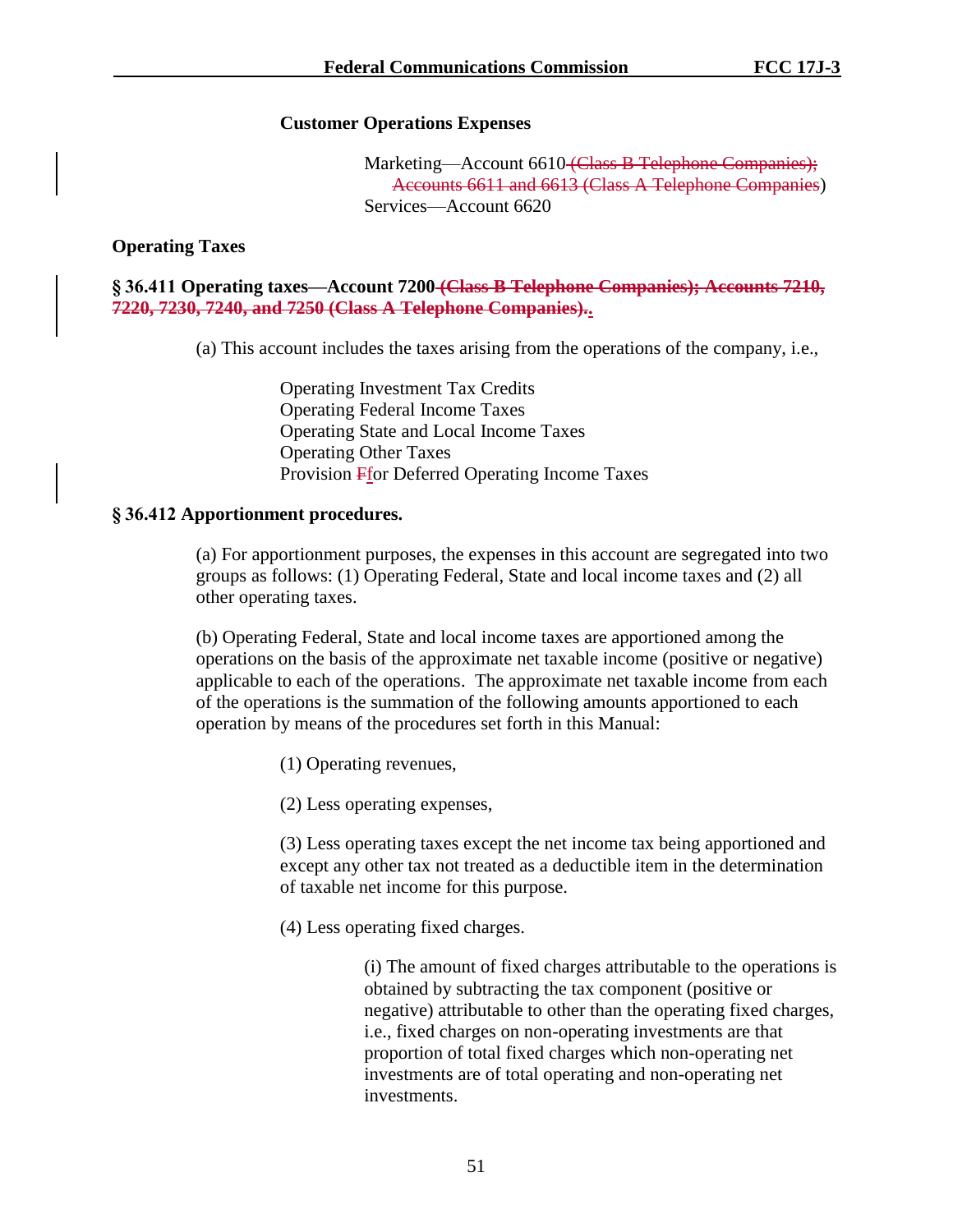**Customer Operations Expenses**

Marketing—Account 6610 ~~(Class B Telephone Companies); Accounts 6611 and 6613 (Class A Telephone Companies~~)
Services—Account 6620

**Operating Taxes**

**§ 36.411 Operating taxes—Account 7200 ~~(Class B Telephone Companies); Accounts 7210, 7220, 7230, 7240, and 7250 (Class A Telephone Companies).~~.**

(a) This account includes the taxes arising from the operations of the company, i.e.,

Operating Investment Tax Credits
Operating Federal Income Taxes
Operating State and Local Income Taxes
Operating Other Taxes
Provision ~~F~~for Deferred Operating Income Taxes

**§ 36.412 Apportionment procedures.**

(a) For apportionment purposes, the expenses in this account are segregated into two groups as follows: (1) Operating Federal, State and local income taxes and (2) all other operating taxes.

(b) Operating Federal, State and local income taxes are apportioned among the operations on the basis of the approximate net taxable income (positive or negative) applicable to each of the operations. The approximate net taxable income from each of the operations is the summation of the following amounts apportioned to each operation by means of the procedures set forth in this Manual:

(1) Operating revenues,

(2) Less operating expenses,

(3) Less operating taxes except the net income tax being apportioned and except any other tax not treated as a deductible item in the determination of taxable net income for this purpose.

(4) Less operating fixed charges.

(i) The amount of fixed charges attributable to the operations is obtained by subtracting the tax component (positive or negative) attributable to other than the operating fixed charges, i.e., fixed charges on non-operating investments are that proportion of total fixed charges which non-operating net investments are of total operating and non-operating net investments.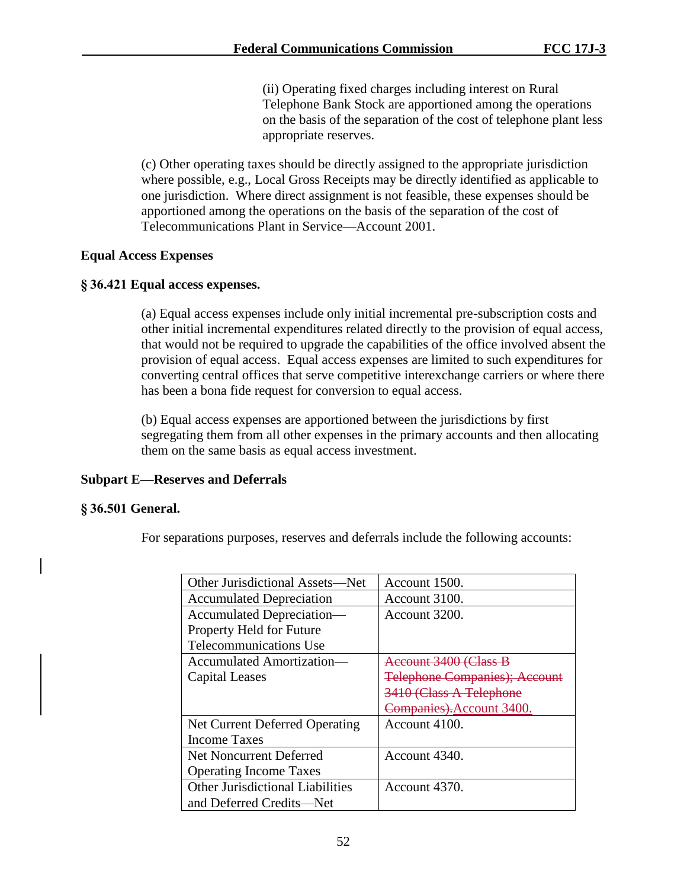(ii) Operating fixed charges including interest on Rural Telephone Bank Stock are apportioned among the operations on the basis of the separation of the cost of telephone plant less appropriate reserves.

(c) Other operating taxes should be directly assigned to the appropriate jurisdiction where possible, e.g., Local Gross Receipts may be directly identified as applicable to one jurisdiction. Where direct assignment is not feasible, these expenses should be apportioned among the operations on the basis of the separation of the cost of Telecommunications Plant in Service—Account 2001.

**Equal Access Expenses**

**§ 36.421 Equal access expenses.**

(a) Equal access expenses include only initial incremental pre-subscription costs and other initial incremental expenditures related directly to the provision of equal access, that would not be required to upgrade the capabilities of the office involved absent the provision of equal access. Equal access expenses are limited to such expenditures for converting central offices that serve competitive interexchange carriers or where there has been a bona fide request for conversion to equal access.

(b) Equal access expenses are apportioned between the jurisdictions by first segregating them from all other expenses in the primary accounts and then allocating them on the same basis as equal access investment.

**Subpart E—Reserves and Deferrals**

**§ 36.501 General.**

For separations purposes, reserves and deferrals include the following accounts:

| | |
|---|---|
| Other Jurisdictional Assets—Net | Account 1500. |
| Accumulated Depreciation | Account 3100. |
| Accumulated Depreciation—Property Held for Future Telecommunications Use | Account 3200. |
| Accumulated Amortization—Capital Leases | ~~Account 3400 (Class B Telephone Companies); Account 3410 (Class A Telephone Companies).~~Account 3400. |
| Net Current Deferred Operating Income Taxes | Account 4100. |
| Net Noncurrent Deferred Operating Income Taxes | Account 4340. |
| Other Jurisdictional Liabilities and Deferred Credits—Net | Account 4370. |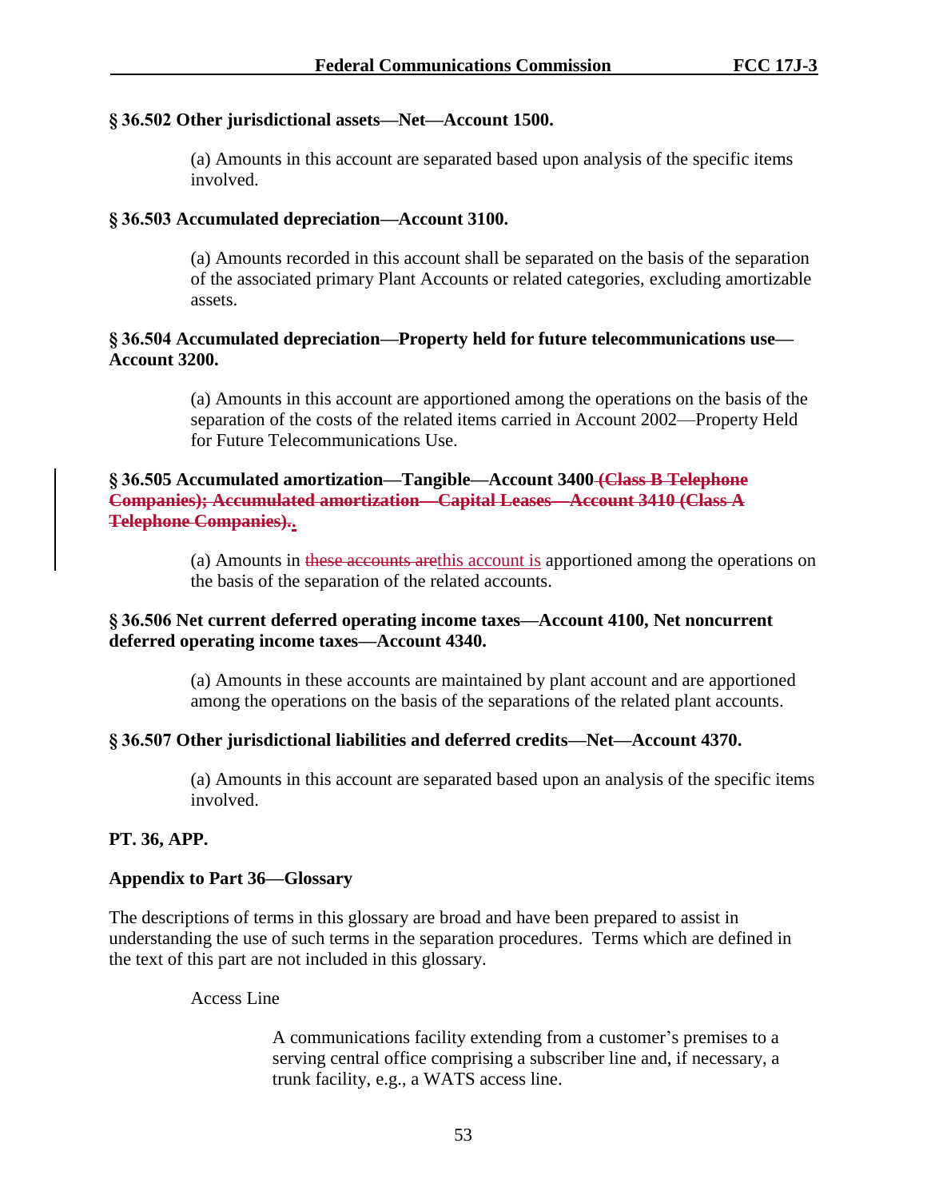**§ 36.502 Other jurisdictional assets—Net—Account 1500.**

> (a) Amounts in this account are separated based upon analysis of the specific items involved.

**§ 36.503 Accumulated depreciation—Account 3100.**

> (a) Amounts recorded in this account shall be separated on the basis of the separation of the associated primary Plant Accounts or related categories, excluding amortizable assets.

**§ 36.504 Accumulated depreciation—Property held for future telecommunications use—Account 3200.**

> (a) Amounts in this account are apportioned among the operations on the basis of the separation of the costs of the related items carried in Account 2002—Property Held for Future Telecommunications Use.

**§ 36.505 Accumulated amortization—Tangible—Account 3400 ~~(Class B Telephone Companies); Accumulated amortization—Capital Leases—Account 3410 (Class A Telephone Companies).~~.**

> (a) Amounts in ~~these accounts are~~this account is apportioned among the operations on the basis of the separation of the related accounts.

**§ 36.506 Net current deferred operating income taxes—Account 4100, Net noncurrent deferred operating income taxes—Account 4340.**

> (a) Amounts in these accounts are maintained by plant account and are apportioned among the operations on the basis of the separations of the related plant accounts.

**§ 36.507 Other jurisdictional liabilities and deferred credits—Net—Account 4370.**

> (a) Amounts in this account are separated based upon an analysis of the specific items involved.

**PT. 36, APP.**

**Appendix to Part 36—Glossary**

The descriptions of terms in this glossary are broad and have been prepared to assist in understanding the use of such terms in the separation procedures. Terms which are defined in the text of this part are not included in this glossary.

> Access Line
>
> > A communications facility extending from a customer's premises to a serving central office comprising a subscriber line and, if necessary, a trunk facility, e.g., a WATS access line.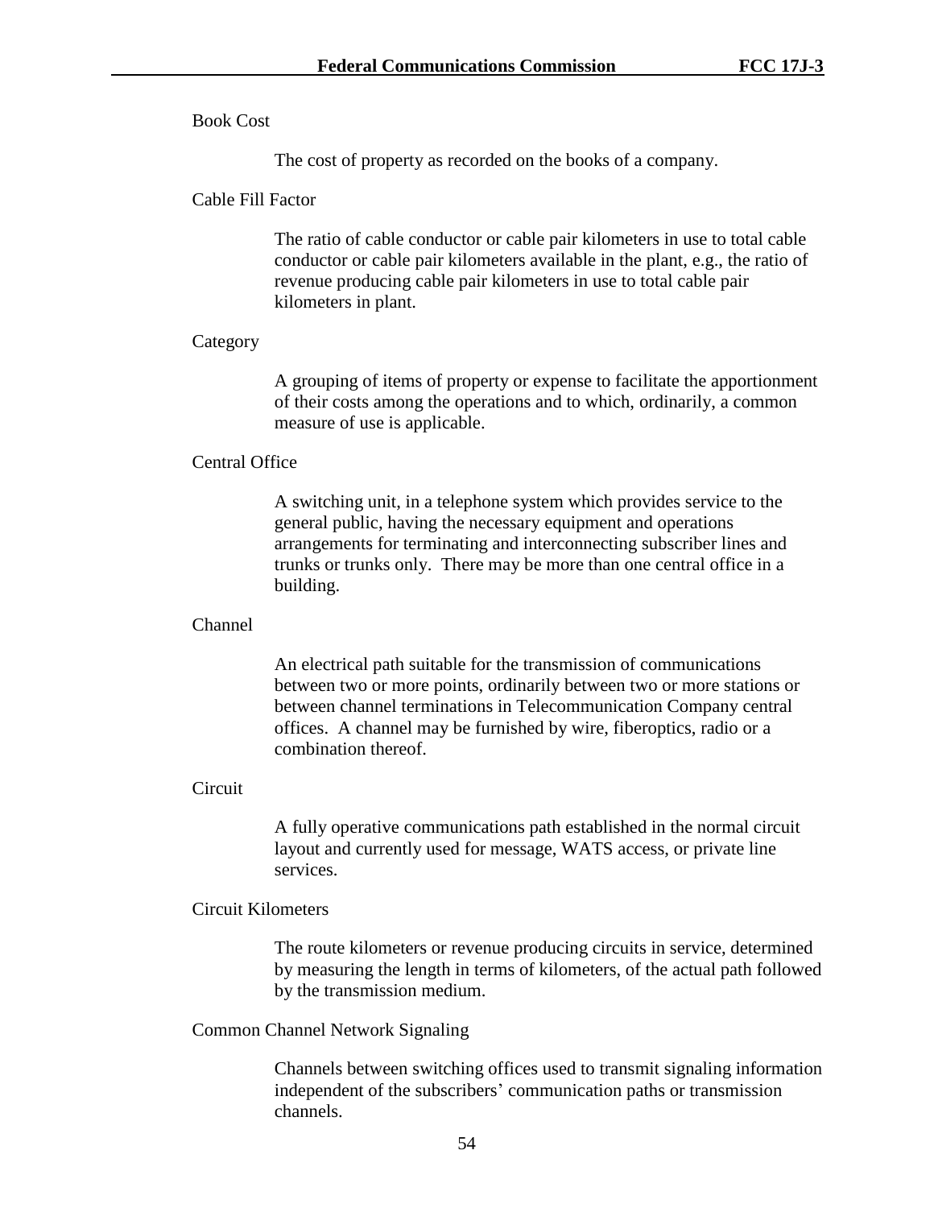Book Cost

> The cost of property as recorded on the books of a company.

Cable Fill Factor

> The ratio of cable conductor or cable pair kilometers in use to total cable conductor or cable pair kilometers available in the plant, e.g., the ratio of revenue producing cable pair kilometers in use to total cable pair kilometers in plant.

Category

> A grouping of items of property or expense to facilitate the apportionment of their costs among the operations and to which, ordinarily, a common measure of use is applicable.

Central Office

> A switching unit, in a telephone system which provides service to the general public, having the necessary equipment and operations arrangements for terminating and interconnecting subscriber lines and trunks or trunks only. There may be more than one central office in a building.

Channel

> An electrical path suitable for the transmission of communications between two or more points, ordinarily between two or more stations or between channel terminations in Telecommunication Company central offices. A channel may be furnished by wire, fiberoptics, radio or a combination thereof.

Circuit

> A fully operative communications path established in the normal circuit layout and currently used for message, WATS access, or private line services.

Circuit Kilometers

> The route kilometers or revenue producing circuits in service, determined by measuring the length in terms of kilometers, of the actual path followed by the transmission medium.

Common Channel Network Signaling

> Channels between switching offices used to transmit signaling information independent of the subscribers' communication paths or transmission channels.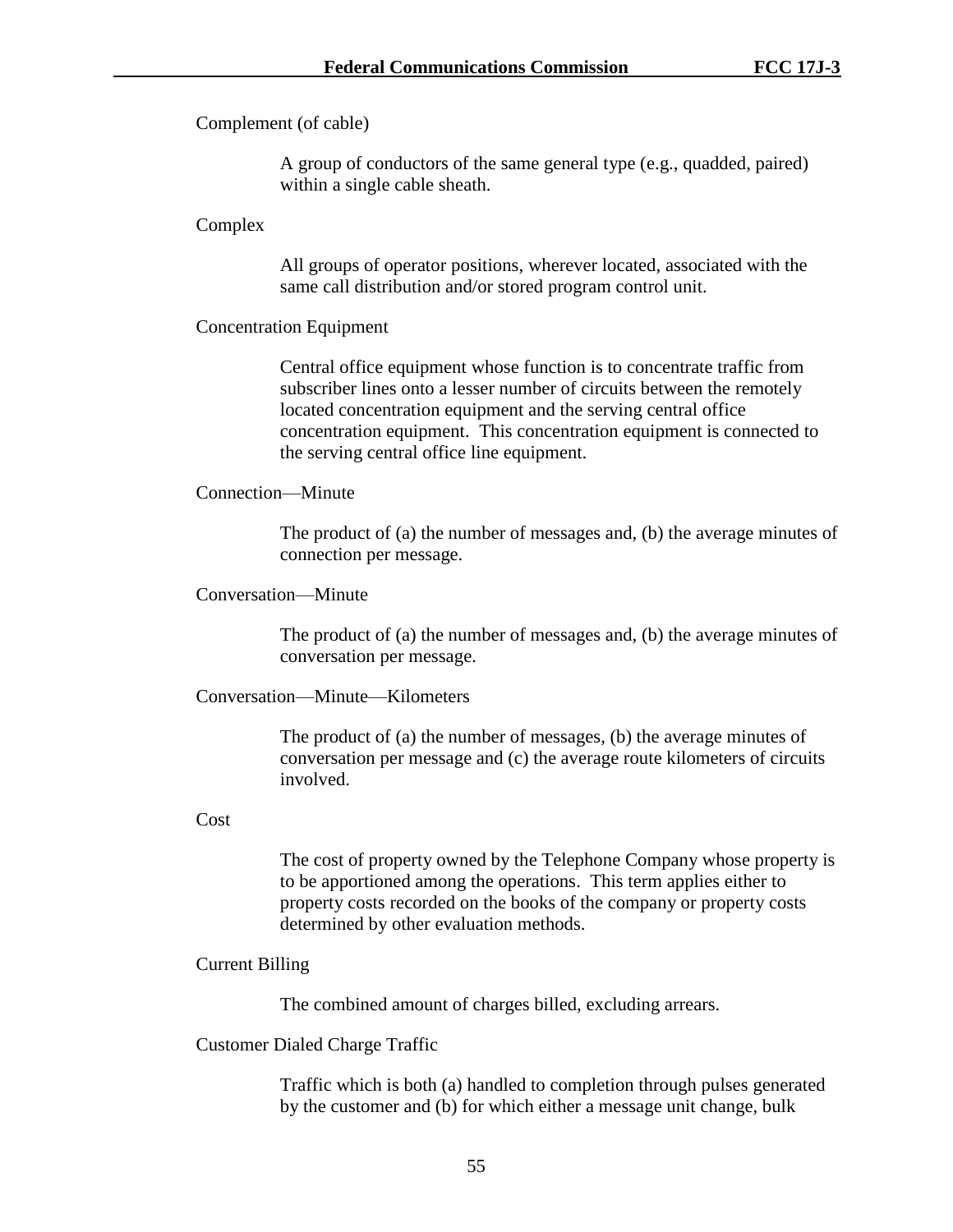Complement (of cable)

> A group of conductors of the same general type (e.g., quadded, paired) within a single cable sheath.

Complex

> All groups of operator positions, wherever located, associated with the same call distribution and/or stored program control unit.

Concentration Equipment

> Central office equipment whose function is to concentrate traffic from subscriber lines onto a lesser number of circuits between the remotely located concentration equipment and the serving central office concentration equipment. This concentration equipment is connected to the serving central office line equipment.

Connection—Minute

> The product of (a) the number of messages and, (b) the average minutes of connection per message.

Conversation—Minute

> The product of (a) the number of messages and, (b) the average minutes of conversation per message.

Conversation—Minute—Kilometers

> The product of (a) the number of messages, (b) the average minutes of conversation per message and (c) the average route kilometers of circuits involved.

Cost

> The cost of property owned by the Telephone Company whose property is to be apportioned among the operations. This term applies either to property costs recorded on the books of the company or property costs determined by other evaluation methods.

Current Billing

> The combined amount of charges billed, excluding arrears.

Customer Dialed Charge Traffic

> Traffic which is both (a) handled to completion through pulses generated by the customer and (b) for which either a message unit change, bulk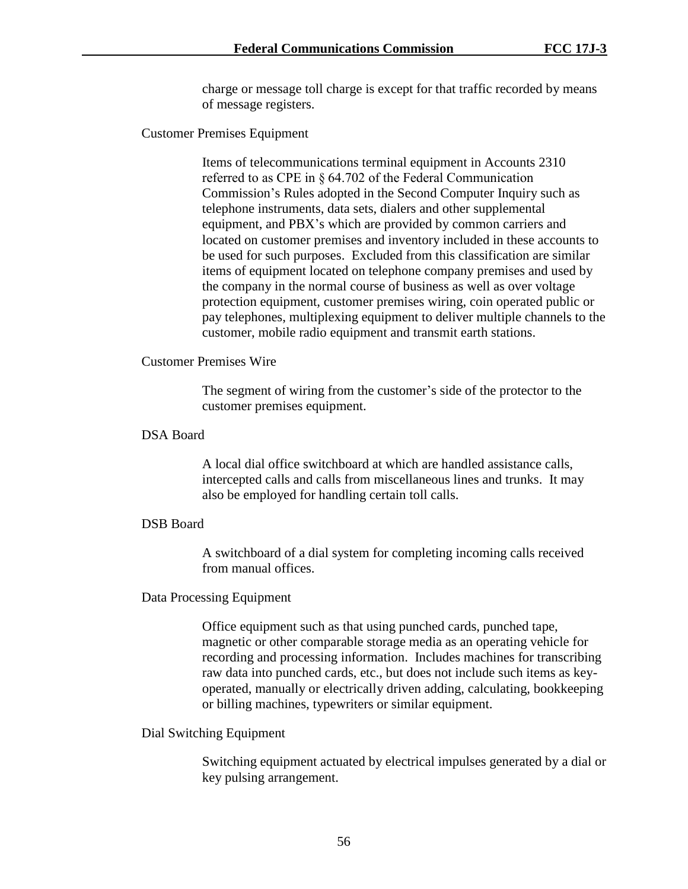charge or message toll charge is except for that traffic recorded by means of message registers.

Customer Premises Equipment

> Items of telecommunications terminal equipment in Accounts 2310 referred to as CPE in § 64.702 of the Federal Communication Commission's Rules adopted in the Second Computer Inquiry such as telephone instruments, data sets, dialers and other supplemental equipment, and PBX's which are provided by common carriers and located on customer premises and inventory included in these accounts to be used for such purposes. Excluded from this classification are similar items of equipment located on telephone company premises and used by the company in the normal course of business as well as over voltage protection equipment, customer premises wiring, coin operated public or pay telephones, multiplexing equipment to deliver multiple channels to the customer, mobile radio equipment and transmit earth stations.

Customer Premises Wire

> The segment of wiring from the customer's side of the protector to the customer premises equipment.

DSA Board

> A local dial office switchboard at which are handled assistance calls, intercepted calls and calls from miscellaneous lines and trunks. It may also be employed for handling certain toll calls.

DSB Board

> A switchboard of a dial system for completing incoming calls received from manual offices.

Data Processing Equipment

> Office equipment such as that using punched cards, punched tape, magnetic or other comparable storage media as an operating vehicle for recording and processing information. Includes machines for transcribing raw data into punched cards, etc., but does not include such items as key-operated, manually or electrically driven adding, calculating, bookkeeping or billing machines, typewriters or similar equipment.

Dial Switching Equipment

> Switching equipment actuated by electrical impulses generated by a dial or key pulsing arrangement.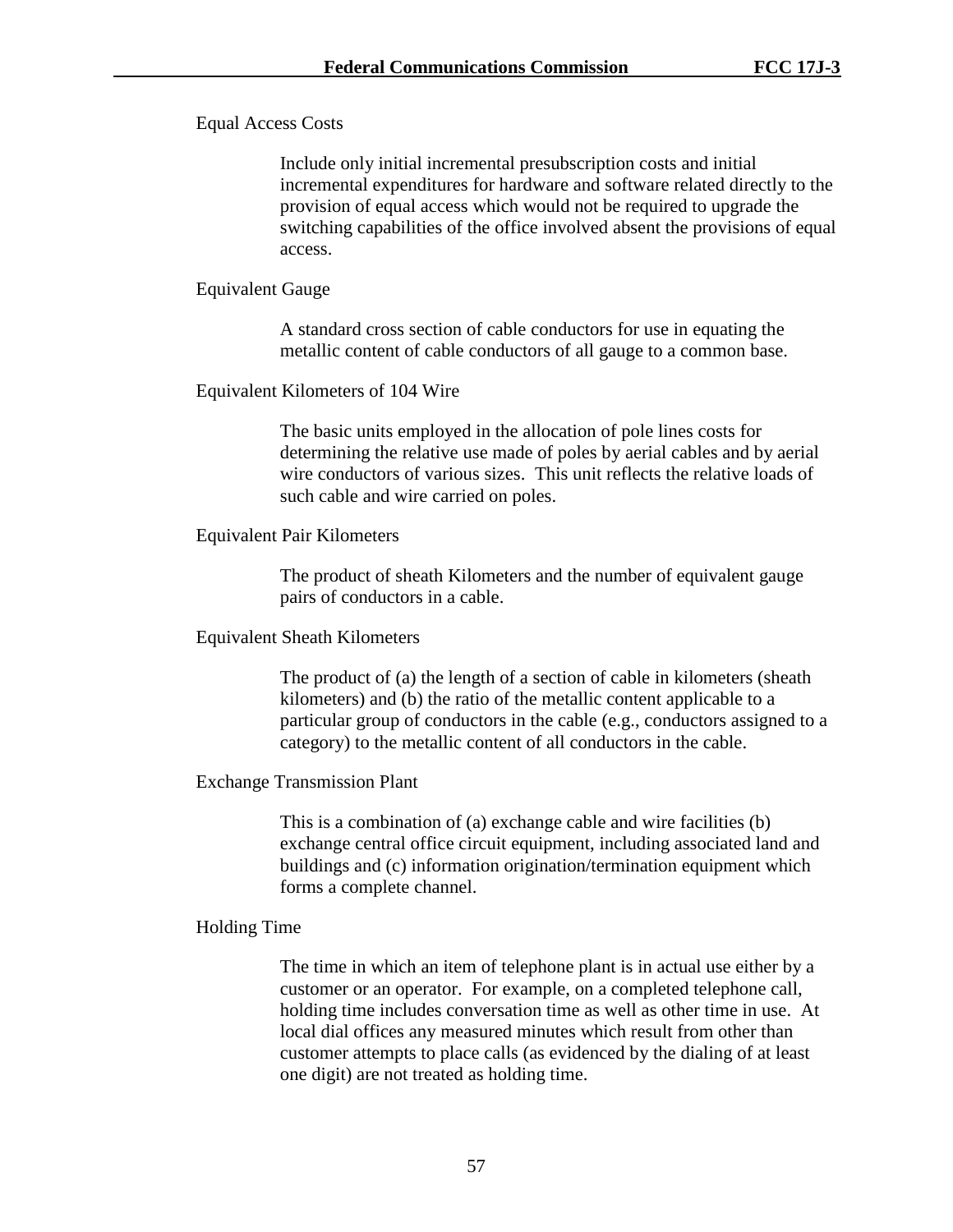Equal Access Costs

> Include only initial incremental presubscription costs and initial incremental expenditures for hardware and software related directly to the provision of equal access which would not be required to upgrade the switching capabilities of the office involved absent the provisions of equal access.

Equivalent Gauge

> A standard cross section of cable conductors for use in equating the metallic content of cable conductors of all gauge to a common base.

Equivalent Kilometers of 104 Wire

> The basic units employed in the allocation of pole lines costs for determining the relative use made of poles by aerial cables and by aerial wire conductors of various sizes. This unit reflects the relative loads of such cable and wire carried on poles.

Equivalent Pair Kilometers

> The product of sheath Kilometers and the number of equivalent gauge pairs of conductors in a cable.

Equivalent Sheath Kilometers

> The product of (a) the length of a section of cable in kilometers (sheath kilometers) and (b) the ratio of the metallic content applicable to a particular group of conductors in the cable (e.g., conductors assigned to a category) to the metallic content of all conductors in the cable.

Exchange Transmission Plant

> This is a combination of (a) exchange cable and wire facilities (b) exchange central office circuit equipment, including associated land and buildings and (c) information origination/termination equipment which forms a complete channel.

Holding Time

> The time in which an item of telephone plant is in actual use either by a customer or an operator. For example, on a completed telephone call, holding time includes conversation time as well as other time in use. At local dial offices any measured minutes which result from other than customer attempts to place calls (as evidenced by the dialing of at least one digit) are not treated as holding time.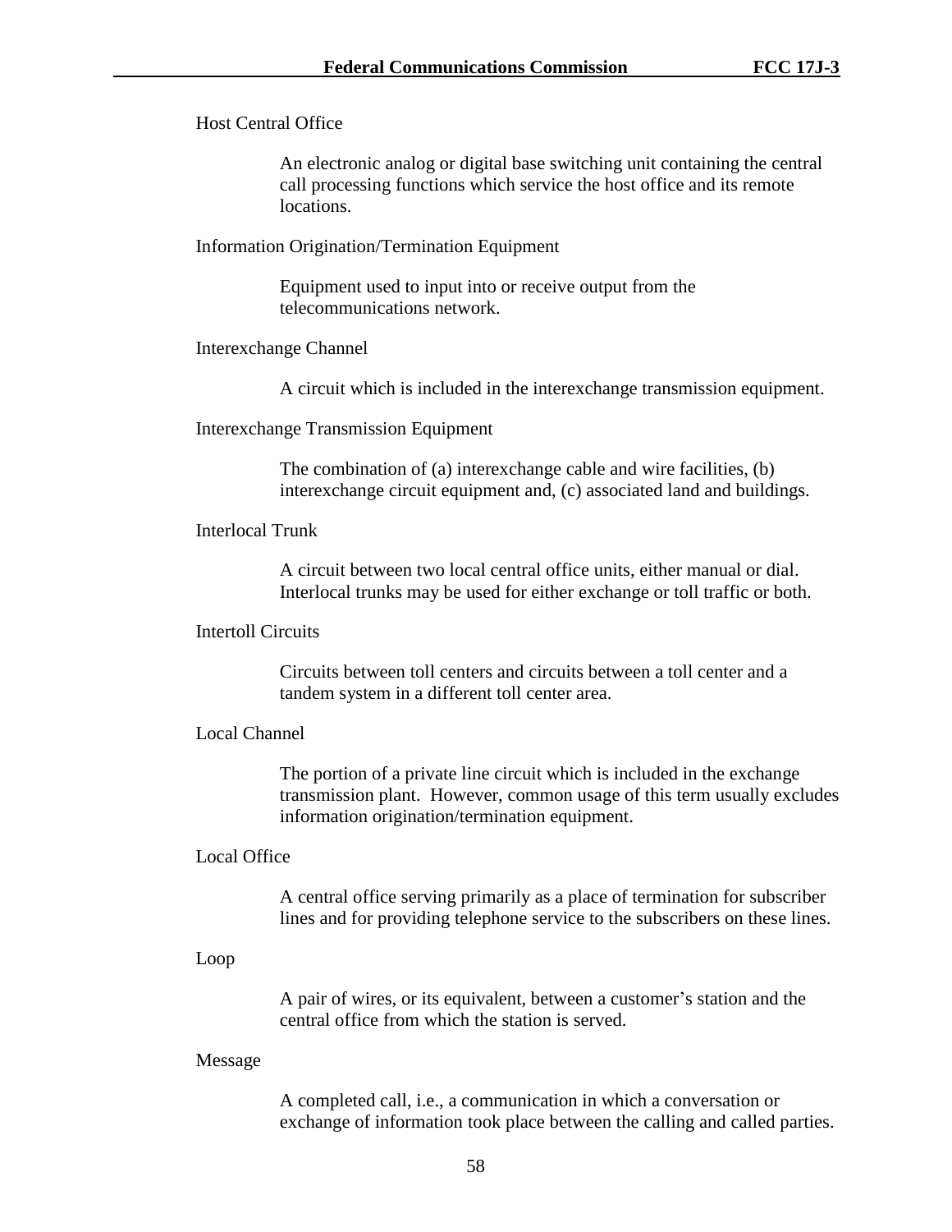Host Central Office

> An electronic analog or digital base switching unit containing the central call processing functions which service the host office and its remote locations.

Information Origination/Termination Equipment

> Equipment used to input into or receive output from the telecommunications network.

Interexchange Channel

> A circuit which is included in the interexchange transmission equipment.

Interexchange Transmission Equipment

> The combination of (a) interexchange cable and wire facilities, (b) interexchange circuit equipment and, (c) associated land and buildings.

Interlocal Trunk

> A circuit between two local central office units, either manual or dial. Interlocal trunks may be used for either exchange or toll traffic or both.

Intertoll Circuits

> Circuits between toll centers and circuits between a toll center and a tandem system in a different toll center area.

Local Channel

> The portion of a private line circuit which is included in the exchange transmission plant. However, common usage of this term usually excludes information origination/termination equipment.

Local Office

> A central office serving primarily as a place of termination for subscriber lines and for providing telephone service to the subscribers on these lines.

Loop

> A pair of wires, or its equivalent, between a customer's station and the central office from which the station is served.

Message

> A completed call, i.e., a communication in which a conversation or exchange of information took place between the calling and called parties.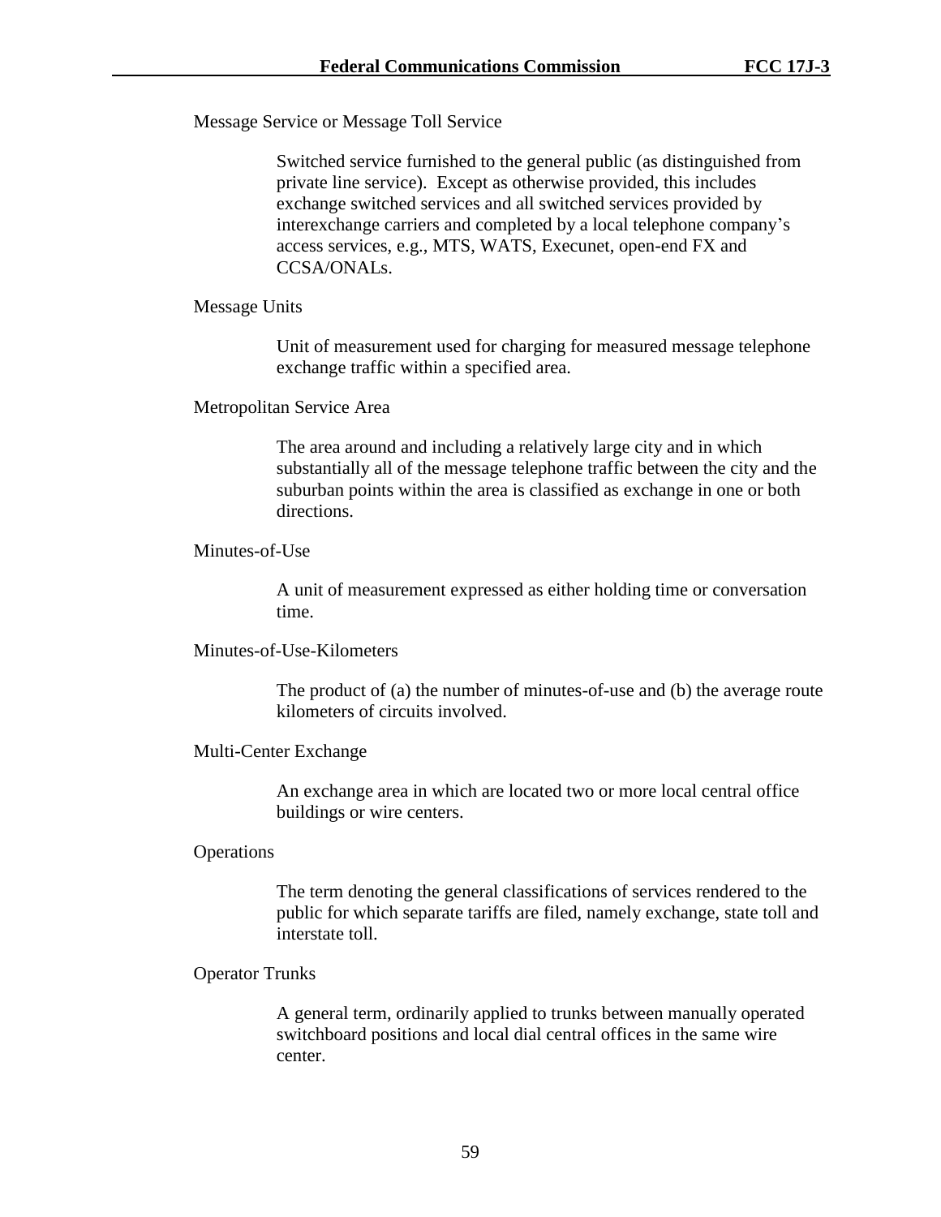Message Service or Message Toll Service

> Switched service furnished to the general public (as distinguished from private line service). Except as otherwise provided, this includes exchange switched services and all switched services provided by interexchange carriers and completed by a local telephone company's access services, e.g., MTS, WATS, Execunet, open-end FX and CCSA/ONALs.

Message Units

> Unit of measurement used for charging for measured message telephone exchange traffic within a specified area.

Metropolitan Service Area

> The area around and including a relatively large city and in which substantially all of the message telephone traffic between the city and the suburban points within the area is classified as exchange in one or both directions.

Minutes-of-Use

> A unit of measurement expressed as either holding time or conversation time.

Minutes-of-Use-Kilometers

> The product of (a) the number of minutes-of-use and (b) the average route kilometers of circuits involved.

Multi-Center Exchange

> An exchange area in which are located two or more local central office buildings or wire centers.

Operations

> The term denoting the general classifications of services rendered to the public for which separate tariffs are filed, namely exchange, state toll and interstate toll.

Operator Trunks

> A general term, ordinarily applied to trunks between manually operated switchboard positions and local dial central offices in the same wire center.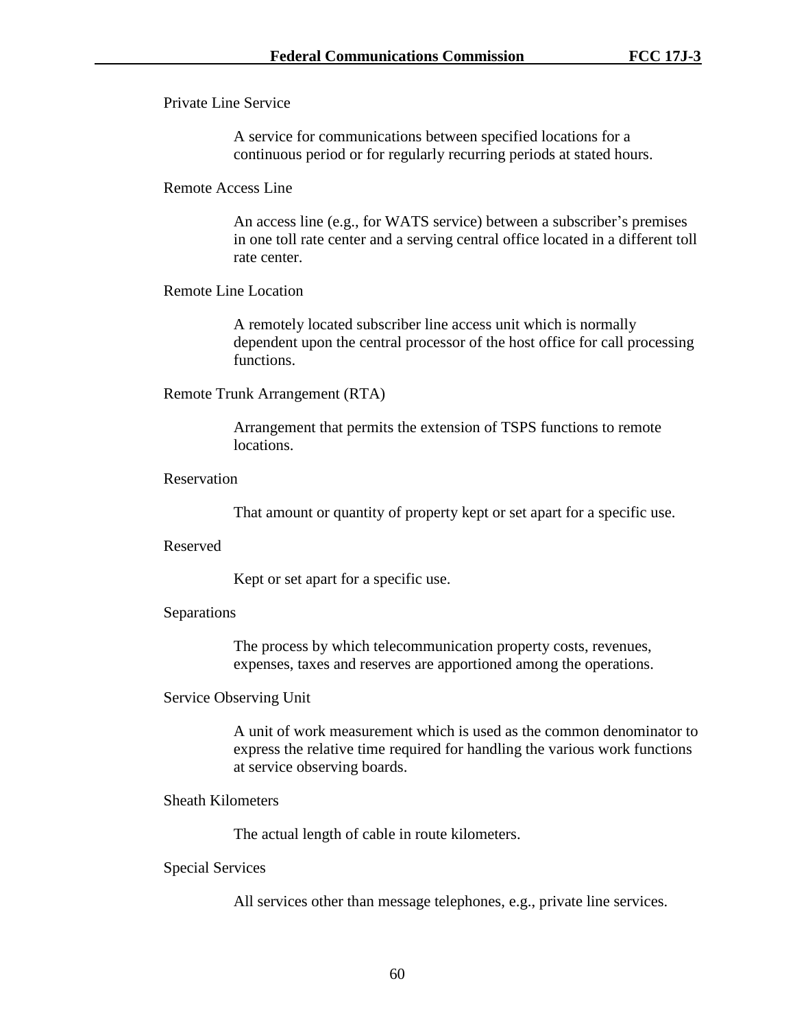Private Line Service

A service for communications between specified locations for a continuous period or for regularly recurring periods at stated hours.

Remote Access Line

An access line (e.g., for WATS service) between a subscriber's premises in one toll rate center and a serving central office located in a different toll rate center.

Remote Line Location

A remotely located subscriber line access unit which is normally dependent upon the central processor of the host office for call processing functions.

Remote Trunk Arrangement (RTA)

Arrangement that permits the extension of TSPS functions to remote locations.

Reservation

That amount or quantity of property kept or set apart for a specific use.

Reserved

Kept or set apart for a specific use.

Separations

The process by which telecommunication property costs, revenues, expenses, taxes and reserves are apportioned among the operations.

Service Observing Unit

A unit of work measurement which is used as the common denominator to express the relative time required for handling the various work functions at service observing boards.

Sheath Kilometers

The actual length of cable in route kilometers.

Special Services

All services other than message telephones, e.g., private line services.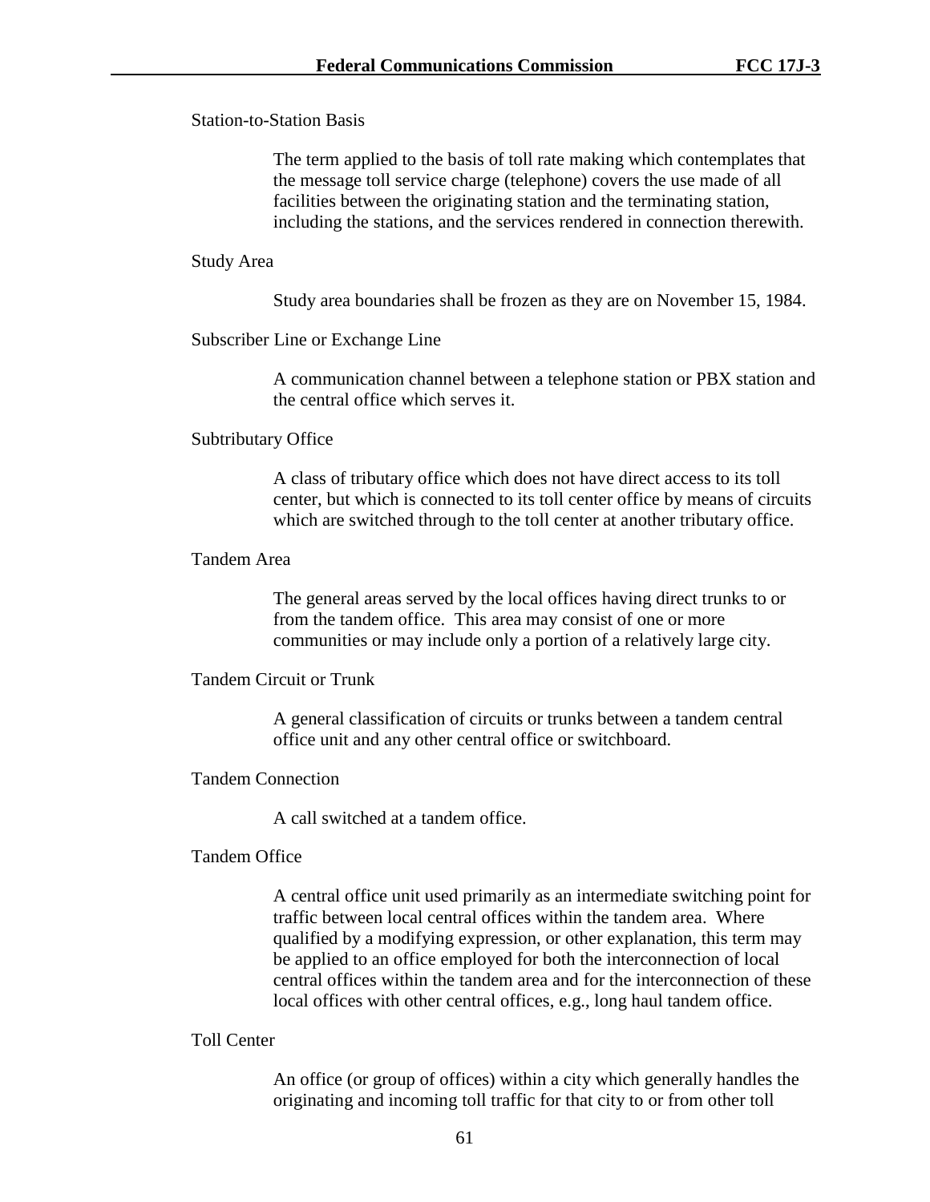Station-to-Station Basis

> The term applied to the basis of toll rate making which contemplates that the message toll service charge (telephone) covers the use made of all facilities between the originating station and the terminating station, including the stations, and the services rendered in connection therewith.

Study Area

> Study area boundaries shall be frozen as they are on November 15, 1984.

Subscriber Line or Exchange Line

> A communication channel between a telephone station or PBX station and the central office which serves it.

Subtributary Office

> A class of tributary office which does not have direct access to its toll center, but which is connected to its toll center office by means of circuits which are switched through to the toll center at another tributary office.

Tandem Area

> The general areas served by the local offices having direct trunks to or from the tandem office. This area may consist of one or more communities or may include only a portion of a relatively large city.

Tandem Circuit or Trunk

> A general classification of circuits or trunks between a tandem central office unit and any other central office or switchboard.

Tandem Connection

> A call switched at a tandem office.

Tandem Office

> A central office unit used primarily as an intermediate switching point for traffic between local central offices within the tandem area. Where qualified by a modifying expression, or other explanation, this term may be applied to an office employed for both the interconnection of local central offices within the tandem area and for the interconnection of these local offices with other central offices, e.g., long haul tandem office.

Toll Center

> An office (or group of offices) within a city which generally handles the originating and incoming toll traffic for that city to or from other toll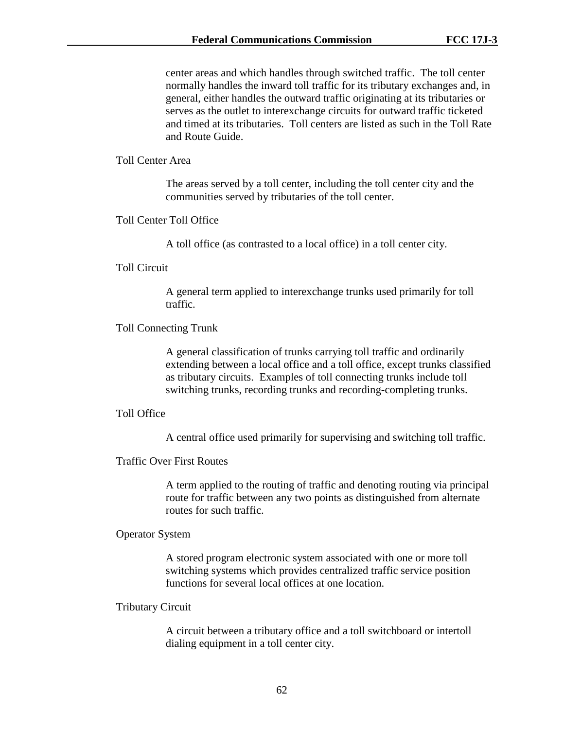center areas and which handles through switched traffic. The toll center normally handles the inward toll traffic for its tributary exchanges and, in general, either handles the outward traffic originating at its tributaries or serves as the outlet to interexchange circuits for outward traffic ticketed and timed at its tributaries. Toll centers are listed as such in the Toll Rate and Route Guide.

Toll Center Area

> The areas served by a toll center, including the toll center city and the communities served by tributaries of the toll center.

Toll Center Toll Office

> A toll office (as contrasted to a local office) in a toll center city.

Toll Circuit

> A general term applied to interexchange trunks used primarily for toll traffic.

Toll Connecting Trunk

> A general classification of trunks carrying toll traffic and ordinarily extending between a local office and a toll office, except trunks classified as tributary circuits. Examples of toll connecting trunks include toll switching trunks, recording trunks and recording-completing trunks.

Toll Office

> A central office used primarily for supervising and switching toll traffic.

Traffic Over First Routes

> A term applied to the routing of traffic and denoting routing via principal route for traffic between any two points as distinguished from alternate routes for such traffic.

Operator System

> A stored program electronic system associated with one or more toll switching systems which provides centralized traffic service position functions for several local offices at one location.

Tributary Circuit

> A circuit between a tributary office and a toll switchboard or intertoll dialing equipment in a toll center city.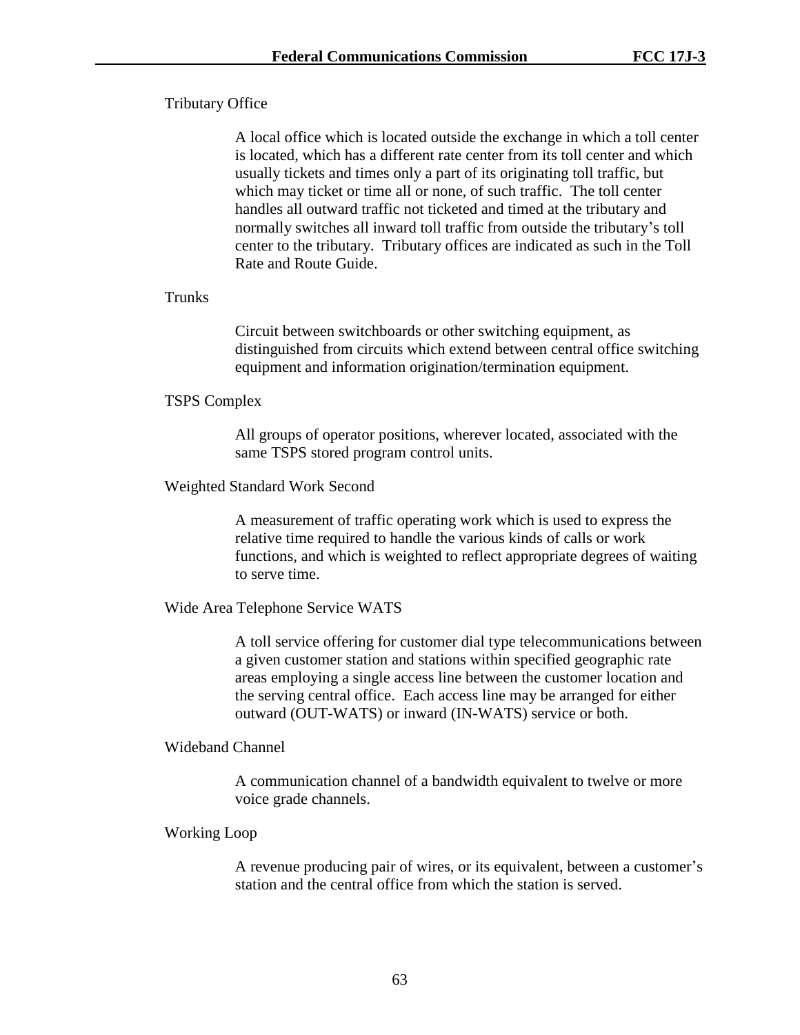Tributary Office

> A local office which is located outside the exchange in which a toll center is located, which has a different rate center from its toll center and which usually tickets and times only a part of its originating toll traffic, but which may ticket or time all or none, of such traffic. The toll center handles all outward traffic not ticketed and timed at the tributary and normally switches all inward toll traffic from outside the tributary's toll center to the tributary. Tributary offices are indicated as such in the Toll Rate and Route Guide.

Trunks

> Circuit between switchboards or other switching equipment, as distinguished from circuits which extend between central office switching equipment and information origination/termination equipment.

TSPS Complex

> All groups of operator positions, wherever located, associated with the same TSPS stored program control units.

Weighted Standard Work Second

> A measurement of traffic operating work which is used to express the relative time required to handle the various kinds of calls or work functions, and which is weighted to reflect appropriate degrees of waiting to serve time.

Wide Area Telephone Service WATS

> A toll service offering for customer dial type telecommunications between a given customer station and stations within specified geographic rate areas employing a single access line between the customer location and the serving central office. Each access line may be arranged for either outward (OUT-WATS) or inward (IN-WATS) service or both.

Wideband Channel

> A communication channel of a bandwidth equivalent to twelve or more voice grade channels.

Working Loop

> A revenue producing pair of wires, or its equivalent, between a customer's station and the central office from which the station is served.